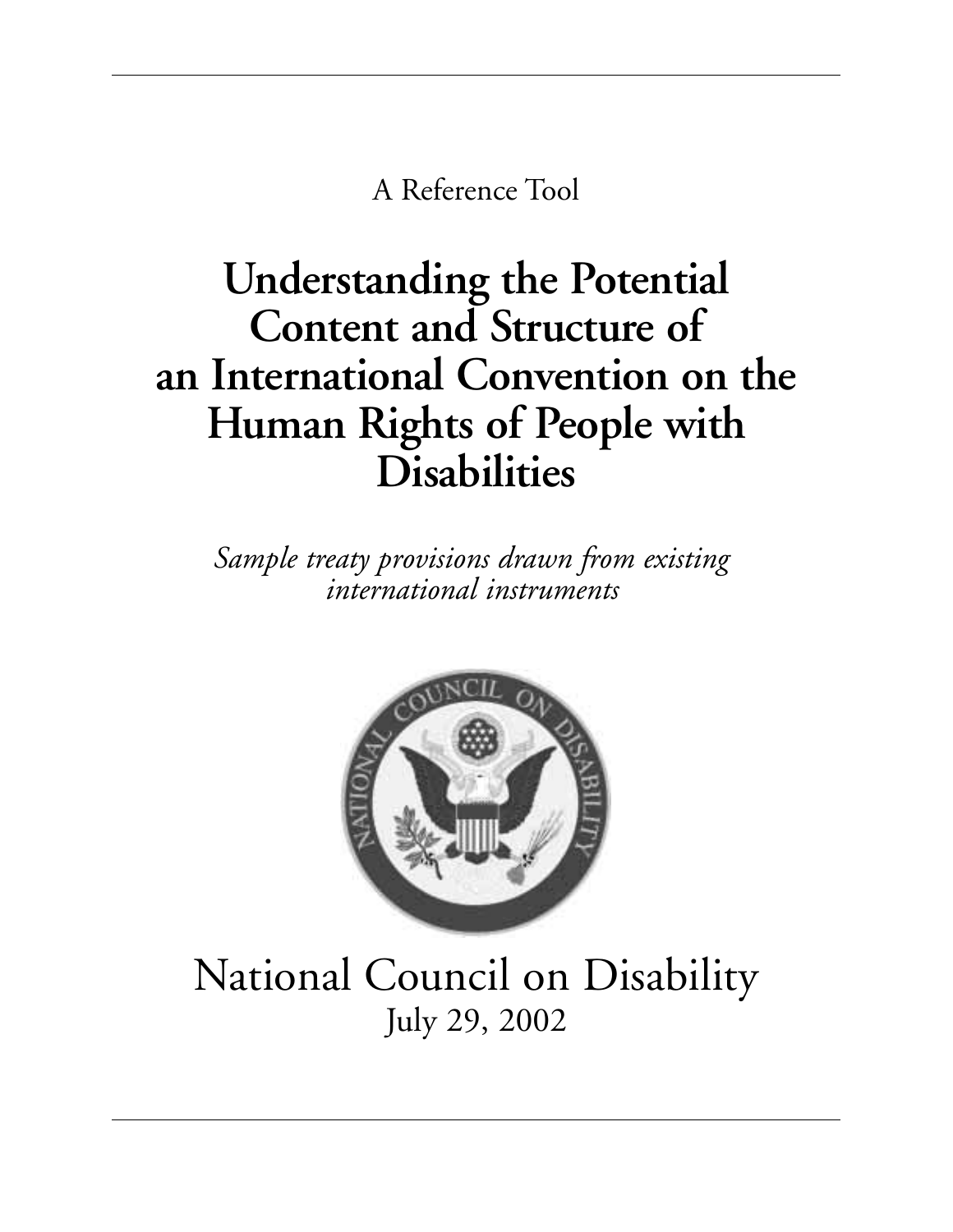A Reference Tool

# Understanding the Potential Content and Structure of an International Convention on the Human Rights of People with Disabilities

*Sample treaty provisions drawn from existing international instruments*

National Council on Disability

July 29, 2002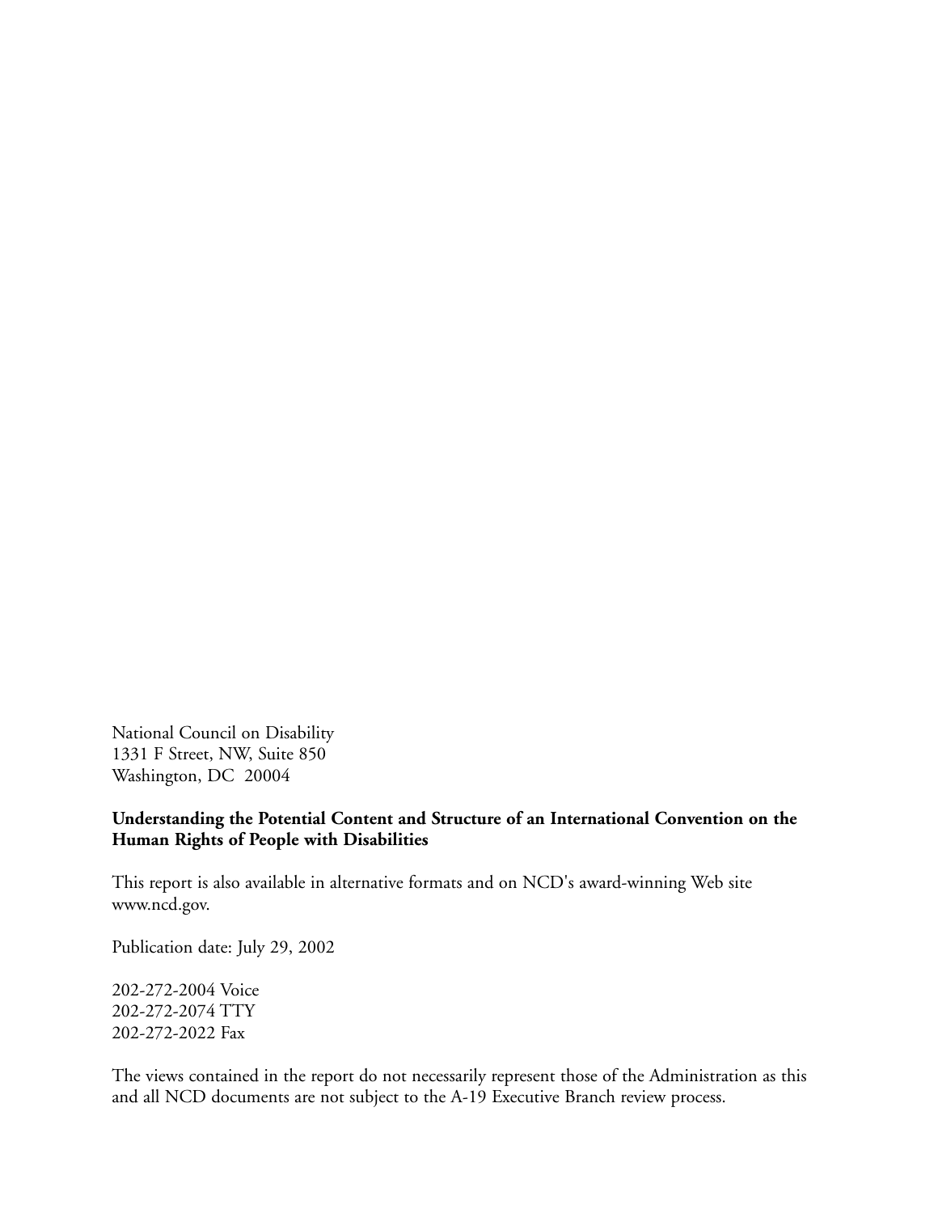National Council on Disability  
1331 F Street, NW, Suite 850  
Washington, DC 20004

**Understanding the Potential Content and Structure of an International Convention on the Human Rights of People with Disabilities**

This report is also available in alternative formats and on NCD's award-winning Web site www.ncd.gov.

Publication date: July 29, 2002

202-272-2004 Voice  
202-272-2074 TTY  
202-272-2022 Fax

The views contained in the report do not necessarily represent those of the Administration as this and all NCD documents are not subject to the A-19 Executive Branch review process.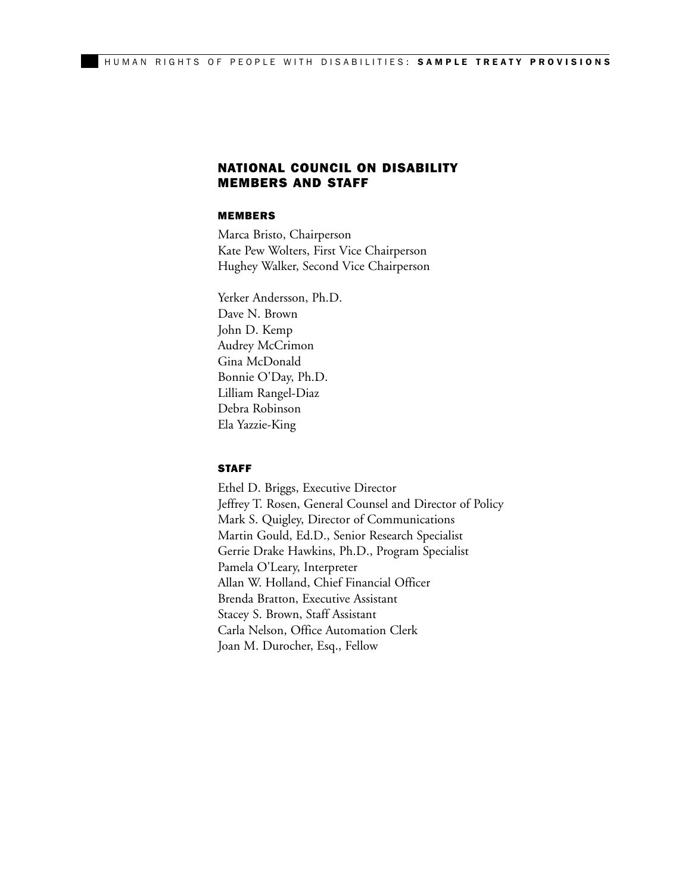## NATIONAL COUNCIL ON DISABILITY MEMBERS AND STAFF

### MEMBERS

Marca Bristo, Chairperson
Kate Pew Wolters, First Vice Chairperson
Hughey Walker, Second Vice Chairperson

Yerker Andersson, Ph.D.
Dave N. Brown
John D. Kemp
Audrey McCrimon
Gina McDonald
Bonnie O'Day, Ph.D.
Lilliam Rangel-Diaz
Debra Robinson
Ela Yazzie-King

### STAFF

Ethel D. Briggs, Executive Director
Jeffrey T. Rosen, General Counsel and Director of Policy
Mark S. Quigley, Director of Communications
Martin Gould, Ed.D., Senior Research Specialist
Gerrie Drake Hawkins, Ph.D., Program Specialist
Pamela O'Leary, Interpreter
Allan W. Holland, Chief Financial Officer
Brenda Bratton, Executive Assistant
Stacey S. Brown, Staff Assistant
Carla Nelson, Office Automation Clerk
Joan M. Durocher, Esq., Fellow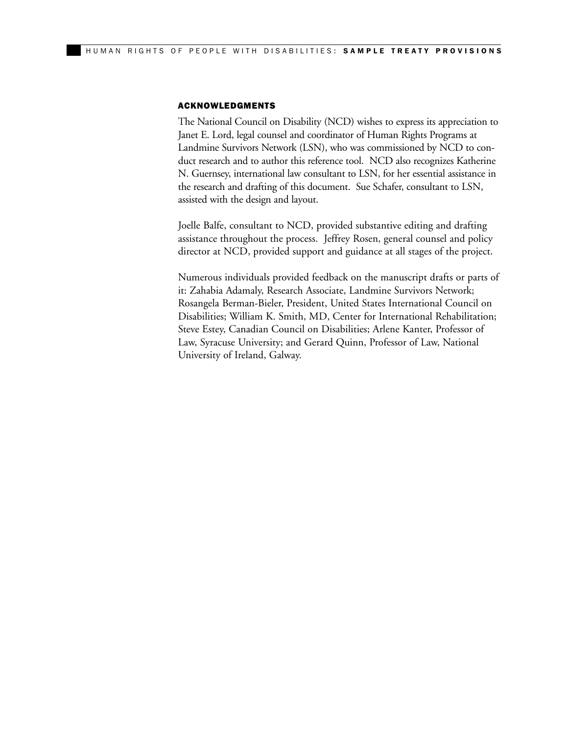## ACKNOWLEDGMENTS

The National Council on Disability (NCD) wishes to express its appreciation to Janet E. Lord, legal counsel and coordinator of Human Rights Programs at Landmine Survivors Network (LSN), who was commissioned by NCD to conduct research and to author this reference tool. NCD also recognizes Katherine N. Guernsey, international law consultant to LSN, for her essential assistance in the research and drafting of this document. Sue Schafer, consultant to LSN, assisted with the design and layout.

Joelle Balfe, consultant to NCD, provided substantive editing and drafting assistance throughout the process. Jeffrey Rosen, general counsel and policy director at NCD, provided support and guidance at all stages of the project.

Numerous individuals provided feedback on the manuscript drafts or parts of it: Zahabia Adamaly, Research Associate, Landmine Survivors Network; Rosangela Berman-Bieler, President, United States International Council on Disabilities; William K. Smith, MD, Center for International Rehabilitation; Steve Estey, Canadian Council on Disabilities; Arlene Kanter, Professor of Law, Syracuse University; and Gerard Quinn, Professor of Law, National University of Ireland, Galway.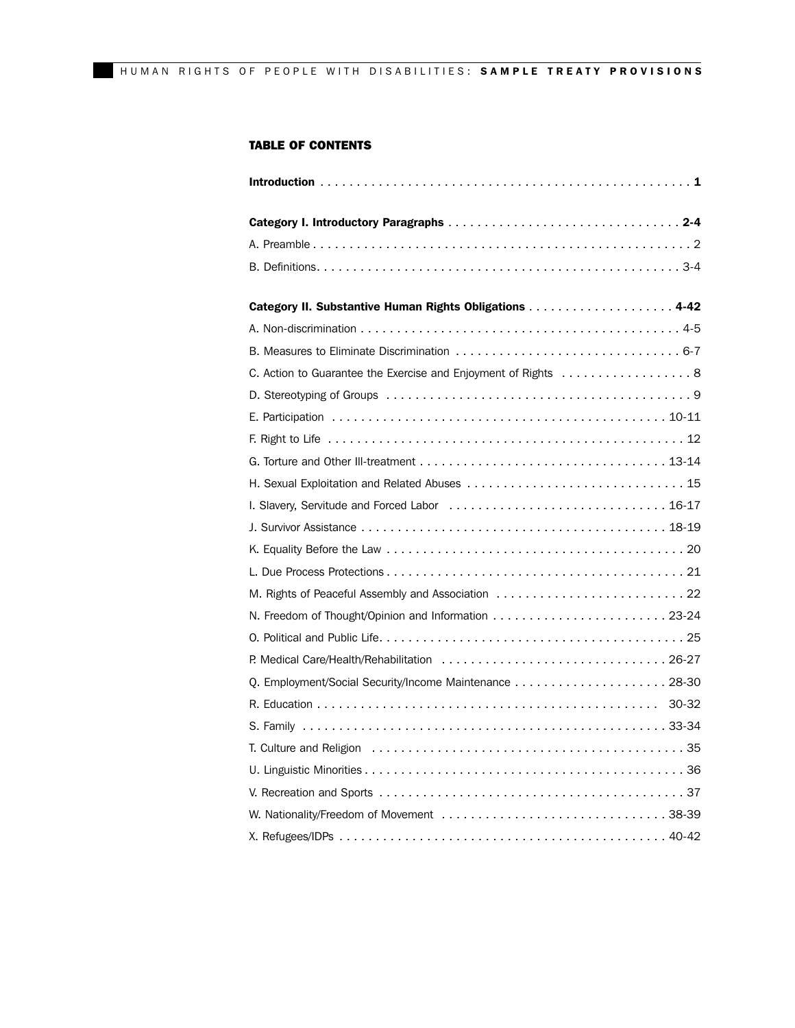## TABLE OF CONTENTS

**Introduction** . . . . . . . . . . . . . . . . . . . . . . . . . . . . . . . . . . . . . . . . . . . . . . . . . . **1**

**Category I. Introductory Paragraphs** . . . . . . . . . . . . . . . . . . . . . . . . . . . . . . . **2-4**

A. Preamble . . . . . . . . . . . . . . . . . . . . . . . . . . . . . . . . . . . . . . . . . . . . . . . . . . . . 2

B. Definitions. . . . . . . . . . . . . . . . . . . . . . . . . . . . . . . . . . . . . . . . . . . . . . . . . . . 3-4

**Category II. Substantive Human Rights Obligations** . . . . . . . . . . . . . . . . . . . . **4-42**

A. Non-discrimination . . . . . . . . . . . . . . . . . . . . . . . . . . . . . . . . . . . . . . . . . . . . 4-5

B. Measures to Eliminate Discrimination . . . . . . . . . . . . . . . . . . . . . . . . . . . . . . . 6-7

C. Action to Guarantee the Exercise and Enjoyment of Rights . . . . . . . . . . . . . . . . . . 8

D. Stereotyping of Groups . . . . . . . . . . . . . . . . . . . . . . . . . . . . . . . . . . . . . . . . . . 9

E. Participation . . . . . . . . . . . . . . . . . . . . . . . . . . . . . . . . . . . . . . . . . . . . . . 10-11

F. Right to Life . . . . . . . . . . . . . . . . . . . . . . . . . . . . . . . . . . . . . . . . . . . . . . . . . 12

G. Torture and Other Ill-treatment . . . . . . . . . . . . . . . . . . . . . . . . . . . . . . . . . 13-14

H. Sexual Exploitation and Related Abuses . . . . . . . . . . . . . . . . . . . . . . . . . . . . . . 15

I. Slavery, Servitude and Forced Labor . . . . . . . . . . . . . . . . . . . . . . . . . . . . . . 16-17

J. Survivor Assistance . . . . . . . . . . . . . . . . . . . . . . . . . . . . . . . . . . . . . . . . . 18-19

K. Equality Before the Law . . . . . . . . . . . . . . . . . . . . . . . . . . . . . . . . . . . . . . . . . 20

L. Due Process Protections . . . . . . . . . . . . . . . . . . . . . . . . . . . . . . . . . . . . . . . . . 21

M. Rights of Peaceful Assembly and Association . . . . . . . . . . . . . . . . . . . . . . . . . . 22

N. Freedom of Thought/Opinion and Information . . . . . . . . . . . . . . . . . . . . . . . . 23-24

O. Political and Public Life. . . . . . . . . . . . . . . . . . . . . . . . . . . . . . . . . . . . . . . . . . 25

P. Medical Care/Health/Rehabilitation . . . . . . . . . . . . . . . . . . . . . . . . . . . . . . . 26-27

Q. Employment/Social Security/Income Maintenance . . . . . . . . . . . . . . . . . . . . . 28-30

R. Education . . . . . . . . . . . . . . . . . . . . . . . . . . . . . . . . . . . . . . . . . . . . . . . 30-32

S. Family . . . . . . . . . . . . . . . . . . . . . . . . . . . . . . . . . . . . . . . . . . . . . . . . . . 33-34

T. Culture and Religion . . . . . . . . . . . . . . . . . . . . . . . . . . . . . . . . . . . . . . . . . . . 35

U. Linguistic Minorities . . . . . . . . . . . . . . . . . . . . . . . . . . . . . . . . . . . . . . . . . . . . 36

V. Recreation and Sports . . . . . . . . . . . . . . . . . . . . . . . . . . . . . . . . . . . . . . . . . . 37

W. Nationality/Freedom of Movement . . . . . . . . . . . . . . . . . . . . . . . . . . . . . . . . 38-39

X. Refugees/IDPs . . . . . . . . . . . . . . . . . . . . . . . . . . . . . . . . . . . . . . . . . . . . . 40-42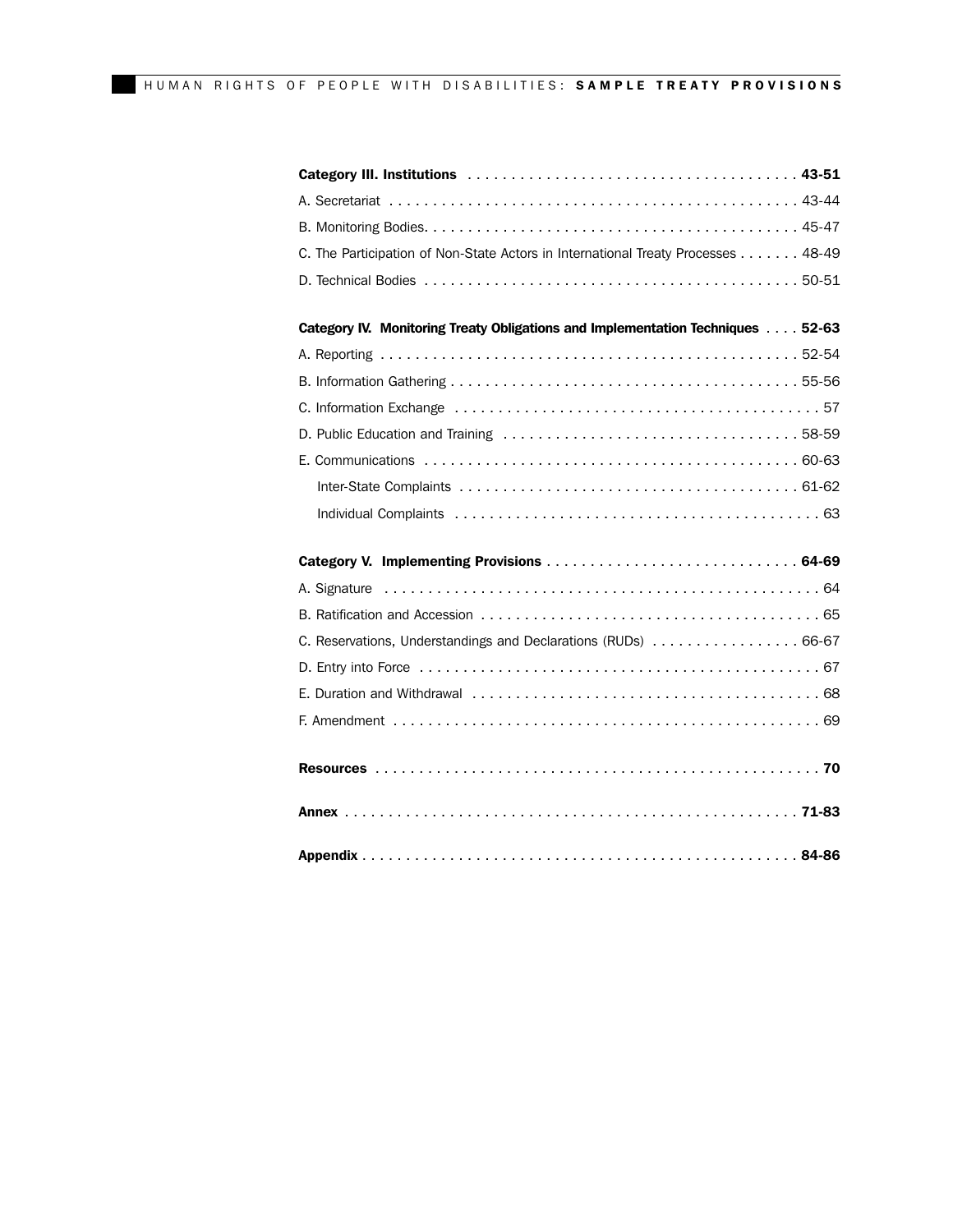**Category III. Institutions . . . . . . . . . . . . . . . . . . . . . . . . . . . . . . . . . . . . . . 43-51**

A. Secretariat . . . . . . . . . . . . . . . . . . . . . . . . . . . . . . . . . . . . . . . . . . . . . . . . 43-44

B. Monitoring Bodies. . . . . . . . . . . . . . . . . . . . . . . . . . . . . . . . . . . . . . . . . . . 45-47

C. The Participation of Non-State Actors in International Treaty Processes . . . . . . . 48-49

D. Technical Bodies . . . . . . . . . . . . . . . . . . . . . . . . . . . . . . . . . . . . . . . . . . . 50-51

**Category IV. Monitoring Treaty Obligations and Implementation Techniques . . . . 52-63**

A. Reporting . . . . . . . . . . . . . . . . . . . . . . . . . . . . . . . . . . . . . . . . . . . . . . . . 52-54

B. Information Gathering . . . . . . . . . . . . . . . . . . . . . . . . . . . . . . . . . . . . . . . 55-56

C. Information Exchange . . . . . . . . . . . . . . . . . . . . . . . . . . . . . . . . . . . . . . . . . 57

D. Public Education and Training . . . . . . . . . . . . . . . . . . . . . . . . . . . . . . . . . 58-59

E. Communications . . . . . . . . . . . . . . . . . . . . . . . . . . . . . . . . . . . . . . . . . . . 60-63

- Inter-State Complaints . . . . . . . . . . . . . . . . . . . . . . . . . . . . . . . . . . . . . . 61-62
- Individual Complaints . . . . . . . . . . . . . . . . . . . . . . . . . . . . . . . . . . . . . . . . . 63

**Category V. Implementing Provisions . . . . . . . . . . . . . . . . . . . . . . . . . . . . 64-69**

A. Signature . . . . . . . . . . . . . . . . . . . . . . . . . . . . . . . . . . . . . . . . . . . . . . . . . . 64

B. Ratification and Accession . . . . . . . . . . . . . . . . . . . . . . . . . . . . . . . . . . . . . . . 65

C. Reservations, Understandings and Declarations (RUDs) . . . . . . . . . . . . . . . . . 66-67

D. Entry into Force . . . . . . . . . . . . . . . . . . . . . . . . . . . . . . . . . . . . . . . . . . . . . . 67

E. Duration and Withdrawal . . . . . . . . . . . . . . . . . . . . . . . . . . . . . . . . . . . . . . . . 68

F. Amendment . . . . . . . . . . . . . . . . . . . . . . . . . . . . . . . . . . . . . . . . . . . . . . . . . 69

**Resources . . . . . . . . . . . . . . . . . . . . . . . . . . . . . . . . . . . . . . . . . . . . . . . . . 70**

**Annex . . . . . . . . . . . . . . . . . . . . . . . . . . . . . . . . . . . . . . . . . . . . . . . . . . . 71-83**

**Appendix . . . . . . . . . . . . . . . . . . . . . . . . . . . . . . . . . . . . . . . . . . . . . . . . . 84-86**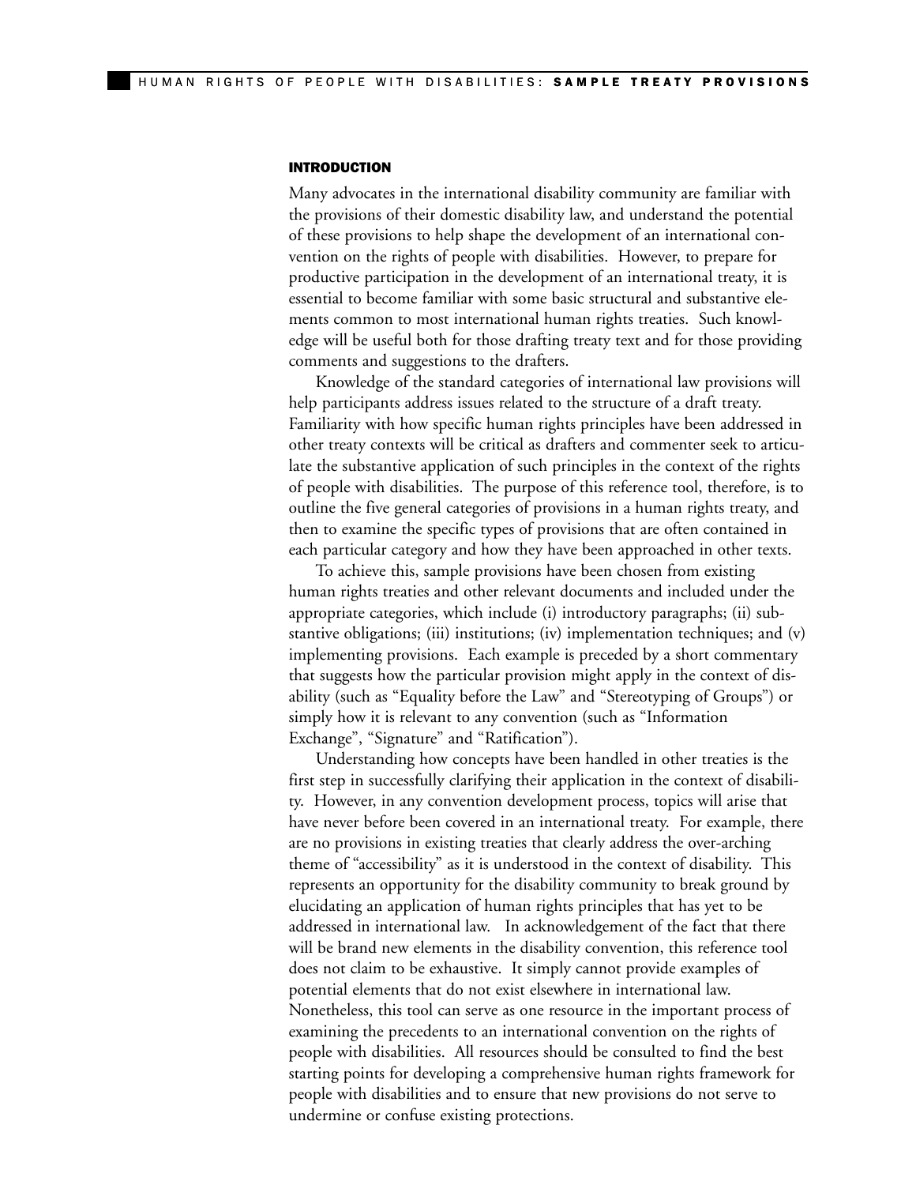## INTRODUCTION

Many advocates in the international disability community are familiar with the provisions of their domestic disability law, and understand the potential of these provisions to help shape the development of an international convention on the rights of people with disabilities. However, to prepare for productive participation in the development of an international treaty, it is essential to become familiar with some basic structural and substantive elements common to most international human rights treaties. Such knowledge will be useful both for those drafting treaty text and for those providing comments and suggestions to the drafters.

Knowledge of the standard categories of international law provisions will help participants address issues related to the structure of a draft treaty. Familiarity with how specific human rights principles have been addressed in other treaty contexts will be critical as drafters and commenter seek to articulate the substantive application of such principles in the context of the rights of people with disabilities. The purpose of this reference tool, therefore, is to outline the five general categories of provisions in a human rights treaty, and then to examine the specific types of provisions that are often contained in each particular category and how they have been approached in other texts.

To achieve this, sample provisions have been chosen from existing human rights treaties and other relevant documents and included under the appropriate categories, which include (i) introductory paragraphs; (ii) substantive obligations; (iii) institutions; (iv) implementation techniques; and (v) implementing provisions. Each example is preceded by a short commentary that suggests how the particular provision might apply in the context of disability (such as "Equality before the Law" and "Stereotyping of Groups") or simply how it is relevant to any convention (such as "Information Exchange", "Signature" and "Ratification").

Understanding how concepts have been handled in other treaties is the first step in successfully clarifying their application in the context of disability. However, in any convention development process, topics will arise that have never before been covered in an international treaty. For example, there are no provisions in existing treaties that clearly address the over-arching theme of "accessibility" as it is understood in the context of disability. This represents an opportunity for the disability community to break ground by elucidating an application of human rights principles that has yet to be addressed in international law. In acknowledgement of the fact that there will be brand new elements in the disability convention, this reference tool does not claim to be exhaustive. It simply cannot provide examples of potential elements that do not exist elsewhere in international law. Nonetheless, this tool can serve as one resource in the important process of examining the precedents to an international convention on the rights of people with disabilities. All resources should be consulted to find the best starting points for developing a comprehensive human rights framework for people with disabilities and to ensure that new provisions do not serve to undermine or confuse existing protections.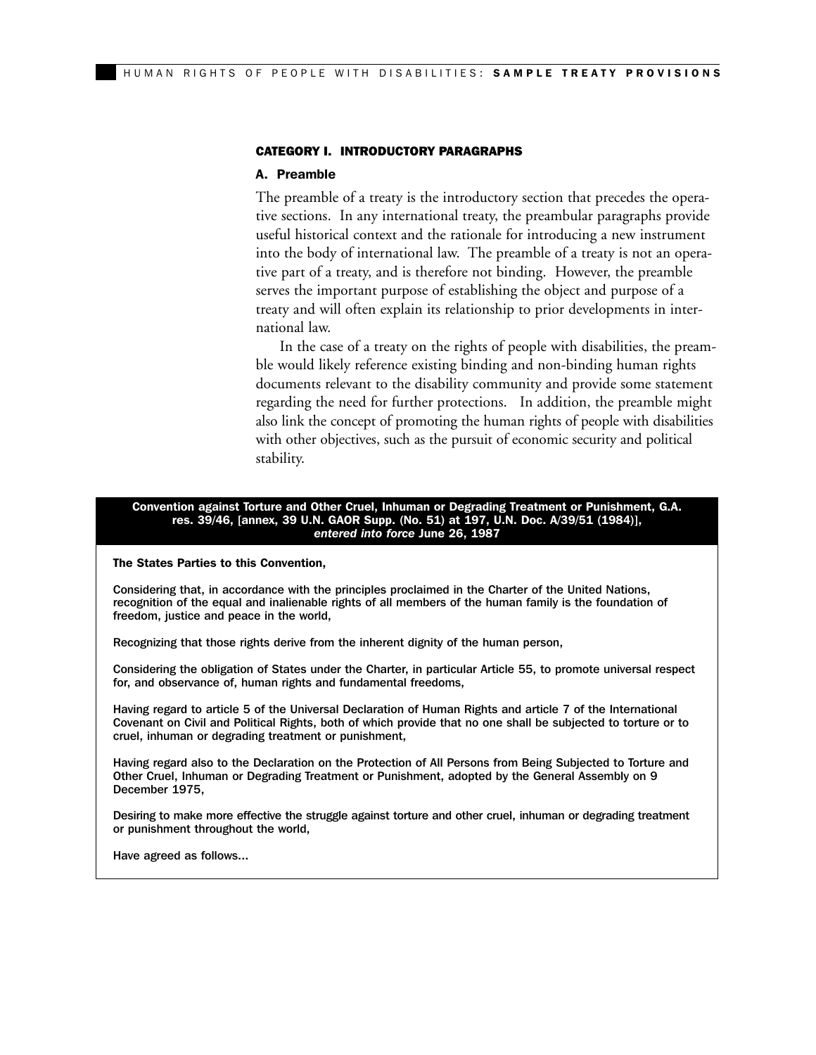## CATEGORY I. INTRODUCTORY PARAGRAPHS

### A. Preamble

The preamble of a treaty is the introductory section that precedes the operative sections. In any international treaty, the preambular paragraphs provide useful historical context and the rationale for introducing a new instrument into the body of international law. The preamble of a treaty is not an operative part of a treaty, and is therefore not binding. However, the preamble serves the important purpose of establishing the object and purpose of a treaty and will often explain its relationship to prior developments in international law.

In the case of a treaty on the rights of people with disabilities, the preamble would likely reference existing binding and non-binding human rights documents relevant to the disability community and provide some statement regarding the need for further protections. In addition, the preamble might also link the concept of promoting the human rights of people with disabilities with other objectives, such as the pursuit of economic security and political stability.

**Convention against Torture and Other Cruel, Inhuman or Degrading Treatment or Punishment, G.A. res. 39/46, [annex, 39 U.N. GAOR Supp. (No. 51) at 197, U.N. Doc. A/39/51 (1984)], *entered into force* June 26, 1987**

**The States Parties to this Convention,**

Considering that, in accordance with the principles proclaimed in the Charter of the United Nations, recognition of the equal and inalienable rights of all members of the human family is the foundation of freedom, justice and peace in the world,

Recognizing that those rights derive from the inherent dignity of the human person,

Considering the obligation of States under the Charter, in particular Article 55, to promote universal respect for, and observance of, human rights and fundamental freedoms,

Having regard to article 5 of the Universal Declaration of Human Rights and article 7 of the International Covenant on Civil and Political Rights, both of which provide that no one shall be subjected to torture or to cruel, inhuman or degrading treatment or punishment,

Having regard also to the Declaration on the Protection of All Persons from Being Subjected to Torture and Other Cruel, Inhuman or Degrading Treatment or Punishment, adopted by the General Assembly on 9 December 1975,

Desiring to make more effective the struggle against torture and other cruel, inhuman or degrading treatment or punishment throughout the world,

Have agreed as follows...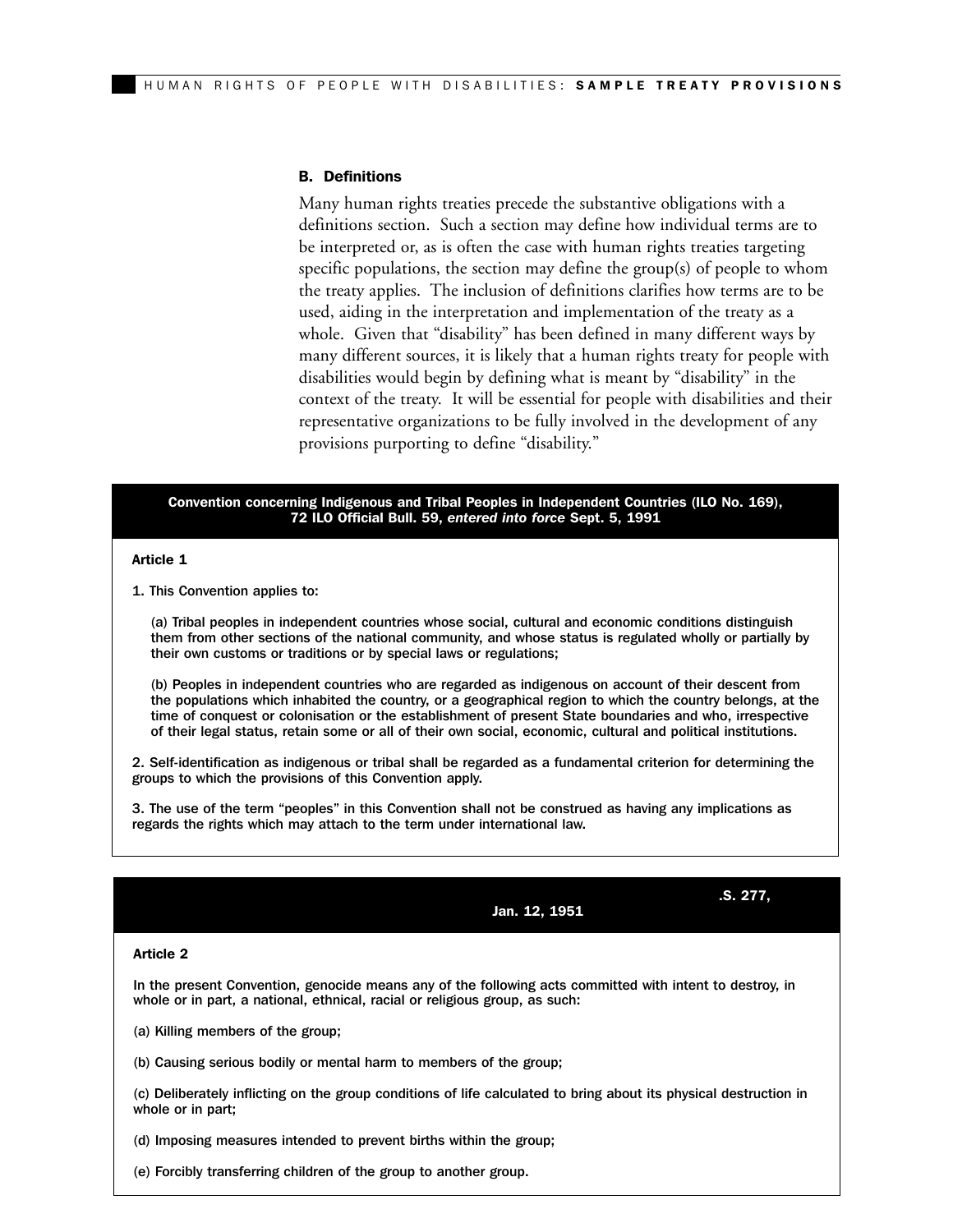### B. Definitions

Many human rights treaties precede the substantive obligations with a definitions section. Such a section may define how individual terms are to be interpreted or, as is often the case with human rights treaties targeting specific populations, the section may define the group(s) of people to whom the treaty applies. The inclusion of definitions clarifies how terms are to be used, aiding in the interpretation and implementation of the treaty as a whole. Given that "disability" has been defined in many different ways by many different sources, it is likely that a human rights treaty for people with disabilities would begin by defining what is meant by "disability" in the context of the treaty. It will be essential for people with disabilities and their representative organizations to be fully involved in the development of any provisions purporting to define "disability."

**Convention concerning Indigenous and Tribal Peoples in Independent Countries (ILO No. 169), 72 ILO Official Bull. 59, *entered into force* Sept. 5, 1991**

**Article 1**

1. This Convention applies to:

(a) Tribal peoples in independent countries whose social, cultural and economic conditions distinguish them from other sections of the national community, and whose status is regulated wholly or partially by their own customs or traditions or by special laws or regulations;

(b) Peoples in independent countries who are regarded as indigenous on account of their descent from the populations which inhabited the country, or a geographical region to which the country belongs, at the time of conquest or colonisation or the establishment of present State boundaries and who, irrespective of their legal status, retain some or all of their own social, economic, cultural and political institutions.

2. Self-identification as indigenous or tribal shall be regarded as a fundamental criterion for determining the groups to which the provisions of this Convention apply.

3. The use of the term "peoples" in this Convention shall not be construed as having any implications as regards the rights which may attach to the term under international law.

**.S. 277, Jan. 12, 1951**

**Article 2**

In the present Convention, genocide means any of the following acts committed with intent to destroy, in whole or in part, a national, ethnical, racial or religious group, as such:

(a) Killing members of the group;

(b) Causing serious bodily or mental harm to members of the group;

(c) Deliberately inflicting on the group conditions of life calculated to bring about its physical destruction in whole or in part;

(d) Imposing measures intended to prevent births within the group;

(e) Forcibly transferring children of the group to another group.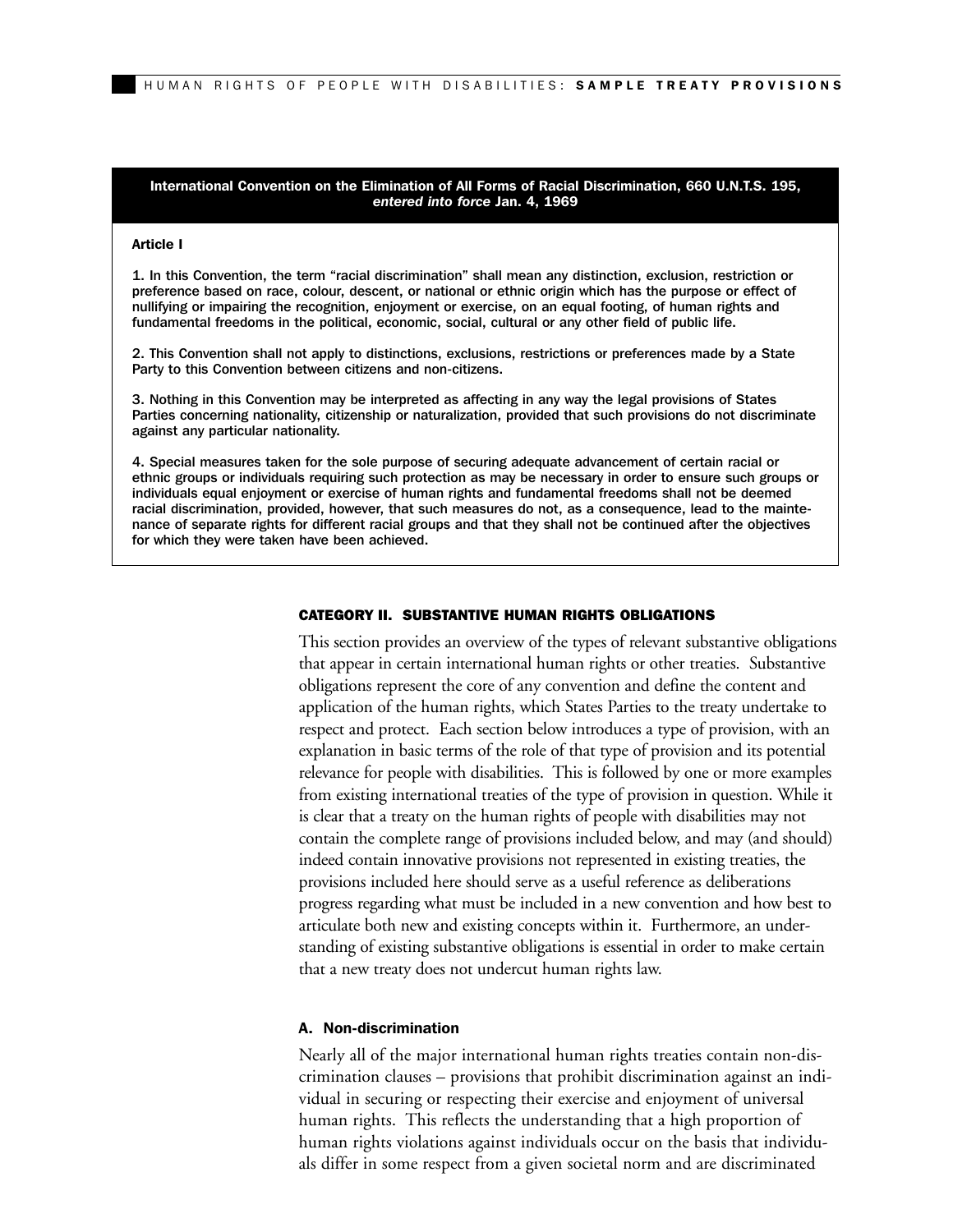**International Convention on the Elimination of All Forms of Racial Discrimination, 660 U.N.T.S. 195, *entered into force* Jan. 4, 1969**

**Article I**

1. In this Convention, the term "racial discrimination" shall mean any distinction, exclusion, restriction or preference based on race, colour, descent, or national or ethnic origin which has the purpose or effect of nullifying or impairing the recognition, enjoyment or exercise, on an equal footing, of human rights and fundamental freedoms in the political, economic, social, cultural or any other field of public life.

2. This Convention shall not apply to distinctions, exclusions, restrictions or preferences made by a State Party to this Convention between citizens and non-citizens.

3. Nothing in this Convention may be interpreted as affecting in any way the legal provisions of States Parties concerning nationality, citizenship or naturalization, provided that such provisions do not discriminate against any particular nationality.

4. Special measures taken for the sole purpose of securing adequate advancement of certain racial or ethnic groups or individuals requiring such protection as may be necessary in order to ensure such groups or individuals equal enjoyment or exercise of human rights and fundamental freedoms shall not be deemed racial discrimination, provided, however, that such measures do not, as a consequence, lead to the maintenance of separate rights for different racial groups and that they shall not be continued after the objectives for which they were taken have been achieved.

## CATEGORY II. SUBSTANTIVE HUMAN RIGHTS OBLIGATIONS

This section provides an overview of the types of relevant substantive obligations that appear in certain international human rights or other treaties. Substantive obligations represent the core of any convention and define the content and application of the human rights, which States Parties to the treaty undertake to respect and protect. Each section below introduces a type of provision, with an explanation in basic terms of the role of that type of provision and its potential relevance for people with disabilities. This is followed by one or more examples from existing international treaties of the type of provision in question. While it is clear that a treaty on the human rights of people with disabilities may not contain the complete range of provisions included below, and may (and should) indeed contain innovative provisions not represented in existing treaties, the provisions included here should serve as a useful reference as deliberations progress regarding what must be included in a new convention and how best to articulate both new and existing concepts within it. Furthermore, an understanding of existing substantive obligations is essential in order to make certain that a new treaty does not undercut human rights law.

### A. Non-discrimination

Nearly all of the major international human rights treaties contain non-discrimination clauses – provisions that prohibit discrimination against an individual in securing or respecting their exercise and enjoyment of universal human rights. This reflects the understanding that a high proportion of human rights violations against individuals occur on the basis that individuals differ in some respect from a given societal norm and are discriminated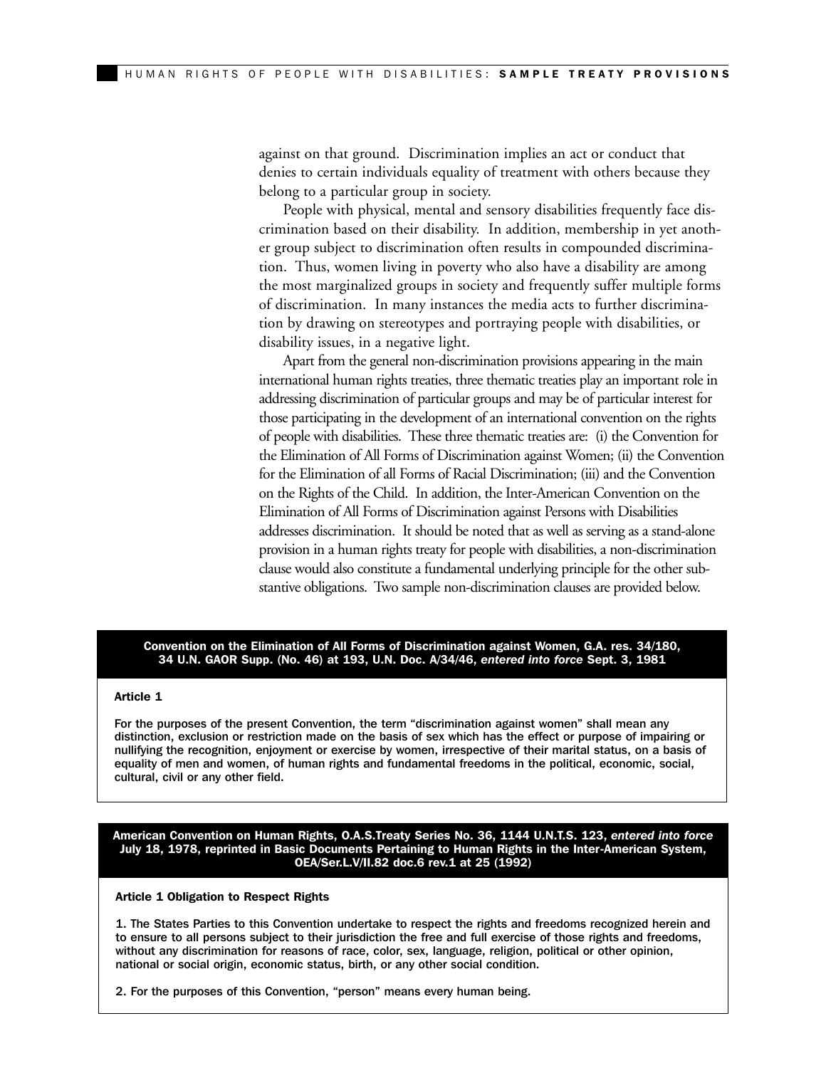against on that ground. Discrimination implies an act or conduct that denies to certain individuals equality of treatment with others because they belong to a particular group in society.

People with physical, mental and sensory disabilities frequently face discrimination based on their disability. In addition, membership in yet another group subject to discrimination often results in compounded discrimination. Thus, women living in poverty who also have a disability are among the most marginalized groups in society and frequently suffer multiple forms of discrimination. In many instances the media acts to further discrimination by drawing on stereotypes and portraying people with disabilities, or disability issues, in a negative light.

Apart from the general non-discrimination provisions appearing in the main international human rights treaties, three thematic treaties play an important role in addressing discrimination of particular groups and may be of particular interest for those participating in the development of an international convention on the rights of people with disabilities. These three thematic treaties are: (i) the Convention for the Elimination of All Forms of Discrimination against Women; (ii) the Convention for the Elimination of all Forms of Racial Discrimination; (iii) and the Convention on the Rights of the Child. In addition, the Inter-American Convention on the Elimination of All Forms of Discrimination against Persons with Disabilities addresses discrimination. It should be noted that as well as serving as a stand-alone provision in a human rights treaty for people with disabilities, a non-discrimination clause would also constitute a fundamental underlying principle for the other substantive obligations. Two sample non-discrimination clauses are provided below.

**Convention on the Elimination of All Forms of Discrimination against Women, G.A. res. 34/180, 34 U.N. GAOR Supp. (No. 46) at 193, U.N. Doc. A/34/46, *entered into force* Sept. 3, 1981**

**Article 1**

For the purposes of the present Convention, the term "discrimination against women" shall mean any distinction, exclusion or restriction made on the basis of sex which has the effect or purpose of impairing or nullifying the recognition, enjoyment or exercise by women, irrespective of their marital status, on a basis of equality of men and women, of human rights and fundamental freedoms in the political, economic, social, cultural, civil or any other field.

**American Convention on Human Rights, O.A.S.Treaty Series No. 36, 1144 U.N.T.S. 123, *entered into force* July 18, 1978, reprinted in Basic Documents Pertaining to Human Rights in the Inter-American System, OEA/Ser.L.V/II.82 doc.6 rev.1 at 25 (1992)**

**Article 1 Obligation to Respect Rights**

1. The States Parties to this Convention undertake to respect the rights and freedoms recognized herein and to ensure to all persons subject to their jurisdiction the free and full exercise of those rights and freedoms, without any discrimination for reasons of race, color, sex, language, religion, political or other opinion, national or social origin, economic status, birth, or any other social condition.

2. For the purposes of this Convention, "person" means every human being.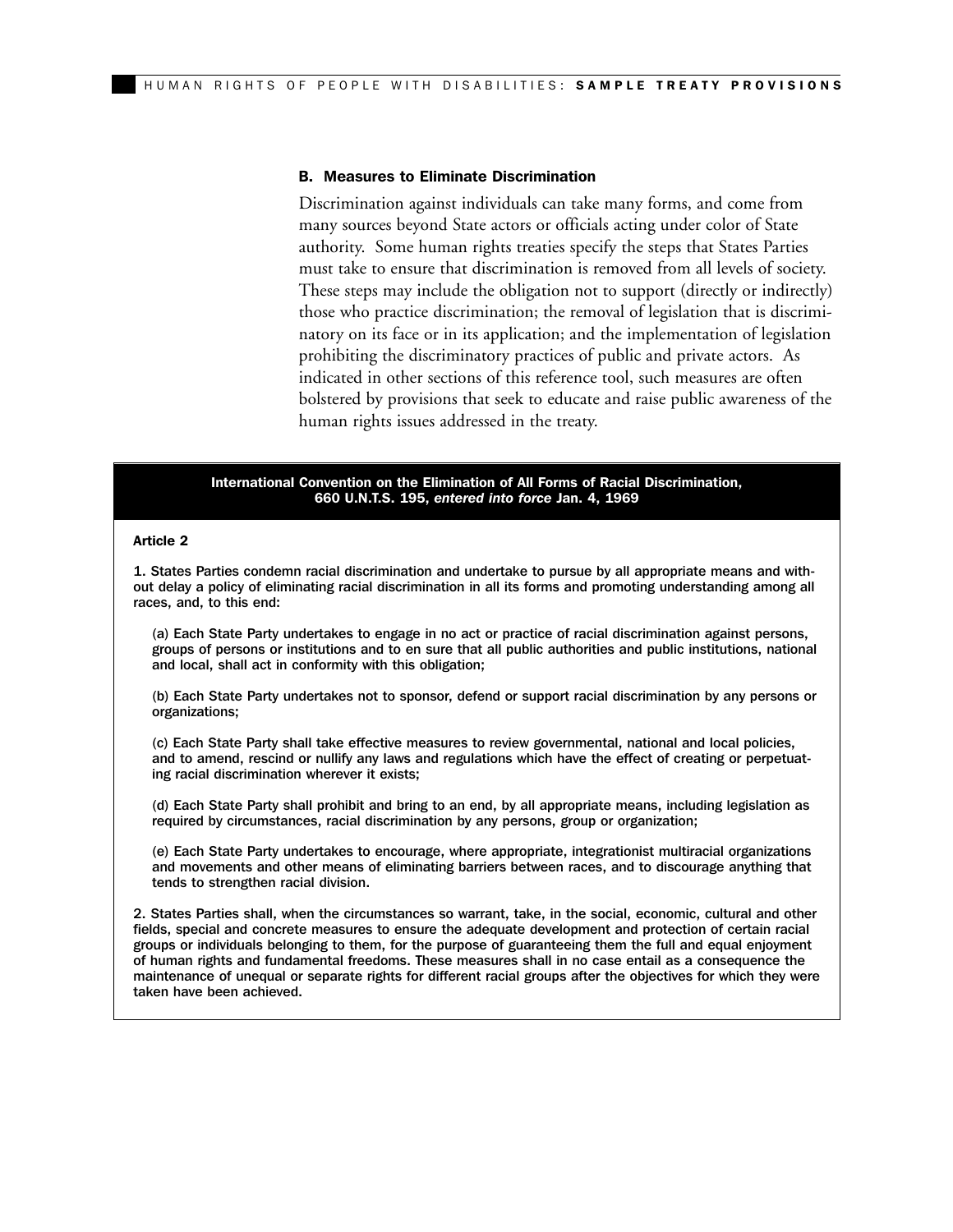### B. Measures to Eliminate Discrimination

Discrimination against individuals can take many forms, and come from many sources beyond State actors or officials acting under color of State authority. Some human rights treaties specify the steps that States Parties must take to ensure that discrimination is removed from all levels of society. These steps may include the obligation not to support (directly or indirectly) those who practice discrimination; the removal of legislation that is discriminatory on its face or in its application; and the implementation of legislation prohibiting the discriminatory practices of public and private actors. As indicated in other sections of this reference tool, such measures are often bolstered by provisions that seek to educate and raise public awareness of the human rights issues addressed in the treaty.

**International Convention on the Elimination of All Forms of Racial Discrimination, 660 U.N.T.S. 195, *entered into force* Jan. 4, 1969**

**Article 2**

1. States Parties condemn racial discrimination and undertake to pursue by all appropriate means and without delay a policy of eliminating racial discrimination in all its forms and promoting understanding among all races, and, to this end:

(a) Each State Party undertakes to engage in no act or practice of racial discrimination against persons, groups of persons or institutions and to en sure that all public authorities and public institutions, national and local, shall act in conformity with this obligation;

(b) Each State Party undertakes not to sponsor, defend or support racial discrimination by any persons or organizations;

(c) Each State Party shall take effective measures to review governmental, national and local policies, and to amend, rescind or nullify any laws and regulations which have the effect of creating or perpetuating racial discrimination wherever it exists;

(d) Each State Party shall prohibit and bring to an end, by all appropriate means, including legislation as required by circumstances, racial discrimination by any persons, group or organization;

(e) Each State Party undertakes to encourage, where appropriate, integrationist multiracial organizations and movements and other means of eliminating barriers between races, and to discourage anything that tends to strengthen racial division.

2. States Parties shall, when the circumstances so warrant, take, in the social, economic, cultural and other fields, special and concrete measures to ensure the adequate development and protection of certain racial groups or individuals belonging to them, for the purpose of guaranteeing them the full and equal enjoyment of human rights and fundamental freedoms. These measures shall in no case entail as a consequence the maintenance of unequal or separate rights for different racial groups after the objectives for which they were taken have been achieved.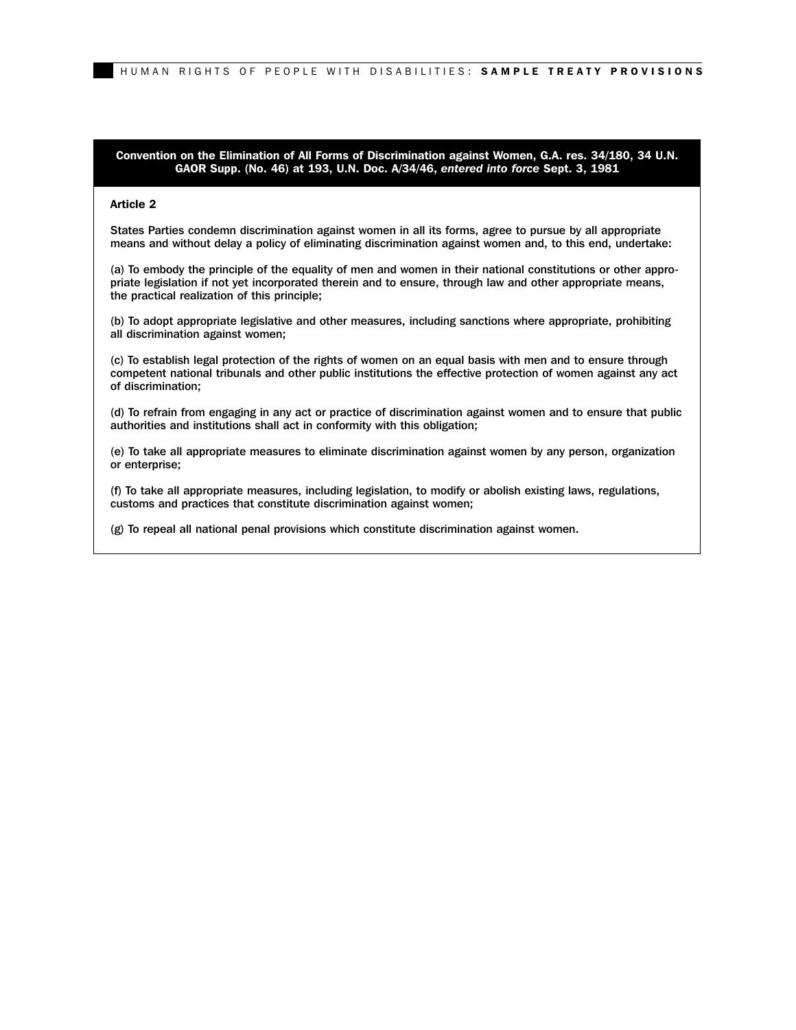**Convention on the Elimination of All Forms of Discrimination against Women, G.A. res. 34/180, 34 U.N. GAOR Supp. (No. 46) at 193, U.N. Doc. A/34/46, *entered into force* Sept. 3, 1981**

**Article 2**

States Parties condemn discrimination against women in all its forms, agree to pursue by all appropriate means and without delay a policy of eliminating discrimination against women and, to this end, undertake:

(a) To embody the principle of the equality of men and women in their national constitutions or other appropriate legislation if not yet incorporated therein and to ensure, through law and other appropriate means, the practical realization of this principle;

(b) To adopt appropriate legislative and other measures, including sanctions where appropriate, prohibiting all discrimination against women;

(c) To establish legal protection of the rights of women on an equal basis with men and to ensure through competent national tribunals and other public institutions the effective protection of women against any act of discrimination;

(d) To refrain from engaging in any act or practice of discrimination against women and to ensure that public authorities and institutions shall act in conformity with this obligation;

(e) To take all appropriate measures to eliminate discrimination against women by any person, organization or enterprise;

(f) To take all appropriate measures, including legislation, to modify or abolish existing laws, regulations, customs and practices that constitute discrimination against women;

(g) To repeal all national penal provisions which constitute discrimination against women.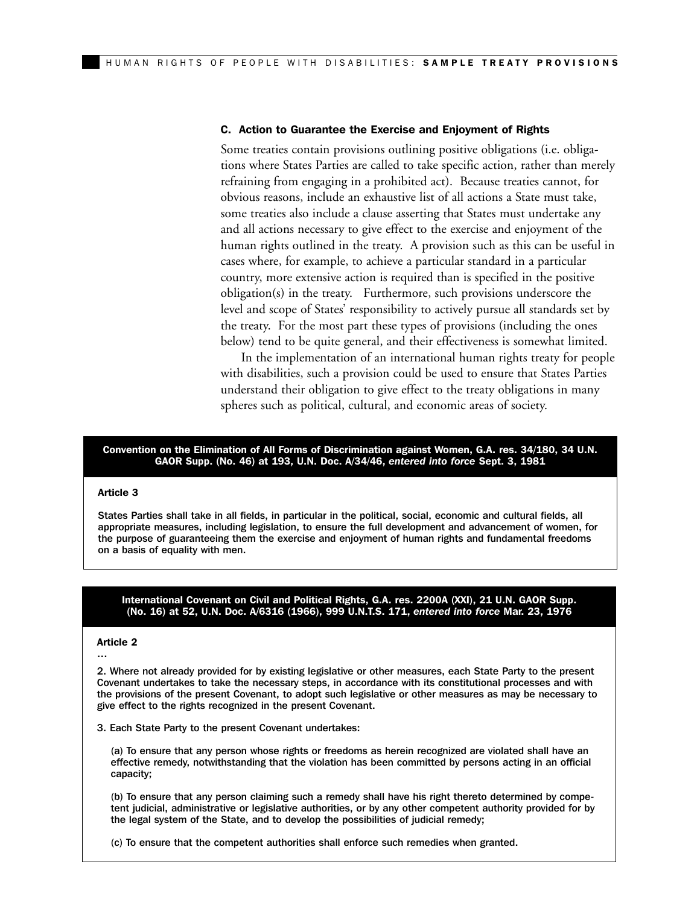### C. Action to Guarantee the Exercise and Enjoyment of Rights

Some treaties contain provisions outlining positive obligations (i.e. obligations where States Parties are called to take specific action, rather than merely refraining from engaging in a prohibited act). Because treaties cannot, for obvious reasons, include an exhaustive list of all actions a State must take, some treaties also include a clause asserting that States must undertake any and all actions necessary to give effect to the exercise and enjoyment of the human rights outlined in the treaty. A provision such as this can be useful in cases where, for example, to achieve a particular standard in a particular country, more extensive action is required than is specified in the positive obligation(s) in the treaty. Furthermore, such provisions underscore the level and scope of States' responsibility to actively pursue all standards set by the treaty. For the most part these types of provisions (including the ones below) tend to be quite general, and their effectiveness is somewhat limited.

In the implementation of an international human rights treaty for people with disabilities, such a provision could be used to ensure that States Parties understand their obligation to give effect to the treaty obligations in many spheres such as political, cultural, and economic areas of society.

**Convention on the Elimination of All Forms of Discrimination against Women, G.A. res. 34/180, 34 U.N. GAOR Supp. (No. 46) at 193, U.N. Doc. A/34/46, *entered into force* Sept. 3, 1981**

**Article 3**

States Parties shall take in all fields, in particular in the political, social, economic and cultural fields, all appropriate measures, including legislation, to ensure the full development and advancement of women, for the purpose of guaranteeing them the exercise and enjoyment of human rights and fundamental freedoms on a basis of equality with men.

**International Covenant on Civil and Political Rights, G.A. res. 2200A (XXI), 21 U.N. GAOR Supp. (No. 16) at 52, U.N. Doc. A/6316 (1966), 999 U.N.T.S. 171, *entered into force* Mar. 23, 1976**

**Article 2**

...

2. Where not already provided for by existing legislative or other measures, each State Party to the present Covenant undertakes to take the necessary steps, in accordance with its constitutional processes and with the provisions of the present Covenant, to adopt such legislative or other measures as may be necessary to give effect to the rights recognized in the present Covenant.

3. Each State Party to the present Covenant undertakes:

(a) To ensure that any person whose rights or freedoms as herein recognized are violated shall have an effective remedy, notwithstanding that the violation has been committed by persons acting in an official capacity;

(b) To ensure that any person claiming such a remedy shall have his right thereto determined by competent judicial, administrative or legislative authorities, or by any other competent authority provided for by the legal system of the State, and to develop the possibilities of judicial remedy;

(c) To ensure that the competent authorities shall enforce such remedies when granted.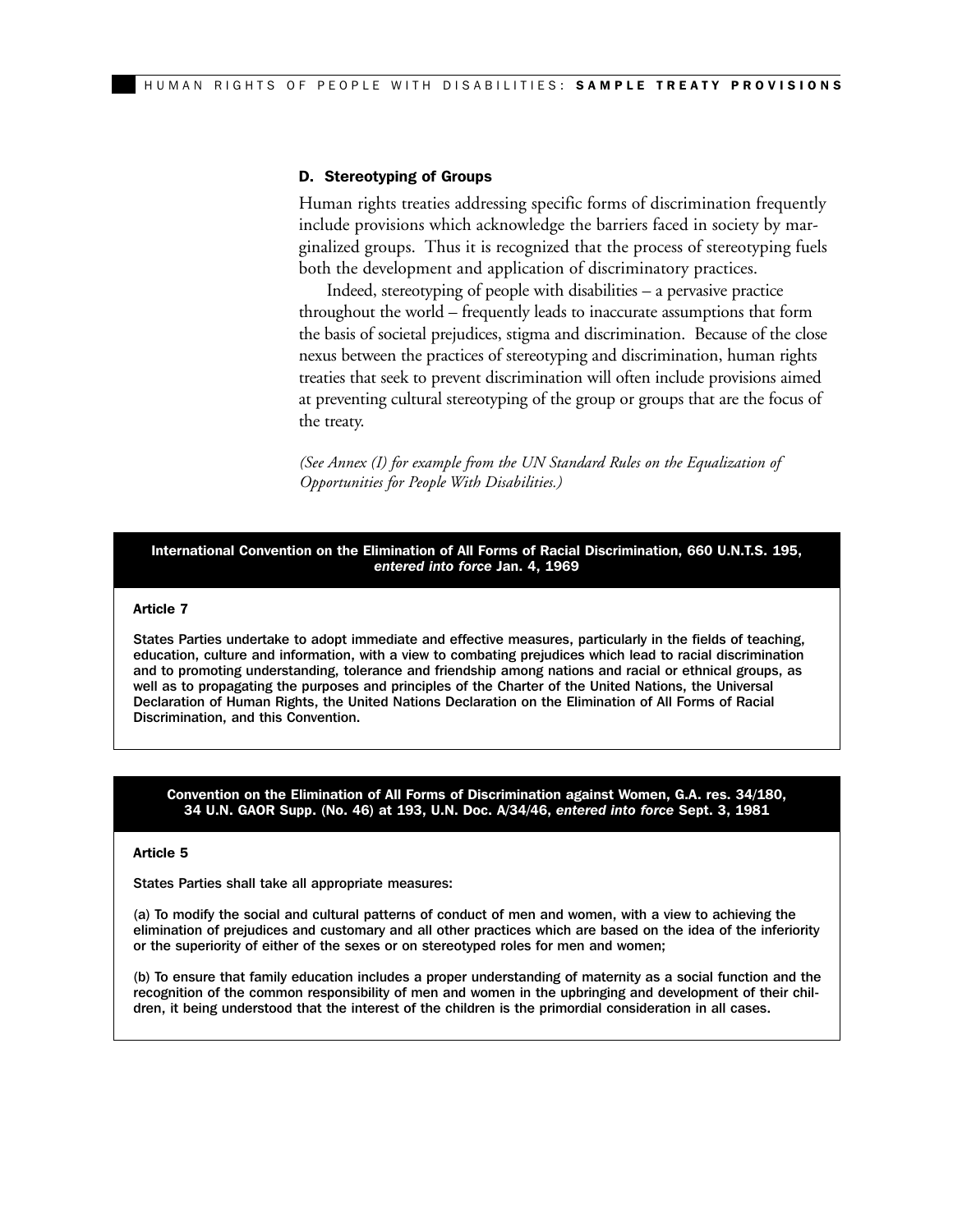### D. Stereotyping of Groups

Human rights treaties addressing specific forms of discrimination frequently include provisions which acknowledge the barriers faced in society by marginalized groups. Thus it is recognized that the process of stereotyping fuels both the development and application of discriminatory practices.

Indeed, stereotyping of people with disabilities – a pervasive practice throughout the world – frequently leads to inaccurate assumptions that form the basis of societal prejudices, stigma and discrimination. Because of the close nexus between the practices of stereotyping and discrimination, human rights treaties that seek to prevent discrimination will often include provisions aimed at preventing cultural stereotyping of the group or groups that are the focus of the treaty.

*(See Annex (I) for example from the UN Standard Rules on the Equalization of Opportunities for People With Disabilities.)*

**International Convention on the Elimination of All Forms of Racial Discrimination, 660 U.N.T.S. 195, *entered into force* Jan. 4, 1969**

**Article 7**

States Parties undertake to adopt immediate and effective measures, particularly in the fields of teaching, education, culture and information, with a view to combating prejudices which lead to racial discrimination and to promoting understanding, tolerance and friendship among nations and racial or ethnical groups, as well as to propagating the purposes and principles of the Charter of the United Nations, the Universal Declaration of Human Rights, the United Nations Declaration on the Elimination of All Forms of Racial Discrimination, and this Convention.

**Convention on the Elimination of All Forms of Discrimination against Women, G.A. res. 34/180, 34 U.N. GAOR Supp. (No. 46) at 193, U.N. Doc. A/34/46, *entered into force* Sept. 3, 1981**

**Article 5**

States Parties shall take all appropriate measures:

(a) To modify the social and cultural patterns of conduct of men and women, with a view to achieving the elimination of prejudices and customary and all other practices which are based on the idea of the inferiority or the superiority of either of the sexes or on stereotyped roles for men and women;

(b) To ensure that family education includes a proper understanding of maternity as a social function and the recognition of the common responsibility of men and women in the upbringing and development of their children, it being understood that the interest of the children is the primordial consideration in all cases.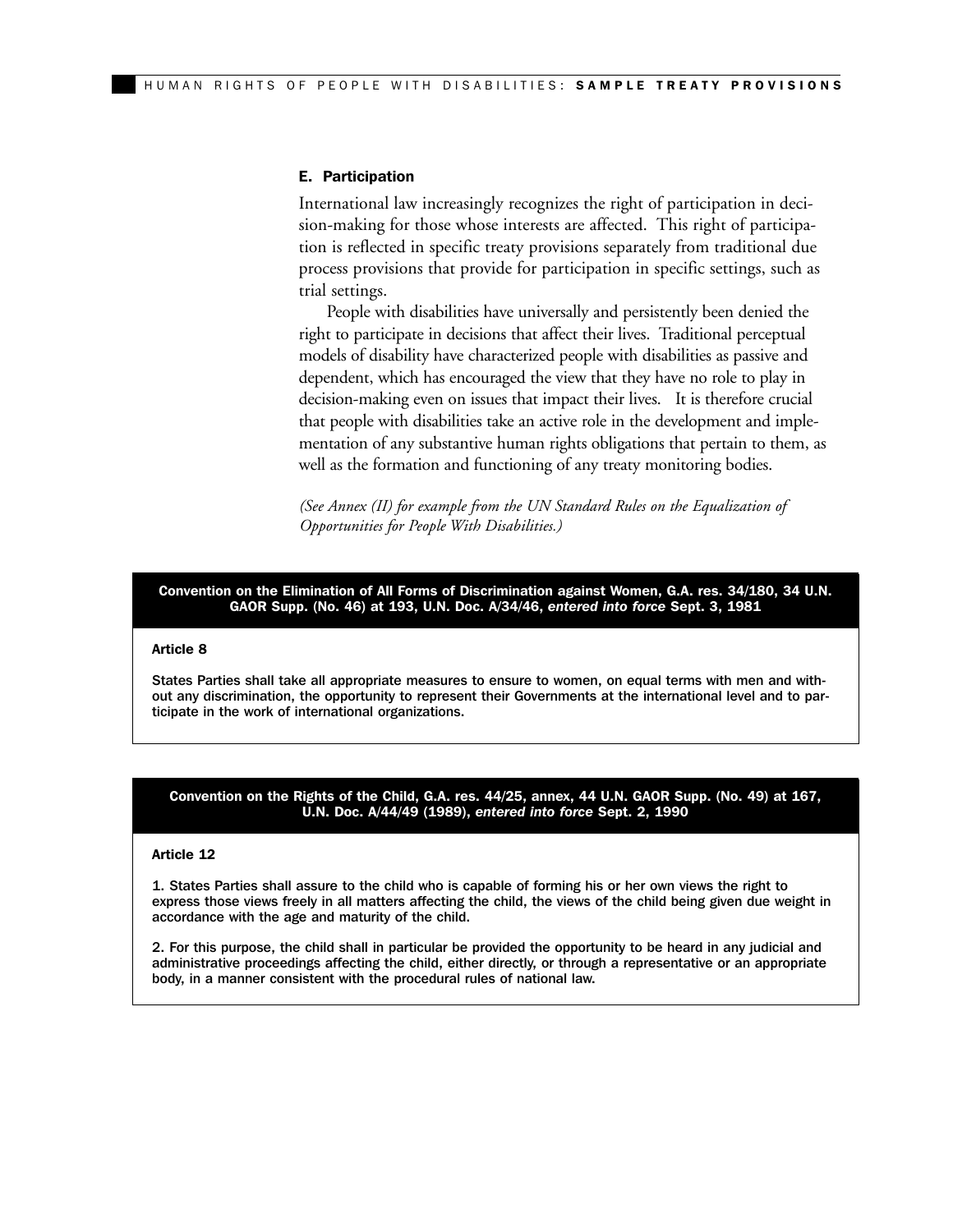### E. Participation

International law increasingly recognizes the right of participation in decision-making for those whose interests are affected. This right of participation is reflected in specific treaty provisions separately from traditional due process provisions that provide for participation in specific settings, such as trial settings.

People with disabilities have universally and persistently been denied the right to participate in decisions that affect their lives. Traditional perceptual models of disability have characterized people with disabilities as passive and dependent, which has encouraged the view that they have no role to play in decision-making even on issues that impact their lives. It is therefore crucial that people with disabilities take an active role in the development and implementation of any substantive human rights obligations that pertain to them, as well as the formation and functioning of any treaty monitoring bodies.

*(See Annex (II) for example from the UN Standard Rules on the Equalization of Opportunities for People With Disabilities.)*

**Convention on the Elimination of All Forms of Discrimination against Women, G.A. res. 34/180, 34 U.N. GAOR Supp. (No. 46) at 193, U.N. Doc. A/34/46, *entered into force* Sept. 3, 1981**

**Article 8**

States Parties shall take all appropriate measures to ensure to women, on equal terms with men and without any discrimination, the opportunity to represent their Governments at the international level and to participate in the work of international organizations.

**Convention on the Rights of the Child, G.A. res. 44/25, annex, 44 U.N. GAOR Supp. (No. 49) at 167, U.N. Doc. A/44/49 (1989), *entered into force* Sept. 2, 1990**

**Article 12**

1. States Parties shall assure to the child who is capable of forming his or her own views the right to express those views freely in all matters affecting the child, the views of the child being given due weight in accordance with the age and maturity of the child.

2. For this purpose, the child shall in particular be provided the opportunity to be heard in any judicial and administrative proceedings affecting the child, either directly, or through a representative or an appropriate body, in a manner consistent with the procedural rules of national law.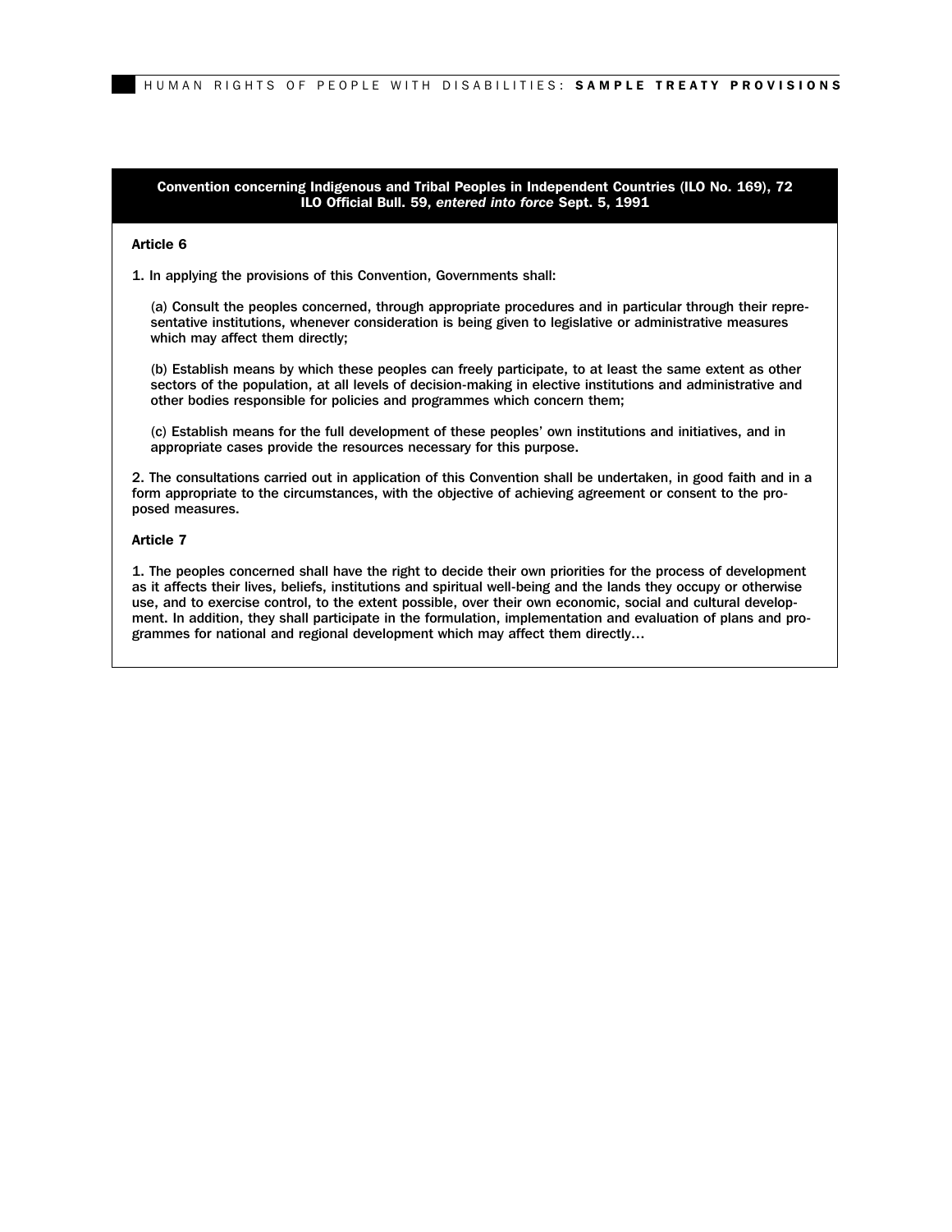**Convention concerning Indigenous and Tribal Peoples in Independent Countries (ILO No. 169), 72 ILO Official Bull. 59, *entered into force* Sept. 5, 1991**

**Article 6**

1. In applying the provisions of this Convention, Governments shall:

(a) Consult the peoples concerned, through appropriate procedures and in particular through their representative institutions, whenever consideration is being given to legislative or administrative measures which may affect them directly;

(b) Establish means by which these peoples can freely participate, to at least the same extent as other sectors of the population, at all levels of decision-making in elective institutions and administrative and other bodies responsible for policies and programmes which concern them;

(c) Establish means for the full development of these peoples' own institutions and initiatives, and in appropriate cases provide the resources necessary for this purpose.

2. The consultations carried out in application of this Convention shall be undertaken, in good faith and in a form appropriate to the circumstances, with the objective of achieving agreement or consent to the proposed measures.

**Article 7**

1. The peoples concerned shall have the right to decide their own priorities for the process of development as it affects their lives, beliefs, institutions and spiritual well-being and the lands they occupy or otherwise use, and to exercise control, to the extent possible, over their own economic, social and cultural development. In addition, they shall participate in the formulation, implementation and evaluation of plans and programmes for national and regional development which may affect them directly…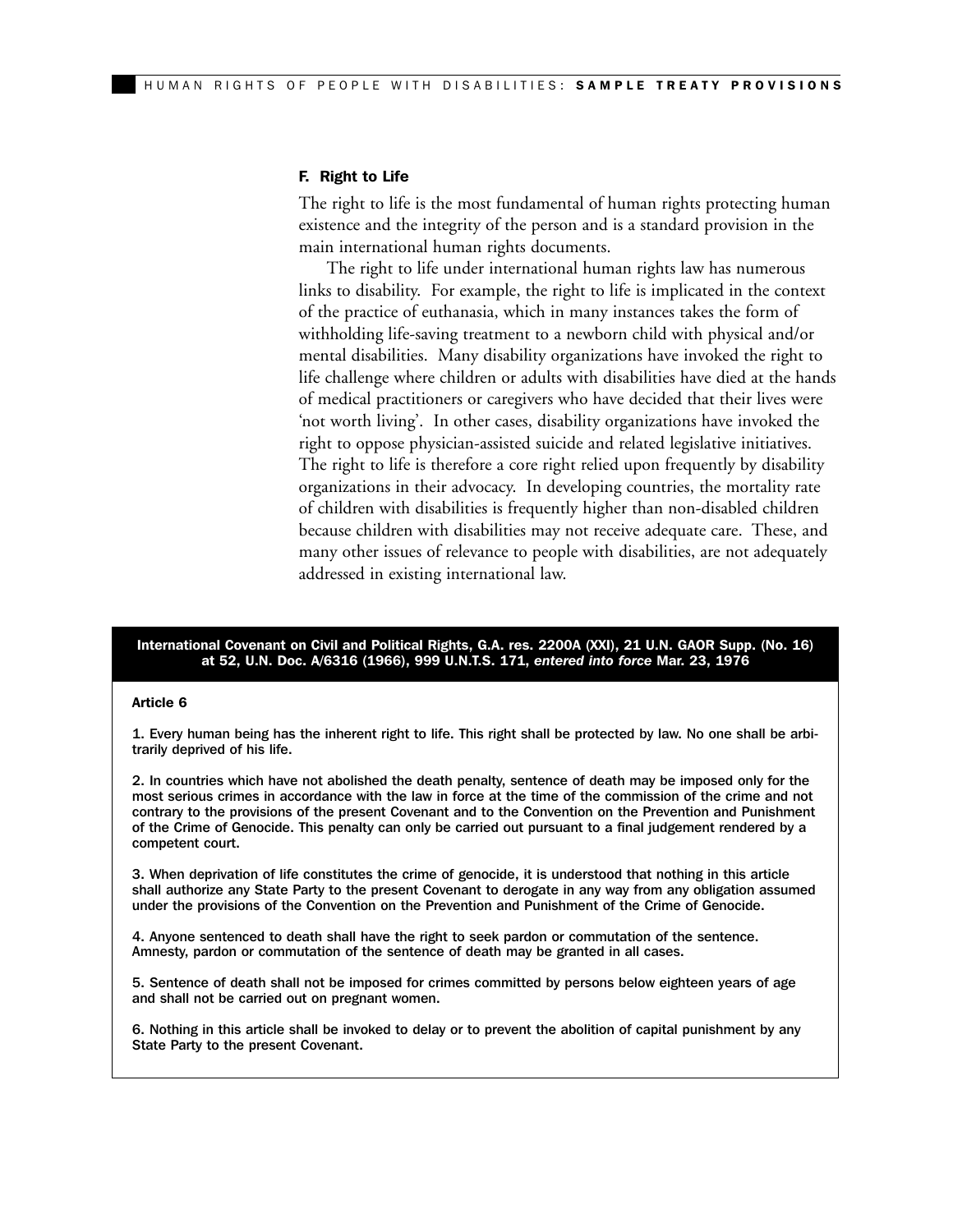### F. Right to Life

The right to life is the most fundamental of human rights protecting human existence and the integrity of the person and is a standard provision in the main international human rights documents.

The right to life under international human rights law has numerous links to disability. For example, the right to life is implicated in the context of the practice of euthanasia, which in many instances takes the form of withholding life-saving treatment to a newborn child with physical and/or mental disabilities. Many disability organizations have invoked the right to life challenge where children or adults with disabilities have died at the hands of medical practitioners or caregivers who have decided that their lives were 'not worth living'. In other cases, disability organizations have invoked the right to oppose physician-assisted suicide and related legislative initiatives. The right to life is therefore a core right relied upon frequently by disability organizations in their advocacy. In developing countries, the mortality rate of children with disabilities is frequently higher than non-disabled children because children with disabilities may not receive adequate care. These, and many other issues of relevance to people with disabilities, are not adequately addressed in existing international law.

**International Covenant on Civil and Political Rights, G.A. res. 2200A (XXI), 21 U.N. GAOR Supp. (No. 16) at 52, U.N. Doc. A/6316 (1966), 999 U.N.T.S. 171, *entered into force* Mar. 23, 1976**

**Article 6**

1. Every human being has the inherent right to life. This right shall be protected by law. No one shall be arbitrarily deprived of his life.

2. In countries which have not abolished the death penalty, sentence of death may be imposed only for the most serious crimes in accordance with the law in force at the time of the commission of the crime and not contrary to the provisions of the present Covenant and to the Convention on the Prevention and Punishment of the Crime of Genocide. This penalty can only be carried out pursuant to a final judgement rendered by a competent court.

3. When deprivation of life constitutes the crime of genocide, it is understood that nothing in this article shall authorize any State Party to the present Covenant to derogate in any way from any obligation assumed under the provisions of the Convention on the Prevention and Punishment of the Crime of Genocide.

4. Anyone sentenced to death shall have the right to seek pardon or commutation of the sentence. Amnesty, pardon or commutation of the sentence of death may be granted in all cases.

5. Sentence of death shall not be imposed for crimes committed by persons below eighteen years of age and shall not be carried out on pregnant women.

6. Nothing in this article shall be invoked to delay or to prevent the abolition of capital punishment by any State Party to the present Covenant.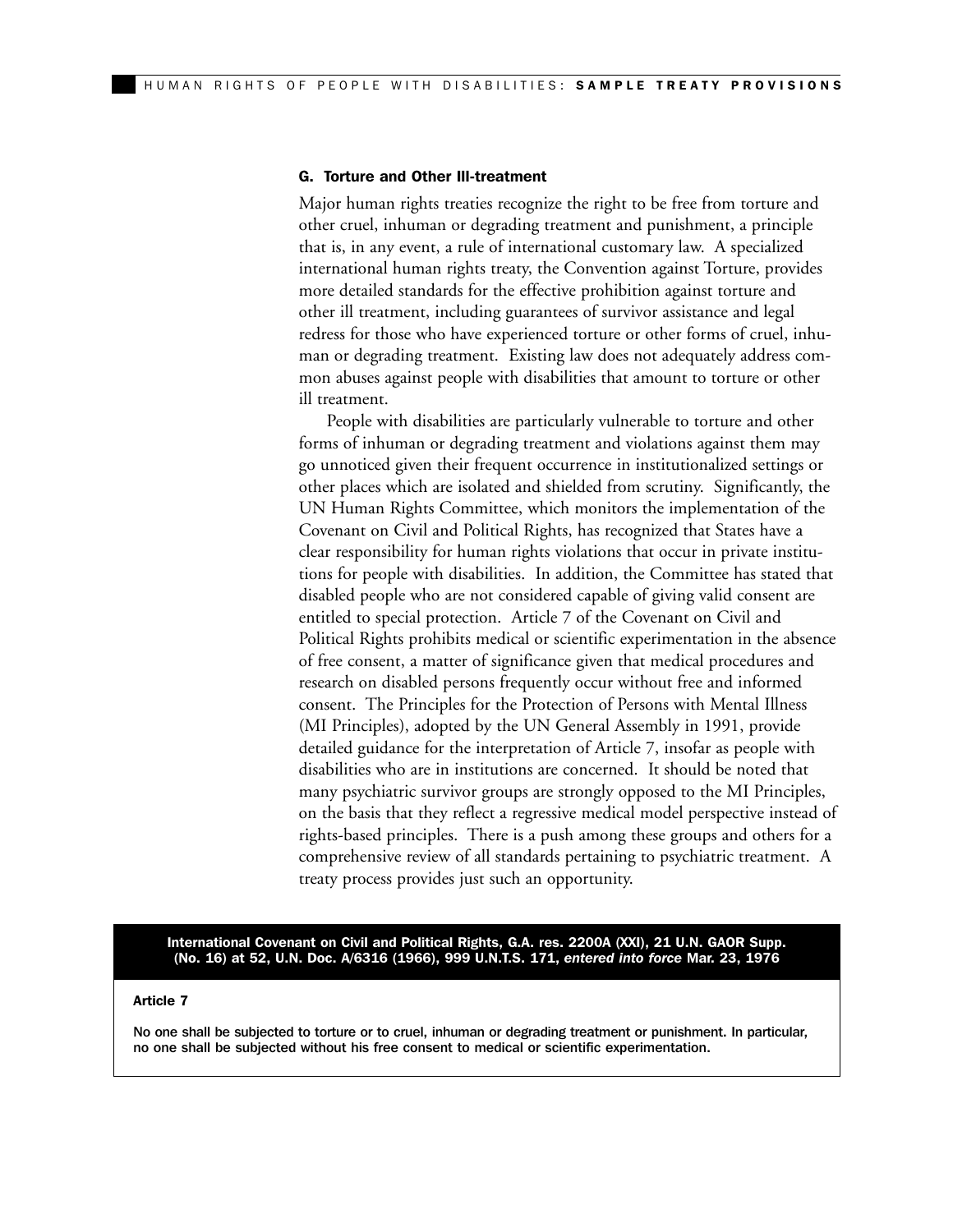### G. Torture and Other Ill-treatment

Major human rights treaties recognize the right to be free from torture and other cruel, inhuman or degrading treatment and punishment, a principle that is, in any event, a rule of international customary law. A specialized international human rights treaty, the Convention against Torture, provides more detailed standards for the effective prohibition against torture and other ill treatment, including guarantees of survivor assistance and legal redress for those who have experienced torture or other forms of cruel, inhuman or degrading treatment. Existing law does not adequately address common abuses against people with disabilities that amount to torture or other ill treatment.

People with disabilities are particularly vulnerable to torture and other forms of inhuman or degrading treatment and violations against them may go unnoticed given their frequent occurrence in institutionalized settings or other places which are isolated and shielded from scrutiny. Significantly, the UN Human Rights Committee, which monitors the implementation of the Covenant on Civil and Political Rights, has recognized that States have a clear responsibility for human rights violations that occur in private institutions for people with disabilities. In addition, the Committee has stated that disabled people who are not considered capable of giving valid consent are entitled to special protection. Article 7 of the Covenant on Civil and Political Rights prohibits medical or scientific experimentation in the absence of free consent, a matter of significance given that medical procedures and research on disabled persons frequently occur without free and informed consent. The Principles for the Protection of Persons with Mental Illness (MI Principles), adopted by the UN General Assembly in 1991, provide detailed guidance for the interpretation of Article 7, insofar as people with disabilities who are in institutions are concerned. It should be noted that many psychiatric survivor groups are strongly opposed to the MI Principles, on the basis that they reflect a regressive medical model perspective instead of rights-based principles. There is a push among these groups and others for a comprehensive review of all standards pertaining to psychiatric treatment. A treaty process provides just such an opportunity.

**International Covenant on Civil and Political Rights, G.A. res. 2200A (XXI), 21 U.N. GAOR Supp. (No. 16) at 52, U.N. Doc. A/6316 (1966), 999 U.N.T.S. 171, *entered into force* Mar. 23, 1976**

**Article 7**

**No one shall be subjected to torture or to cruel, inhuman or degrading treatment or punishment. In particular, no one shall be subjected without his free consent to medical or scientific experimentation.**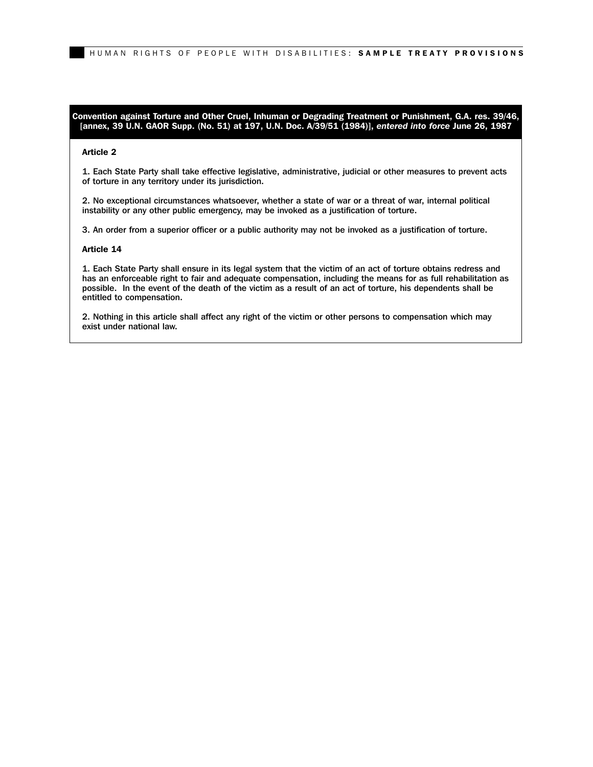**Convention against Torture and Other Cruel, Inhuman or Degrading Treatment or Punishment, G.A. res. 39/46, [annex, 39 U.N. GAOR Supp. (No. 51) at 197, U.N. Doc. A/39/51 (1984)], *entered into force* June 26, 1987**

**Article 2**

1. Each State Party shall take effective legislative, administrative, judicial or other measures to prevent acts of torture in any territory under its jurisdiction.

2. No exceptional circumstances whatsoever, whether a state of war or a threat of war, internal political instability or any other public emergency, may be invoked as a justification of torture.

3. An order from a superior officer or a public authority may not be invoked as a justification of torture.

**Article 14**

1. Each State Party shall ensure in its legal system that the victim of an act of torture obtains redress and has an enforceable right to fair and adequate compensation, including the means for as full rehabilitation as possible. In the event of the death of the victim as a result of an act of torture, his dependents shall be entitled to compensation.

2. Nothing in this article shall affect any right of the victim or other persons to compensation which may exist under national law.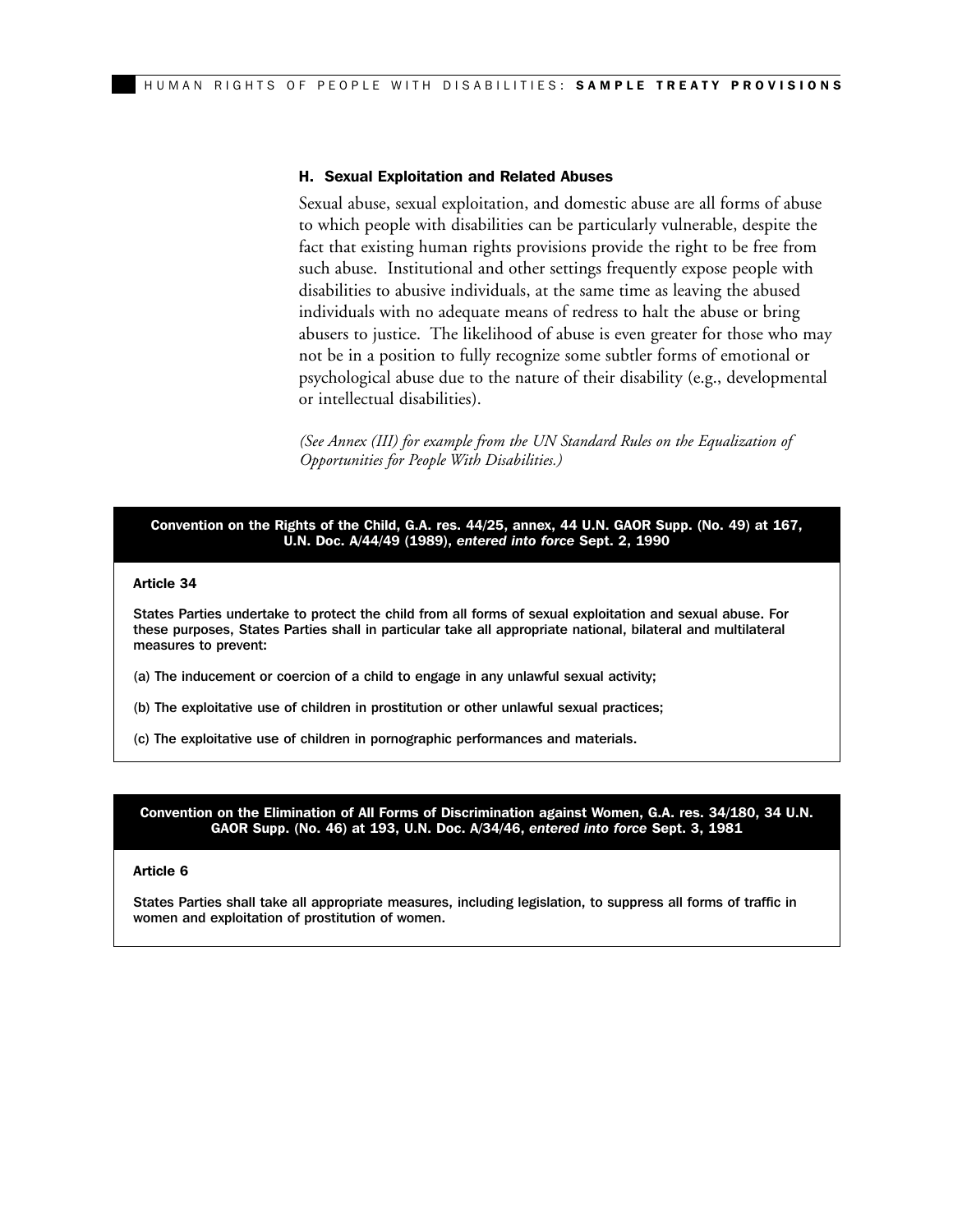### H. Sexual Exploitation and Related Abuses

Sexual abuse, sexual exploitation, and domestic abuse are all forms of abuse to which people with disabilities can be particularly vulnerable, despite the fact that existing human rights provisions provide the right to be free from such abuse. Institutional and other settings frequently expose people with disabilities to abusive individuals, at the same time as leaving the abused individuals with no adequate means of redress to halt the abuse or bring abusers to justice. The likelihood of abuse is even greater for those who may not be in a position to fully recognize some subtler forms of emotional or psychological abuse due to the nature of their disability (e.g., developmental or intellectual disabilities).

*(See Annex (III) for example from the UN Standard Rules on the Equalization of Opportunities for People With Disabilities.)*

**Convention on the Rights of the Child, G.A. res. 44/25, annex, 44 U.N. GAOR Supp. (No. 49) at 167, U.N. Doc. A/44/49 (1989), *entered into force* Sept. 2, 1990**

**Article 34**

States Parties undertake to protect the child from all forms of sexual exploitation and sexual abuse. For these purposes, States Parties shall in particular take all appropriate national, bilateral and multilateral measures to prevent:

(a) The inducement or coercion of a child to engage in any unlawful sexual activity;

(b) The exploitative use of children in prostitution or other unlawful sexual practices;

(c) The exploitative use of children in pornographic performances and materials.

**Convention on the Elimination of All Forms of Discrimination against Women, G.A. res. 34/180, 34 U.N. GAOR Supp. (No. 46) at 193, U.N. Doc. A/34/46, *entered into force* Sept. 3, 1981**

**Article 6**

States Parties shall take all appropriate measures, including legislation, to suppress all forms of traffic in women and exploitation of prostitution of women.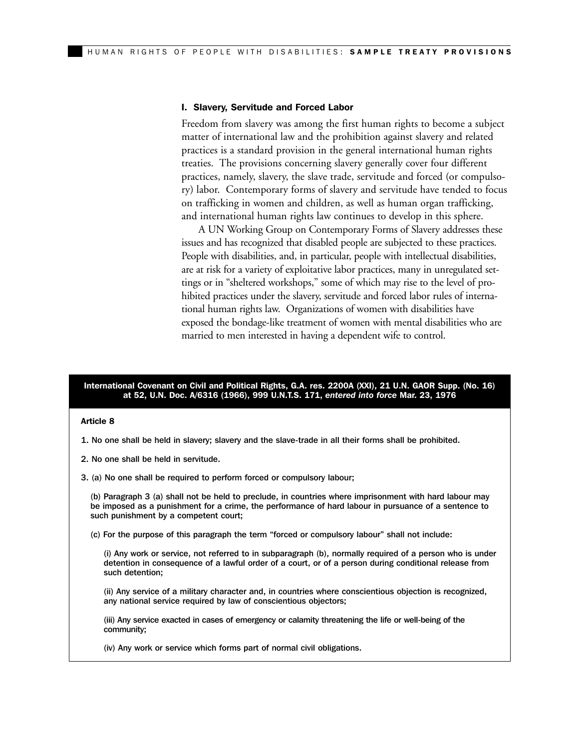### I. Slavery, Servitude and Forced Labor

Freedom from slavery was among the first human rights to become a subject matter of international law and the prohibition against slavery and related practices is a standard provision in the general international human rights treaties. The provisions concerning slavery generally cover four different practices, namely, slavery, the slave trade, servitude and forced (or compulsory) labor. Contemporary forms of slavery and servitude have tended to focus on trafficking in women and children, as well as human organ trafficking, and international human rights law continues to develop in this sphere.

A UN Working Group on Contemporary Forms of Slavery addresses these issues and has recognized that disabled people are subjected to these practices. People with disabilities, and, in particular, people with intellectual disabilities, are at risk for a variety of exploitative labor practices, many in unregulated settings or in "sheltered workshops," some of which may rise to the level of prohibited practices under the slavery, servitude and forced labor rules of international human rights law. Organizations of women with disabilities have exposed the bondage-like treatment of women with mental disabilities who are married to men interested in having a dependent wife to control.

**International Covenant on Civil and Political Rights, G.A. res. 2200A (XXI), 21 U.N. GAOR Supp. (No. 16) at 52, U.N. Doc. A/6316 (1966), 999 U.N.T.S. 171, *entered into force* Mar. 23, 1976**

**Article 8**

1. No one shall be held in slavery; slavery and the slave-trade in all their forms shall be prohibited.

2. No one shall be held in servitude.

3. (a) No one shall be required to perform forced or compulsory labour;

(b) Paragraph 3 (a) shall not be held to preclude, in countries where imprisonment with hard labour may be imposed as a punishment for a crime, the performance of hard labour in pursuance of a sentence to such punishment by a competent court;

(c) For the purpose of this paragraph the term "forced or compulsory labour" shall not include:

(i) Any work or service, not referred to in subparagraph (b), normally required of a person who is under detention in consequence of a lawful order of a court, or of a person during conditional release from such detention;

(ii) Any service of a military character and, in countries where conscientious objection is recognized, any national service required by law of conscientious objectors;

(iii) Any service exacted in cases of emergency or calamity threatening the life or well-being of the community;

(iv) Any work or service which forms part of normal civil obligations.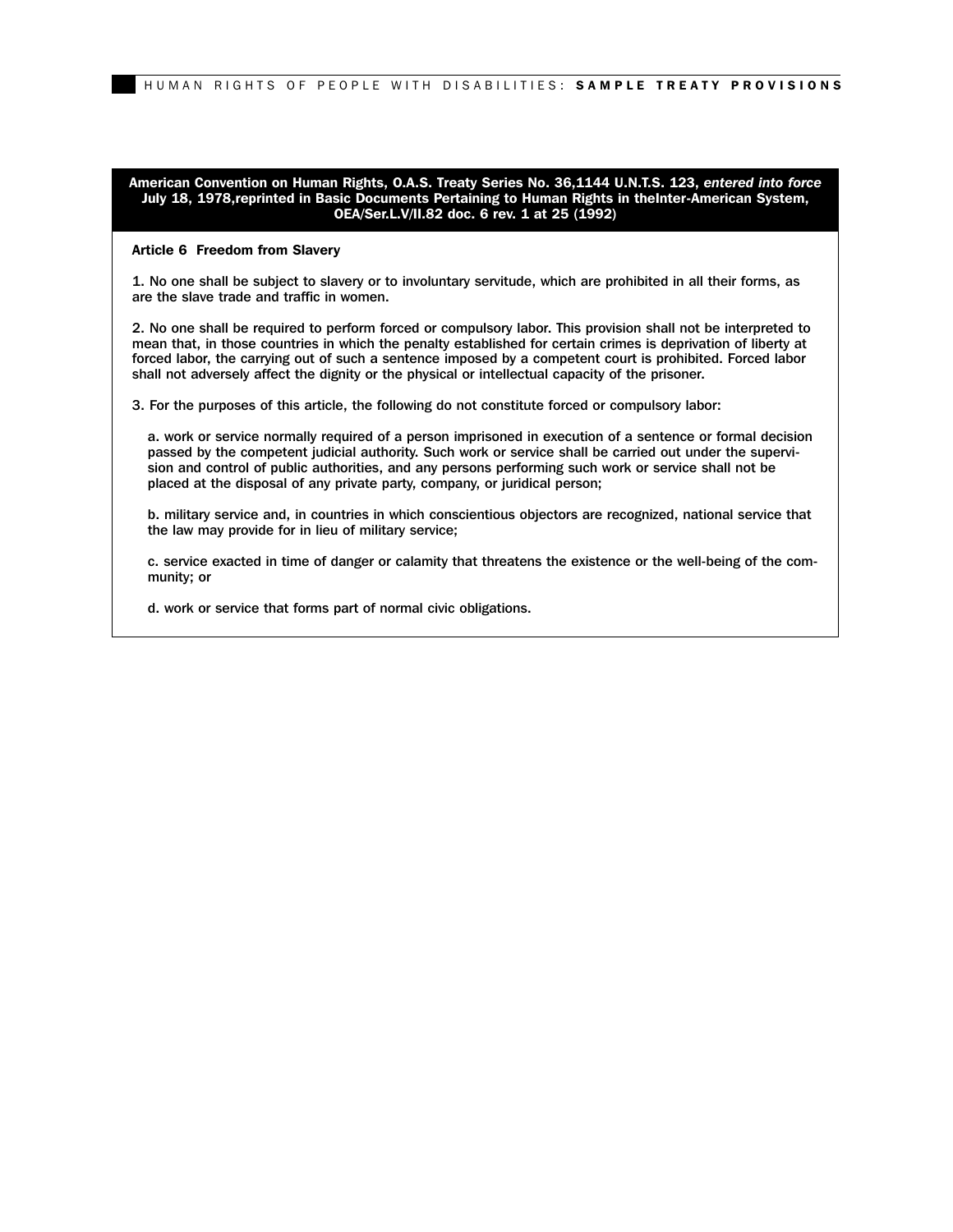**American Convention on Human Rights, O.A.S. Treaty Series No. 36,1144 U.N.T.S. 123, *entered into force* July 18, 1978,reprinted in Basic Documents Pertaining to Human Rights in theInter-American System, OEA/Ser.L.V/II.82 doc. 6 rev. 1 at 25 (1992)**

**Article 6 Freedom from Slavery**

1. No one shall be subject to slavery or to involuntary servitude, which are prohibited in all their forms, as are the slave trade and traffic in women.

2. No one shall be required to perform forced or compulsory labor. This provision shall not be interpreted to mean that, in those countries in which the penalty established for certain crimes is deprivation of liberty at forced labor, the carrying out of such a sentence imposed by a competent court is prohibited. Forced labor shall not adversely affect the dignity or the physical or intellectual capacity of the prisoner.

3. For the purposes of this article, the following do not constitute forced or compulsory labor:

   a. work or service normally required of a person imprisoned in execution of a sentence or formal decision passed by the competent judicial authority. Such work or service shall be carried out under the supervision and control of public authorities, and any persons performing such work or service shall not be placed at the disposal of any private party, company, or juridical person;

   b. military service and, in countries in which conscientious objectors are recognized, national service that the law may provide for in lieu of military service;

   c. service exacted in time of danger or calamity that threatens the existence or the well-being of the community; or

   d. work or service that forms part of normal civic obligations.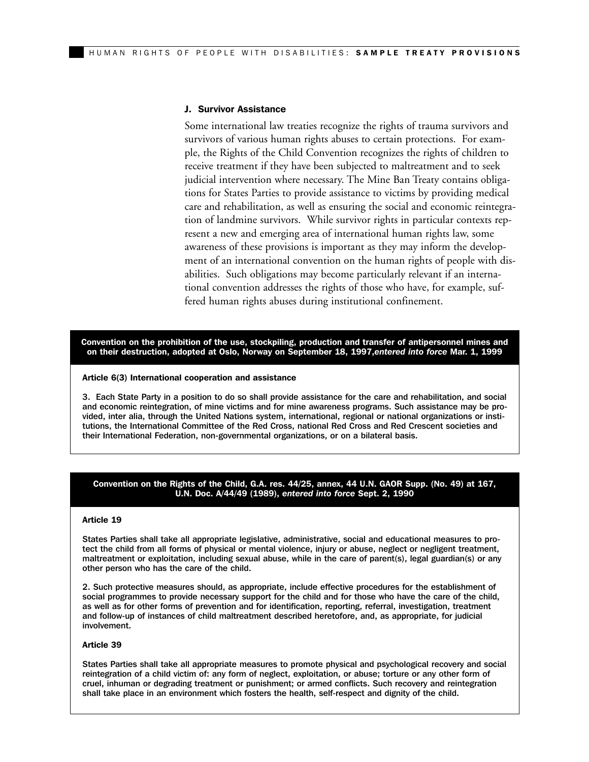### J. Survivor Assistance

Some international law treaties recognize the rights of trauma survivors and survivors of various human rights abuses to certain protections. For example, the Rights of the Child Convention recognizes the rights of children to receive treatment if they have been subjected to maltreatment and to seek judicial intervention where necessary. The Mine Ban Treaty contains obligations for States Parties to provide assistance to victims by providing medical care and rehabilitation, as well as ensuring the social and economic reintegration of landmine survivors. While survivor rights in particular contexts represent a new and emerging area of international human rights law, some awareness of these provisions is important as they may inform the development of an international convention on the human rights of people with disabilities. Such obligations may become particularly relevant if an international convention addresses the rights of those who have, for example, suffered human rights abuses during institutional confinement.

**Convention on the prohibition of the use, stockpiling, production and transfer of antipersonnel mines and on their destruction, adopted at Oslo, Norway on September 18, 1997,*entered into force* Mar. 1, 1999**

**Article 6(3) International cooperation and assistance**

3. Each State Party in a position to do so shall provide assistance for the care and rehabilitation, and social and economic reintegration, of mine victims and for mine awareness programs. Such assistance may be provided, inter alia, through the United Nations system, international, regional or national organizations or institutions, the International Committee of the Red Cross, national Red Cross and Red Crescent societies and their International Federation, non-governmental organizations, or on a bilateral basis.

**Convention on the Rights of the Child, G.A. res. 44/25, annex, 44 U.N. GAOR Supp. (No. 49) at 167, U.N. Doc. A/44/49 (1989), *entered into force* Sept. 2, 1990**

**Article 19**

States Parties shall take all appropriate legislative, administrative, social and educational measures to protect the child from all forms of physical or mental violence, injury or abuse, neglect or negligent treatment, maltreatment or exploitation, including sexual abuse, while in the care of parent(s), legal guardian(s) or any other person who has the care of the child.

2. Such protective measures should, as appropriate, include effective procedures for the establishment of social programmes to provide necessary support for the child and for those who have the care of the child, as well as for other forms of prevention and for identification, reporting, referral, investigation, treatment and follow-up of instances of child maltreatment described heretofore, and, as appropriate, for judicial involvement.

**Article 39**

States Parties shall take all appropriate measures to promote physical and psychological recovery and social reintegration of a child victim of: any form of neglect, exploitation, or abuse; torture or any other form of cruel, inhuman or degrading treatment or punishment; or armed conflicts. Such recovery and reintegration shall take place in an environment which fosters the health, self-respect and dignity of the child.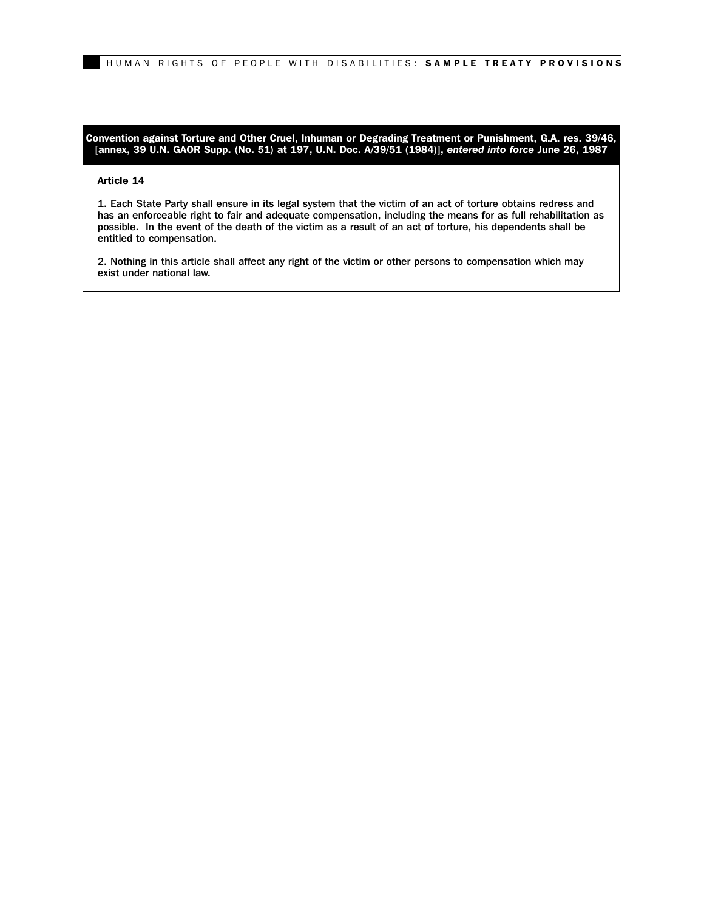**Convention against Torture and Other Cruel, Inhuman or Degrading Treatment or Punishment, G.A. res. 39/46, [annex, 39 U.N. GAOR Supp. (No. 51) at 197, U.N. Doc. A/39/51 (1984)], *entered into force* June 26, 1987**

**Article 14**

1. Each State Party shall ensure in its legal system that the victim of an act of torture obtains redress and has an enforceable right to fair and adequate compensation, including the means for as full rehabilitation as possible. In the event of the death of the victim as a result of an act of torture, his dependents shall be entitled to compensation.

2. Nothing in this article shall affect any right of the victim or other persons to compensation which may exist under national law.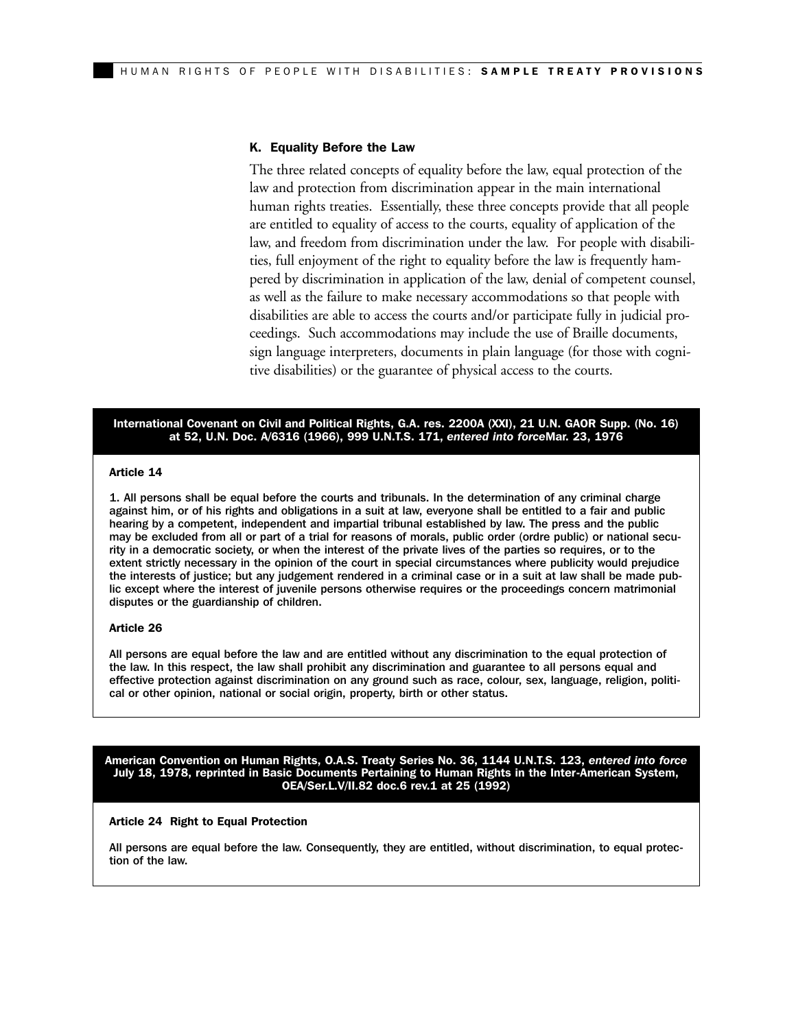### K. Equality Before the Law

The three related concepts of equality before the law, equal protection of the law and protection from discrimination appear in the main international human rights treaties. Essentially, these three concepts provide that all people are entitled to equality of access to the courts, equality of application of the law, and freedom from discrimination under the law. For people with disabilities, full enjoyment of the right to equality before the law is frequently hampered by discrimination in application of the law, denial of competent counsel, as well as the failure to make necessary accommodations so that people with disabilities are able to access the courts and/or participate fully in judicial proceedings. Such accommodations may include the use of Braille documents, sign language interpreters, documents in plain language (for those with cognitive disabilities) or the guarantee of physical access to the courts.

**International Covenant on Civil and Political Rights, G.A. res. 2200A (XXI), 21 U.N. GAOR Supp. (No. 16) at 52, U.N. Doc. A/6316 (1966), 999 U.N.T.S. 171, *entered into force* Mar. 23, 1976**

**Article 14**

1. All persons shall be equal before the courts and tribunals. In the determination of any criminal charge against him, or of his rights and obligations in a suit at law, everyone shall be entitled to a fair and public hearing by a competent, independent and impartial tribunal established by law. The press and the public may be excluded from all or part of a trial for reasons of morals, public order (ordre public) or national security in a democratic society, or when the interest of the private lives of the parties so requires, or to the extent strictly necessary in the opinion of the court in special circumstances where publicity would prejudice the interests of justice; but any judgement rendered in a criminal case or in a suit at law shall be made public except where the interest of juvenile persons otherwise requires or the proceedings concern matrimonial disputes or the guardianship of children.

**Article 26**

All persons are equal before the law and are entitled without any discrimination to the equal protection of the law. In this respect, the law shall prohibit any discrimination and guarantee to all persons equal and effective protection against discrimination on any ground such as race, colour, sex, language, religion, political or other opinion, national or social origin, property, birth or other status.

**American Convention on Human Rights, O.A.S. Treaty Series No. 36, 1144 U.N.T.S. 123, *entered into force* July 18, 1978, reprinted in Basic Documents Pertaining to Human Rights in the Inter-American System, OEA/Ser.L.V/II.82 doc.6 rev.1 at 25 (1992)**

**Article 24 Right to Equal Protection**

All persons are equal before the law. Consequently, they are entitled, without discrimination, to equal protection of the law.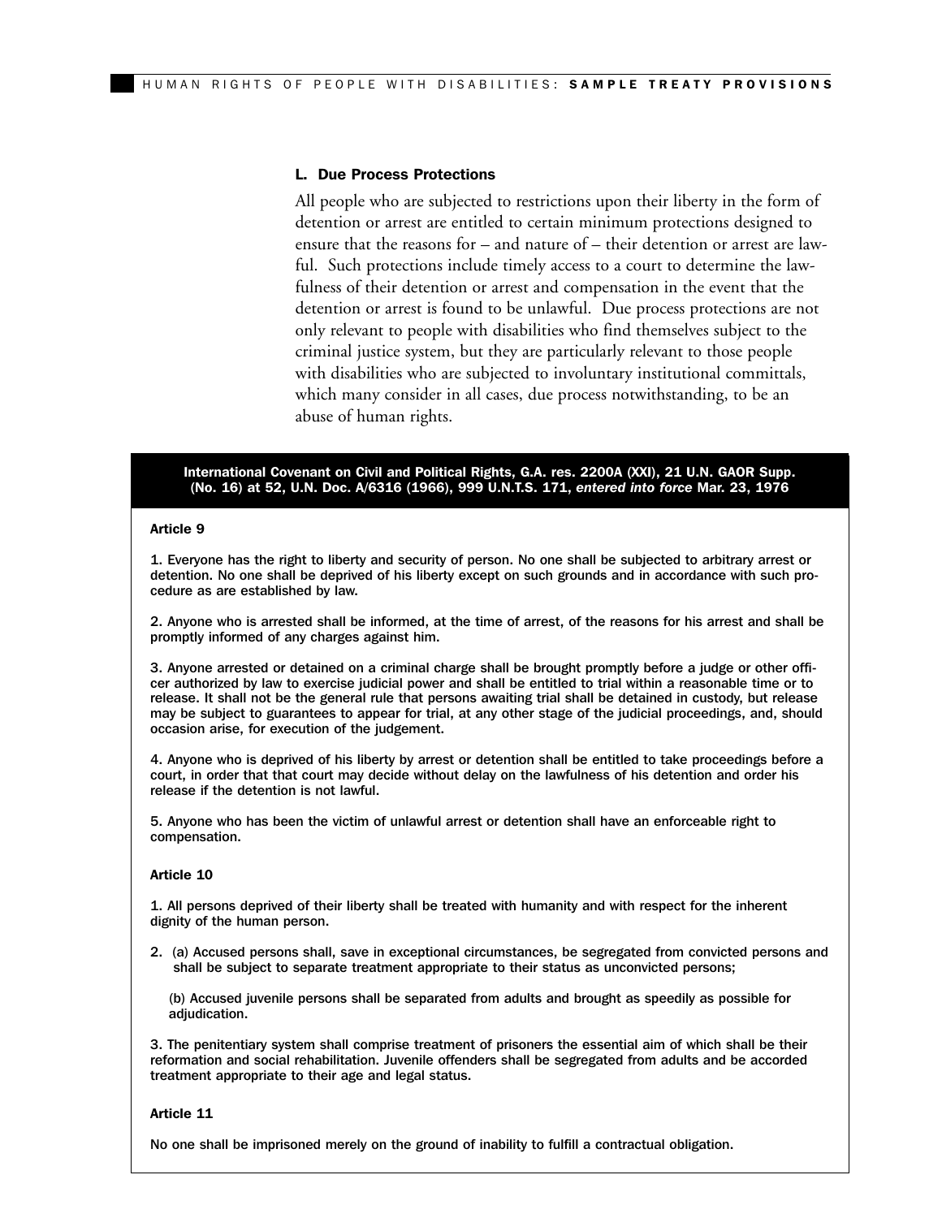### L. Due Process Protections

All people who are subjected to restrictions upon their liberty in the form of detention or arrest are entitled to certain minimum protections designed to ensure that the reasons for – and nature of – their detention or arrest are lawful. Such protections include timely access to a court to determine the lawfulness of their detention or arrest and compensation in the event that the detention or arrest is found to be unlawful. Due process protections are not only relevant to people with disabilities who find themselves subject to the criminal justice system, but they are particularly relevant to those people with disabilities who are subjected to involuntary institutional committals, which many consider in all cases, due process notwithstanding, to be an abuse of human rights.

**International Covenant on Civil and Political Rights, G.A. res. 2200A (XXI), 21 U.N. GAOR Supp. (No. 16) at 52, U.N. Doc. A/6316 (1966), 999 U.N.T.S. 171, *entered into force* Mar. 23, 1976**

**Article 9**

1. Everyone has the right to liberty and security of person. No one shall be subjected to arbitrary arrest or detention. No one shall be deprived of his liberty except on such grounds and in accordance with such procedure as are established by law.

2. Anyone who is arrested shall be informed, at the time of arrest, of the reasons for his arrest and shall be promptly informed of any charges against him.

3. Anyone arrested or detained on a criminal charge shall be brought promptly before a judge or other officer authorized by law to exercise judicial power and shall be entitled to trial within a reasonable time or to release. It shall not be the general rule that persons awaiting trial shall be detained in custody, but release may be subject to guarantees to appear for trial, at any other stage of the judicial proceedings, and, should occasion arise, for execution of the judgement.

4. Anyone who is deprived of his liberty by arrest or detention shall be entitled to take proceedings before a court, in order that that court may decide without delay on the lawfulness of his detention and order his release if the detention is not lawful.

5. Anyone who has been the victim of unlawful arrest or detention shall have an enforceable right to compensation.

**Article 10**

1. All persons deprived of their liberty shall be treated with humanity and with respect for the inherent dignity of the human person.

2. (a) Accused persons shall, save in exceptional circumstances, be segregated from convicted persons and shall be subject to separate treatment appropriate to their status as unconvicted persons;

   (b) Accused juvenile persons shall be separated from adults and brought as speedily as possible for adjudication.

3. The penitentiary system shall comprise treatment of prisoners the essential aim of which shall be their reformation and social rehabilitation. Juvenile offenders shall be segregated from adults and be accorded treatment appropriate to their age and legal status.

**Article 11**

No one shall be imprisoned merely on the ground of inability to fulfill a contractual obligation.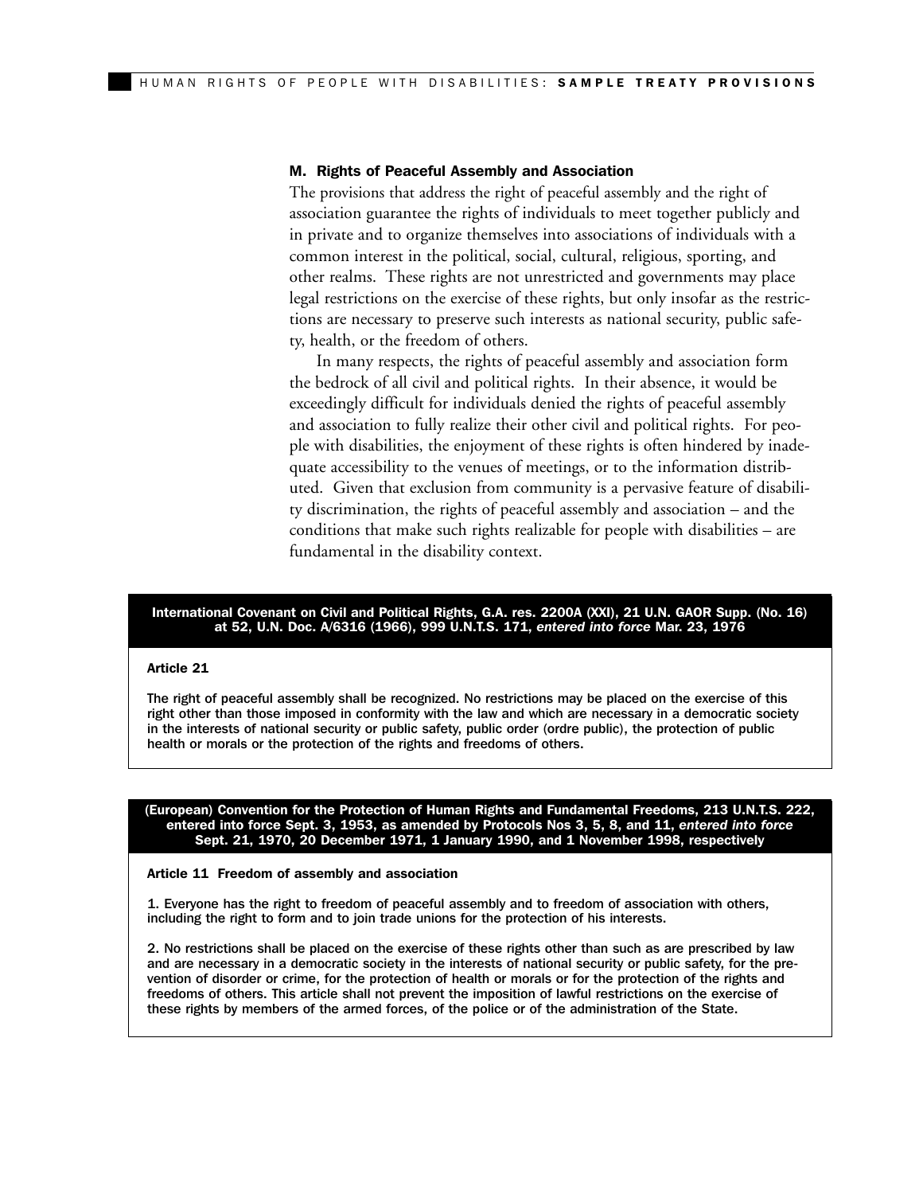### M. Rights of Peaceful Assembly and Association

The provisions that address the right of peaceful assembly and the right of association guarantee the rights of individuals to meet together publicly and in private and to organize themselves into associations of individuals with a common interest in the political, social, cultural, religious, sporting, and other realms. These rights are not unrestricted and governments may place legal restrictions on the exercise of these rights, but only insofar as the restrictions are necessary to preserve such interests as national security, public safety, health, or the freedom of others.

In many respects, the rights of peaceful assembly and association form the bedrock of all civil and political rights. In their absence, it would be exceedingly difficult for individuals denied the rights of peaceful assembly and association to fully realize their other civil and political rights. For people with disabilities, the enjoyment of these rights is often hindered by inadequate accessibility to the venues of meetings, or to the information distributed. Given that exclusion from community is a pervasive feature of disability discrimination, the rights of peaceful assembly and association – and the conditions that make such rights realizable for people with disabilities – are fundamental in the disability context.

**International Covenant on Civil and Political Rights, G.A. res. 2200A (XXI), 21 U.N. GAOR Supp. (No. 16) at 52, U.N. Doc. A/6316 (1966), 999 U.N.T.S. 171, *entered into force* Mar. 23, 1976**

**Article 21**

The right of peaceful assembly shall be recognized. No restrictions may be placed on the exercise of this right other than those imposed in conformity with the law and which are necessary in a democratic society in the interests of national security or public safety, public order (ordre public), the protection of public health or morals or the protection of the rights and freedoms of others.

**(European) Convention for the Protection of Human Rights and Fundamental Freedoms, 213 U.N.T.S. 222, entered into force Sept. 3, 1953, as amended by Protocols Nos 3, 5, 8, and 11, *entered into force* Sept. 21, 1970, 20 December 1971, 1 January 1990, and 1 November 1998, respectively**

**Article 11 Freedom of assembly and association**

1. Everyone has the right to freedom of peaceful assembly and to freedom of association with others, including the right to form and to join trade unions for the protection of his interests.

2. No restrictions shall be placed on the exercise of these rights other than such as are prescribed by law and are necessary in a democratic society in the interests of national security or public safety, for the prevention of disorder or crime, for the protection of health or morals or for the protection of the rights and freedoms of others. This article shall not prevent the imposition of lawful restrictions on the exercise of these rights by members of the armed forces, of the police or of the administration of the State.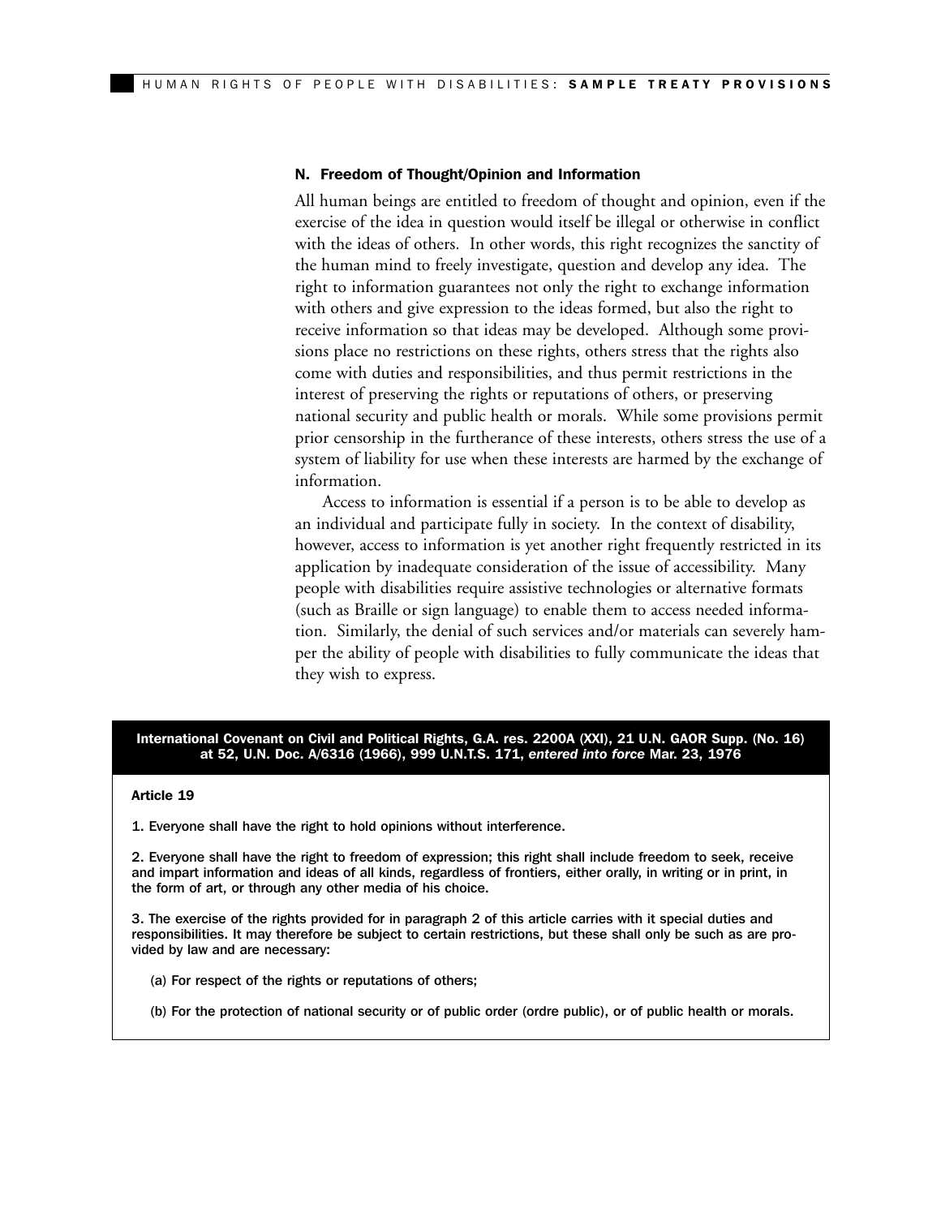### N. Freedom of Thought/Opinion and Information

All human beings are entitled to freedom of thought and opinion, even if the exercise of the idea in question would itself be illegal or otherwise in conflict with the ideas of others. In other words, this right recognizes the sanctity of the human mind to freely investigate, question and develop any idea. The right to information guarantees not only the right to exchange information with others and give expression to the ideas formed, but also the right to receive information so that ideas may be developed. Although some provisions place no restrictions on these rights, others stress that the rights also come with duties and responsibilities, and thus permit restrictions in the interest of preserving the rights or reputations of others, or preserving national security and public health or morals. While some provisions permit prior censorship in the furtherance of these interests, others stress the use of a system of liability for use when these interests are harmed by the exchange of information.

Access to information is essential if a person is to be able to develop as an individual and participate fully in society. In the context of disability, however, access to information is yet another right frequently restricted in its application by inadequate consideration of the issue of accessibility. Many people with disabilities require assistive technologies or alternative formats (such as Braille or sign language) to enable them to access needed information. Similarly, the denial of such services and/or materials can severely hamper the ability of people with disabilities to fully communicate the ideas that they wish to express.

**International Covenant on Civil and Political Rights, G.A. res. 2200A (XXI), 21 U.N. GAOR Supp. (No. 16) at 52, U.N. Doc. A/6316 (1966), 999 U.N.T.S. 171, *entered into force* Mar. 23, 1976**

**Article 19**

1. Everyone shall have the right to hold opinions without interference.

2. Everyone shall have the right to freedom of expression; this right shall include freedom to seek, receive and impart information and ideas of all kinds, regardless of frontiers, either orally, in writing or in print, in the form of art, or through any other media of his choice.

3. The exercise of the rights provided for in paragraph 2 of this article carries with it special duties and responsibilities. It may therefore be subject to certain restrictions, but these shall only be such as are provided by law and are necessary:

(a) For respect of the rights or reputations of others;

(b) For the protection of national security or of public order (ordre public), or of public health or morals.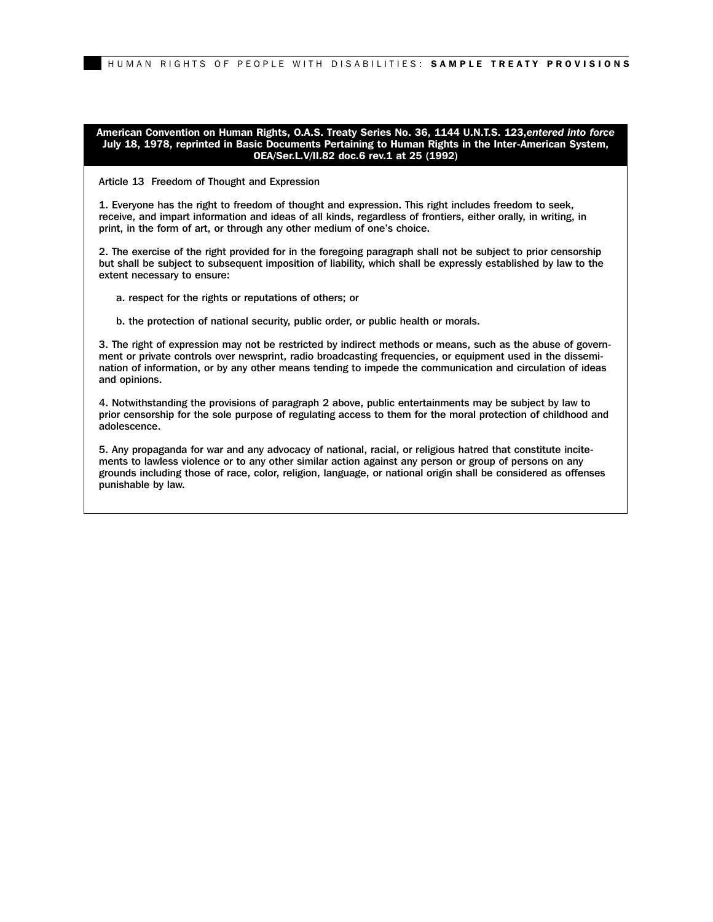**American Convention on Human Rights, O.A.S. Treaty Series No. 36, 1144 U.N.T.S. 123,*entered into force* July 18, 1978, reprinted in Basic Documents Pertaining to Human Rights in the Inter-American System, OEA/Ser.L.V/II.82 doc.6 rev.1 at 25 (1992)**

Article 13 Freedom of Thought and Expression

1. Everyone has the right to freedom of thought and expression. This right includes freedom to seek, receive, and impart information and ideas of all kinds, regardless of frontiers, either orally, in writing, in print, in the form of art, or through any other medium of one's choice.

2. The exercise of the right provided for in the foregoing paragraph shall not be subject to prior censorship but shall be subject to subsequent imposition of liability, which shall be expressly established by law to the extent necessary to ensure:

   a. respect for the rights or reputations of others; or

   b. the protection of national security, public order, or public health or morals.

3. The right of expression may not be restricted by indirect methods or means, such as the abuse of government or private controls over newsprint, radio broadcasting frequencies, or equipment used in the dissemination of information, or by any other means tending to impede the communication and circulation of ideas and opinions.

4. Notwithstanding the provisions of paragraph 2 above, public entertainments may be subject by law to prior censorship for the sole purpose of regulating access to them for the moral protection of childhood and adolescence.

5. Any propaganda for war and any advocacy of national, racial, or religious hatred that constitute incitements to lawless violence or to any other similar action against any person or group of persons on any grounds including those of race, color, religion, language, or national origin shall be considered as offenses punishable by law.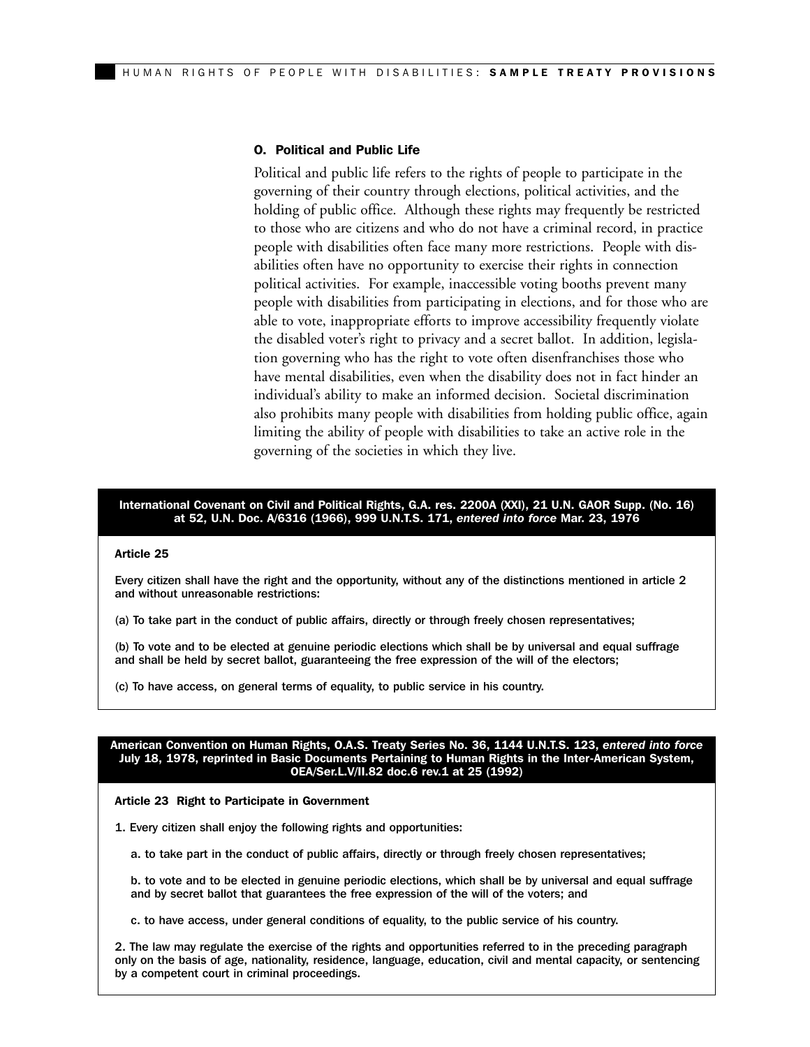### O. Political and Public Life

Political and public life refers to the rights of people to participate in the governing of their country through elections, political activities, and the holding of public office. Although these rights may frequently be restricted to those who are citizens and who do not have a criminal record, in practice people with disabilities often face many more restrictions. People with disabilities often have no opportunity to exercise their rights in connection political activities. For example, inaccessible voting booths prevent many people with disabilities from participating in elections, and for those who are able to vote, inappropriate efforts to improve accessibility frequently violate the disabled voter's right to privacy and a secret ballot. In addition, legislation governing who has the right to vote often disenfranchises those who have mental disabilities, even when the disability does not in fact hinder an individual's ability to make an informed decision. Societal discrimination also prohibits many people with disabilities from holding public office, again limiting the ability of people with disabilities to take an active role in the governing of the societies in which they live.

**International Covenant on Civil and Political Rights, G.A. res. 2200A (XXI), 21 U.N. GAOR Supp. (No. 16) at 52, U.N. Doc. A/6316 (1966), 999 U.N.T.S. 171, *entered into force* Mar. 23, 1976**

**Article 25**

Every citizen shall have the right and the opportunity, without any of the distinctions mentioned in article 2 and without unreasonable restrictions:

(a) To take part in the conduct of public affairs, directly or through freely chosen representatives;

(b) To vote and to be elected at genuine periodic elections which shall be by universal and equal suffrage and shall be held by secret ballot, guaranteeing the free expression of the will of the electors;

(c) To have access, on general terms of equality, to public service in his country.

**American Convention on Human Rights, O.A.S. Treaty Series No. 36, 1144 U.N.T.S. 123, *entered into force* July 18, 1978, reprinted in Basic Documents Pertaining to Human Rights in the Inter-American System, OEA/Ser.L.V/II.82 doc.6 rev.1 at 25 (1992)**

**Article 23 Right to Participate in Government**

1. Every citizen shall enjoy the following rights and opportunities:

   a. to take part in the conduct of public affairs, directly or through freely chosen representatives;

   b. to vote and to be elected in genuine periodic elections, which shall be by universal and equal suffrage and by secret ballot that guarantees the free expression of the will of the voters; and

   c. to have access, under general conditions of equality, to the public service of his country.

2. The law may regulate the exercise of the rights and opportunities referred to in the preceding paragraph only on the basis of age, nationality, residence, language, education, civil and mental capacity, or sentencing by a competent court in criminal proceedings.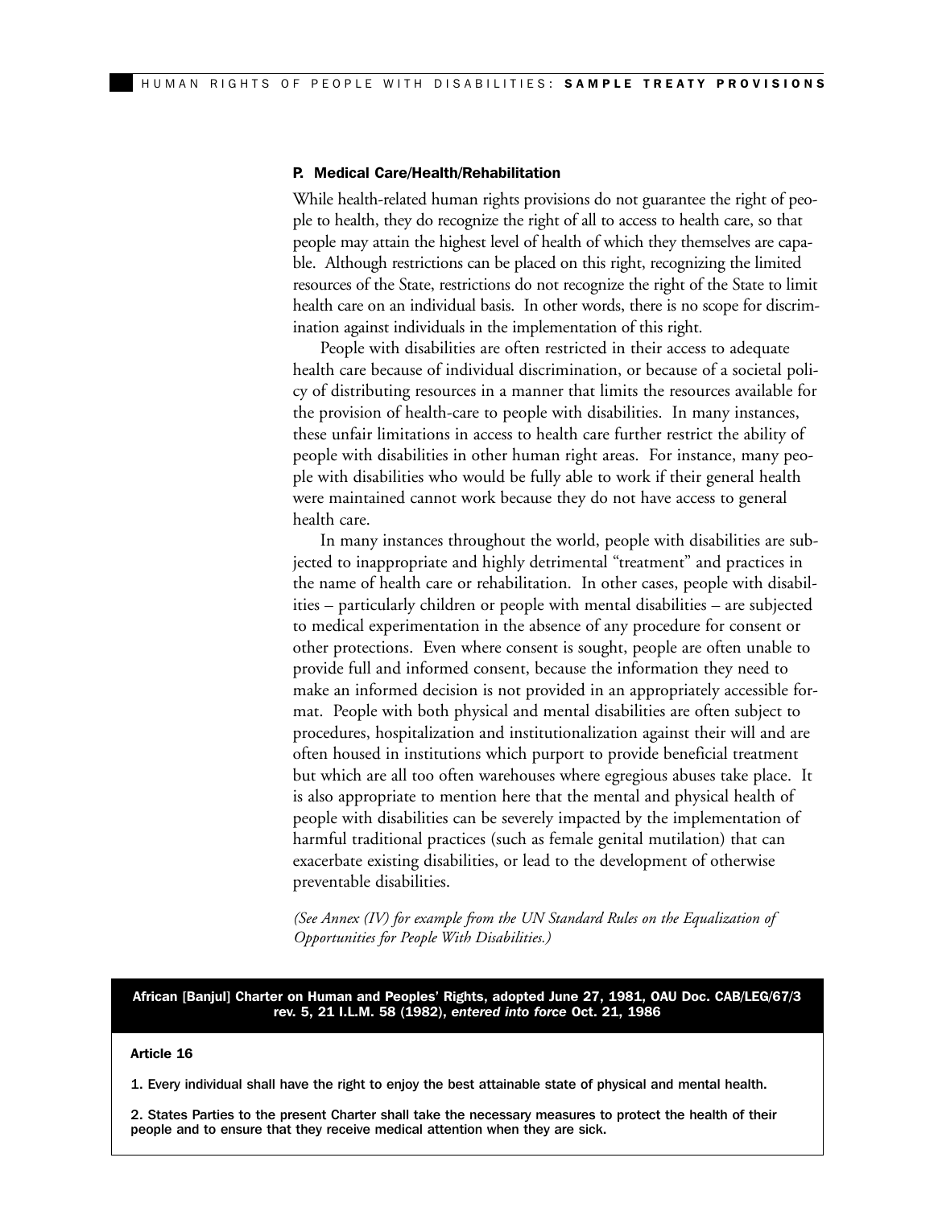### P. Medical Care/Health/Rehabilitation

While health-related human rights provisions do not guarantee the right of people to health, they do recognize the right of all to access to health care, so that people may attain the highest level of health of which they themselves are capable. Although restrictions can be placed on this right, recognizing the limited resources of the State, restrictions do not recognize the right of the State to limit health care on an individual basis. In other words, there is no scope for discrimination against individuals in the implementation of this right.

People with disabilities are often restricted in their access to adequate health care because of individual discrimination, or because of a societal policy of distributing resources in a manner that limits the resources available for the provision of health-care to people with disabilities. In many instances, these unfair limitations in access to health care further restrict the ability of people with disabilities in other human right areas. For instance, many people with disabilities who would be fully able to work if their general health were maintained cannot work because they do not have access to general health care.

In many instances throughout the world, people with disabilities are subjected to inappropriate and highly detrimental "treatment" and practices in the name of health care or rehabilitation. In other cases, people with disabilities – particularly children or people with mental disabilities – are subjected to medical experimentation in the absence of any procedure for consent or other protections. Even where consent is sought, people are often unable to provide full and informed consent, because the information they need to make an informed decision is not provided in an appropriately accessible format. People with both physical and mental disabilities are often subject to procedures, hospitalization and institutionalization against their will and are often housed in institutions which purport to provide beneficial treatment but which are all too often warehouses where egregious abuses take place. It is also appropriate to mention here that the mental and physical health of people with disabilities can be severely impacted by the implementation of harmful traditional practices (such as female genital mutilation) that can exacerbate existing disabilities, or lead to the development of otherwise preventable disabilities.

*(See Annex (IV) for example from the UN Standard Rules on the Equalization of Opportunities for People With Disabilities.)*

**African [Banjul] Charter on Human and Peoples' Rights, adopted June 27, 1981, OAU Doc. CAB/LEG/67/3 rev. 5, 21 I.L.M. 58 (1982), *entered into force* Oct. 21, 1986**

**Article 16**

1. Every individual shall have the right to enjoy the best attainable state of physical and mental health.

2. States Parties to the present Charter shall take the necessary measures to protect the health of their people and to ensure that they receive medical attention when they are sick.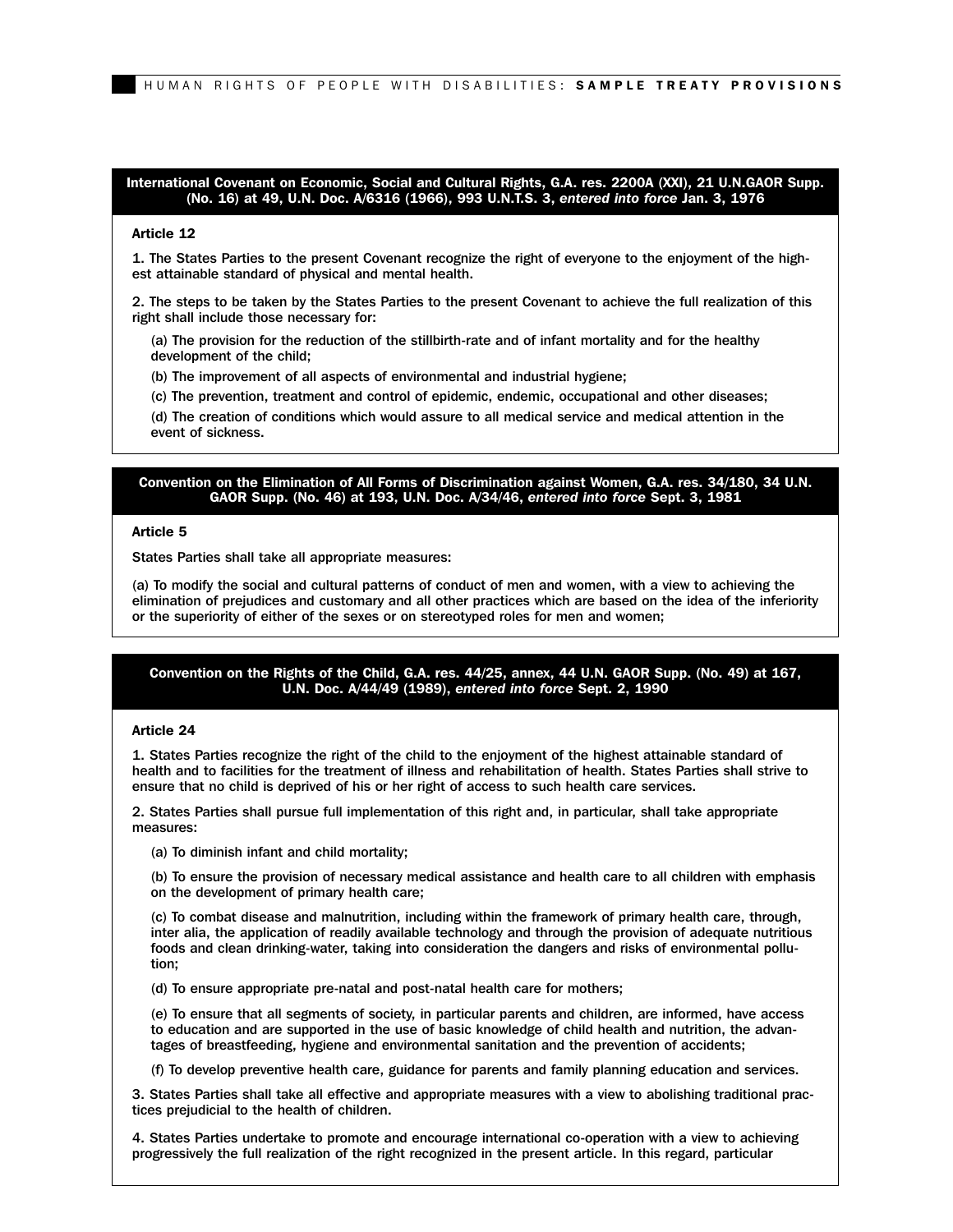### International Covenant on Economic, Social and Cultural Rights, G.A. res. 2200A (XXI), 21 U.N.GAOR Supp. (No. 16) at 49, U.N. Doc. A/6316 (1966), 993 U.N.T.S. 3, *entered into force* Jan. 3, 1976

**Article 12**

1. The States Parties to the present Covenant recognize the right of everyone to the enjoyment of the highest attainable standard of physical and mental health.

2. The steps to be taken by the States Parties to the present Covenant to achieve the full realization of this right shall include those necessary for:

   (a) The provision for the reduction of the stillbirth-rate and of infant mortality and for the healthy development of the child;

   (b) The improvement of all aspects of environmental and industrial hygiene;

   (c) The prevention, treatment and control of epidemic, endemic, occupational and other diseases;

   (d) The creation of conditions which would assure to all medical service and medical attention in the event of sickness.

### Convention on the Elimination of All Forms of Discrimination against Women, G.A. res. 34/180, 34 U.N. GAOR Supp. (No. 46) at 193, U.N. Doc. A/34/46, *entered into force* Sept. 3, 1981

**Article 5**

States Parties shall take all appropriate measures:

(a) To modify the social and cultural patterns of conduct of men and women, with a view to achieving the elimination of prejudices and customary and all other practices which are based on the idea of the inferiority or the superiority of either of the sexes or on stereotyped roles for men and women;

### Convention on the Rights of the Child, G.A. res. 44/25, annex, 44 U.N. GAOR Supp. (No. 49) at 167, U.N. Doc. A/44/49 (1989), *entered into force* Sept. 2, 1990

**Article 24**

1. States Parties recognize the right of the child to the enjoyment of the highest attainable standard of health and to facilities for the treatment of illness and rehabilitation of health. States Parties shall strive to ensure that no child is deprived of his or her right of access to such health care services.

2. States Parties shall pursue full implementation of this right and, in particular, shall take appropriate measures:

   (a) To diminish infant and child mortality;

   (b) To ensure the provision of necessary medical assistance and health care to all children with emphasis on the development of primary health care;

   (c) To combat disease and malnutrition, including within the framework of primary health care, through, inter alia, the application of readily available technology and through the provision of adequate nutritious foods and clean drinking-water, taking into consideration the dangers and risks of environmental pollution;

   (d) To ensure appropriate pre-natal and post-natal health care for mothers;

   (e) To ensure that all segments of society, in particular parents and children, are informed, have access to education and are supported in the use of basic knowledge of child health and nutrition, the advantages of breastfeeding, hygiene and environmental sanitation and the prevention of accidents;

   (f) To develop preventive health care, guidance for parents and family planning education and services.

3. States Parties shall take all effective and appropriate measures with a view to abolishing traditional practices prejudicial to the health of children.

4. States Parties undertake to promote and encourage international co-operation with a view to achieving progressively the full realization of the right recognized in the present article. In this regard, particular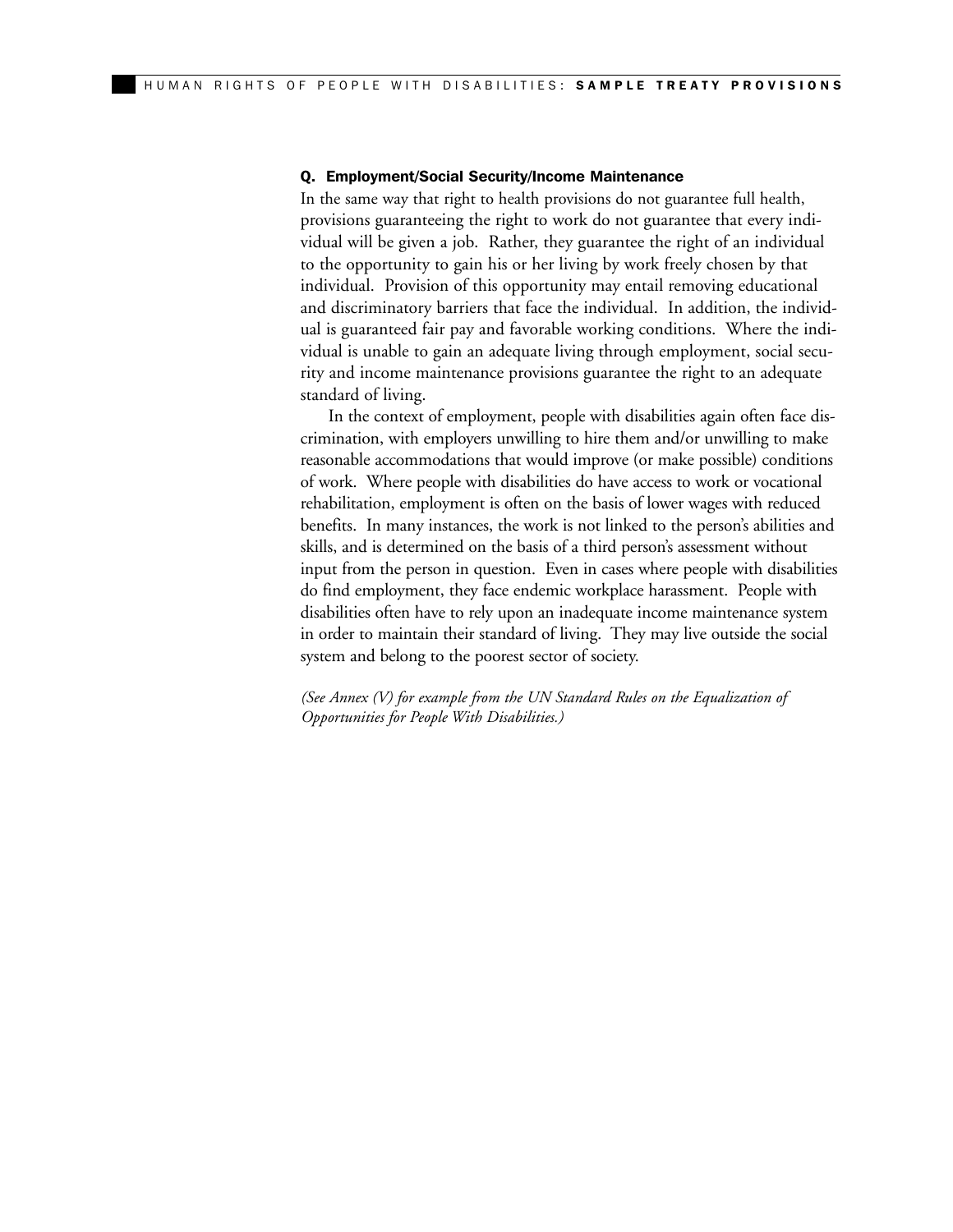### Q. Employment/Social Security/Income Maintenance

In the same way that right to health provisions do not guarantee full health, provisions guaranteeing the right to work do not guarantee that every individual will be given a job. Rather, they guarantee the right of an individual to the opportunity to gain his or her living by work freely chosen by that individual. Provision of this opportunity may entail removing educational and discriminatory barriers that face the individual. In addition, the individual is guaranteed fair pay and favorable working conditions. Where the individual is unable to gain an adequate living through employment, social security and income maintenance provisions guarantee the right to an adequate standard of living.

In the context of employment, people with disabilities again often face discrimination, with employers unwilling to hire them and/or unwilling to make reasonable accommodations that would improve (or make possible) conditions of work. Where people with disabilities do have access to work or vocational rehabilitation, employment is often on the basis of lower wages with reduced benefits. In many instances, the work is not linked to the person's abilities and skills, and is determined on the basis of a third person's assessment without input from the person in question. Even in cases where people with disabilities do find employment, they face endemic workplace harassment. People with disabilities often have to rely upon an inadequate income maintenance system in order to maintain their standard of living. They may live outside the social system and belong to the poorest sector of society.

*(See Annex (V) for example from the UN Standard Rules on the Equalization of Opportunities for People With Disabilities.)*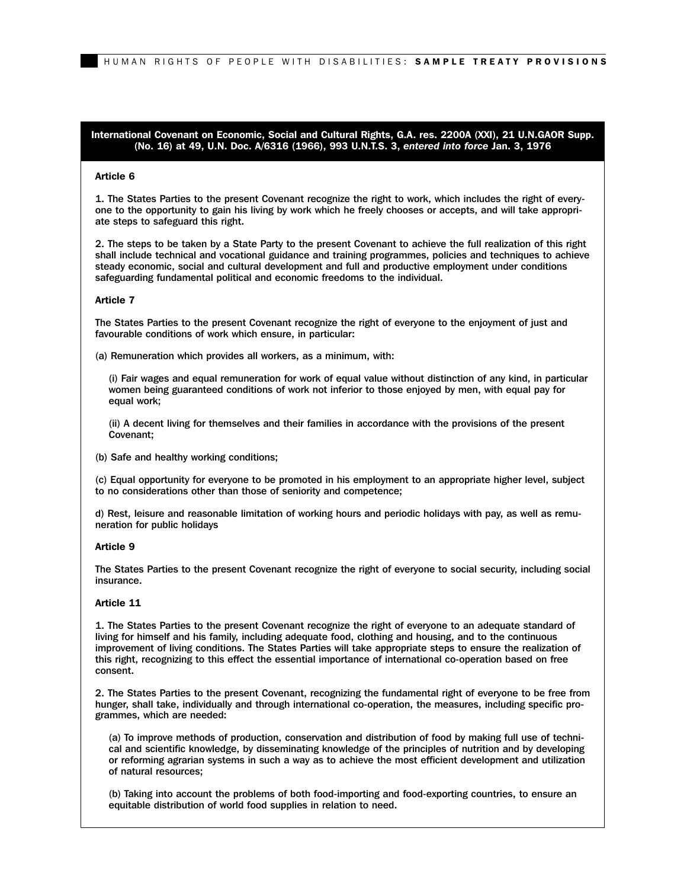**International Covenant on Economic, Social and Cultural Rights, G.A. res. 2200A (XXI), 21 U.N.GAOR Supp. (No. 16) at 49, U.N. Doc. A/6316 (1966), 993 U.N.T.S. 3, *entered into force* Jan. 3, 1976**

**Article 6**

1. The States Parties to the present Covenant recognize the right to work, which includes the right of everyone to the opportunity to gain his living by work which he freely chooses or accepts, and will take appropriate steps to safeguard this right.

2. The steps to be taken by a State Party to the present Covenant to achieve the full realization of this right shall include technical and vocational guidance and training programmes, policies and techniques to achieve steady economic, social and cultural development and full and productive employment under conditions safeguarding fundamental political and economic freedoms to the individual.

**Article 7**

The States Parties to the present Covenant recognize the right of everyone to the enjoyment of just and favourable conditions of work which ensure, in particular:

(a) Remuneration which provides all workers, as a minimum, with:

(i) Fair wages and equal remuneration for work of equal value without distinction of any kind, in particular women being guaranteed conditions of work not inferior to those enjoyed by men, with equal pay for equal work;

(ii) A decent living for themselves and their families in accordance with the provisions of the present Covenant;

(b) Safe and healthy working conditions;

(c) Equal opportunity for everyone to be promoted in his employment to an appropriate higher level, subject to no considerations other than those of seniority and competence;

d) Rest, leisure and reasonable limitation of working hours and periodic holidays with pay, as well as remuneration for public holidays

**Article 9**

The States Parties to the present Covenant recognize the right of everyone to social security, including social insurance.

**Article 11**

1. The States Parties to the present Covenant recognize the right of everyone to an adequate standard of living for himself and his family, including adequate food, clothing and housing, and to the continuous improvement of living conditions. The States Parties will take appropriate steps to ensure the realization of this right, recognizing to this effect the essential importance of international co-operation based on free consent.

2. The States Parties to the present Covenant, recognizing the fundamental right of everyone to be free from hunger, shall take, individually and through international co-operation, the measures, including specific programmes, which are needed:

(a) To improve methods of production, conservation and distribution of food by making full use of technical and scientific knowledge, by disseminating knowledge of the principles of nutrition and by developing or reforming agrarian systems in such a way as to achieve the most efficient development and utilization of natural resources;

(b) Taking into account the problems of both food-importing and food-exporting countries, to ensure an equitable distribution of world food supplies in relation to need.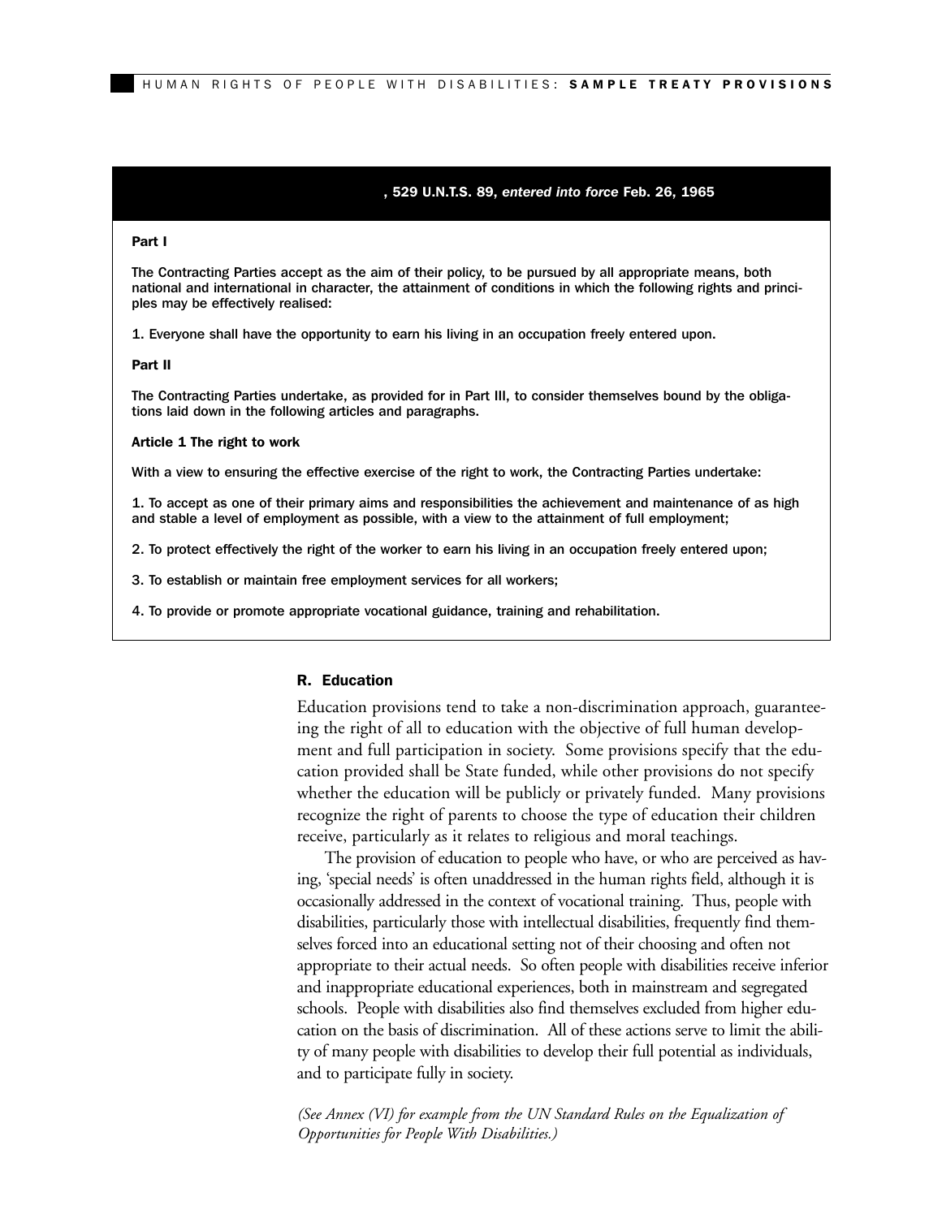**, 529 U.N.T.S. 89, *entered into force* Feb. 26, 1965**

**Part I**

The Contracting Parties accept as the aim of their policy, to be pursued by all appropriate means, both national and international in character, the attainment of conditions in which the following rights and principles may be effectively realised:

1. Everyone shall have the opportunity to earn his living in an occupation freely entered upon.

**Part II**

The Contracting Parties undertake, as provided for in Part III, to consider themselves bound by the obligations laid down in the following articles and paragraphs.

**Article 1 The right to work**

With a view to ensuring the effective exercise of the right to work, the Contracting Parties undertake:

1. To accept as one of their primary aims and responsibilities the achievement and maintenance of as high and stable a level of employment as possible, with a view to the attainment of full employment;
2. To protect effectively the right of the worker to earn his living in an occupation freely entered upon;
3. To establish or maintain free employment services for all workers;
4. To provide or promote appropriate vocational guidance, training and rehabilitation.

### R. Education

Education provisions tend to take a non-discrimination approach, guaranteeing the right of all to education with the objective of full human development and full participation in society. Some provisions specify that the education provided shall be State funded, while other provisions do not specify whether the education will be publicly or privately funded. Many provisions recognize the right of parents to choose the type of education their children receive, particularly as it relates to religious and moral teachings.

The provision of education to people who have, or who are perceived as having, 'special needs' is often unaddressed in the human rights field, although it is occasionally addressed in the context of vocational training. Thus, people with disabilities, particularly those with intellectual disabilities, frequently find themselves forced into an educational setting not of their choosing and often not appropriate to their actual needs. So often people with disabilities receive inferior and inappropriate educational experiences, both in mainstream and segregated schools. People with disabilities also find themselves excluded from higher education on the basis of discrimination. All of these actions serve to limit the ability of many people with disabilities to develop their full potential as individuals, and to participate fully in society.

*(See Annex (VI) for example from the UN Standard Rules on the Equalization of Opportunities for People With Disabilities.)*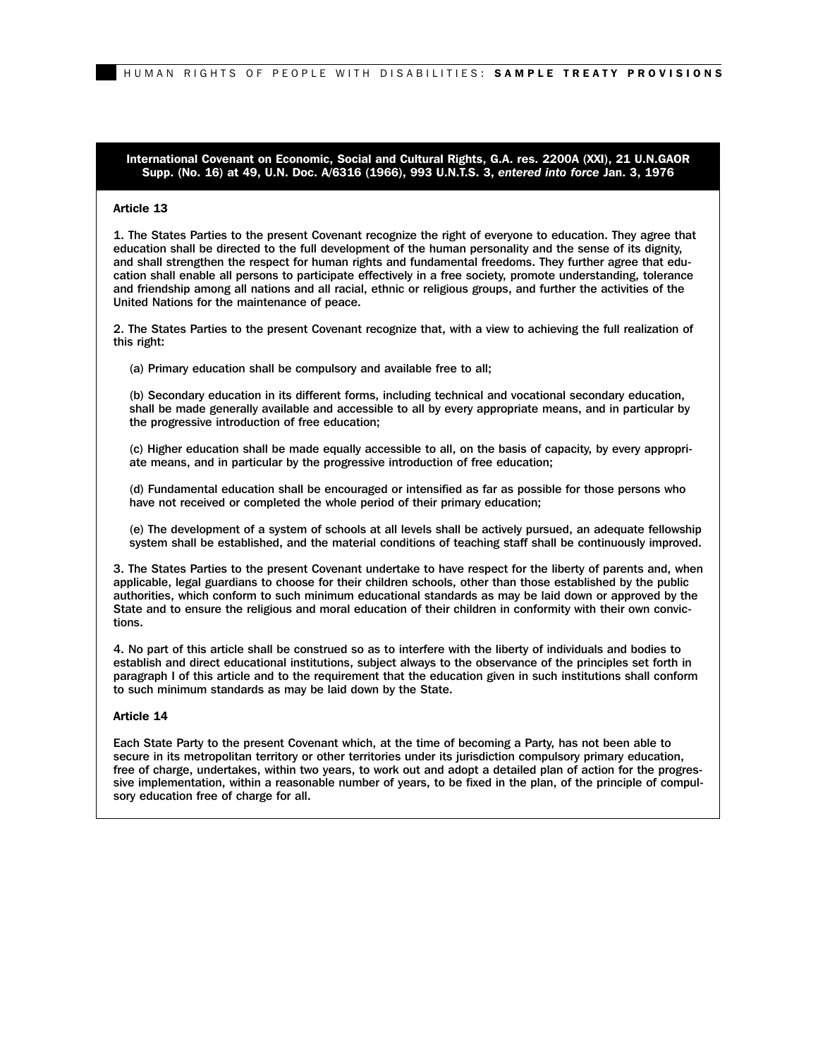**International Covenant on Economic, Social and Cultural Rights, G.A. res. 2200A (XXI), 21 U.N.GAOR Supp. (No. 16) at 49, U.N. Doc. A/6316 (1966), 993 U.N.T.S. 3, *entered into force* Jan. 3, 1976**

**Article 13**

1. The States Parties to the present Covenant recognize the right of everyone to education. They agree that education shall be directed to the full development of the human personality and the sense of its dignity, and shall strengthen the respect for human rights and fundamental freedoms. They further agree that education shall enable all persons to participate effectively in a free society, promote understanding, tolerance and friendship among all nations and all racial, ethnic or religious groups, and further the activities of the United Nations for the maintenance of peace.

2. The States Parties to the present Covenant recognize that, with a view to achieving the full realization of this right:

(a) Primary education shall be compulsory and available free to all;

(b) Secondary education in its different forms, including technical and vocational secondary education, shall be made generally available and accessible to all by every appropriate means, and in particular by the progressive introduction of free education;

(c) Higher education shall be made equally accessible to all, on the basis of capacity, by every appropriate means, and in particular by the progressive introduction of free education;

(d) Fundamental education shall be encouraged or intensified as far as possible for those persons who have not received or completed the whole period of their primary education;

(e) The development of a system of schools at all levels shall be actively pursued, an adequate fellowship system shall be established, and the material conditions of teaching staff shall be continuously improved.

3. The States Parties to the present Covenant undertake to have respect for the liberty of parents and, when applicable, legal guardians to choose for their children schools, other than those established by the public authorities, which conform to such minimum educational standards as may be laid down or approved by the State and to ensure the religious and moral education of their children in conformity with their own convictions.

4. No part of this article shall be construed so as to interfere with the liberty of individuals and bodies to establish and direct educational institutions, subject always to the observance of the principles set forth in paragraph I of this article and to the requirement that the education given in such institutions shall conform to such minimum standards as may be laid down by the State.

**Article 14**

Each State Party to the present Covenant which, at the time of becoming a Party, has not been able to secure in its metropolitan territory or other territories under its jurisdiction compulsory primary education, free of charge, undertakes, within two years, to work out and adopt a detailed plan of action for the progressive implementation, within a reasonable number of years, to be fixed in the plan, of the principle of compulsory education free of charge for all.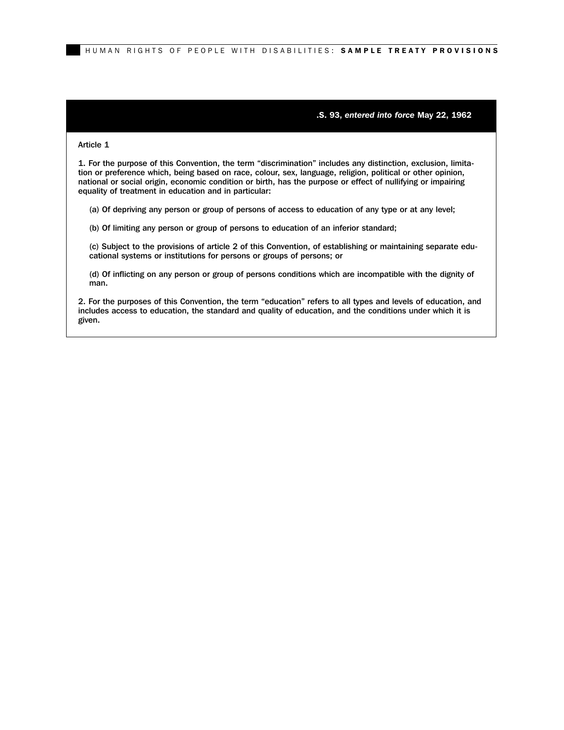**.S. 93, *entered into force* May 22, 1962**

Article 1

1. For the purpose of this Convention, the term “discrimination” includes any distinction, exclusion, limitation or preference which, being based on race, colour, sex, language, religion, political or other opinion, national or social origin, economic condition or birth, has the purpose or effect of nullifying or impairing equality of treatment in education and in particular:

(a) Of depriving any person or group of persons of access to education of any type or at any level;

(b) Of limiting any person or group of persons to education of an inferior standard;

(c) Subject to the provisions of article 2 of this Convention, of establishing or maintaining separate educational systems or institutions for persons or groups of persons; or

(d) Of inflicting on any person or group of persons conditions which are incompatible with the dignity of man.

2. For the purposes of this Convention, the term “education” refers to all types and levels of education, and includes access to education, the standard and quality of education, and the conditions under which it is given.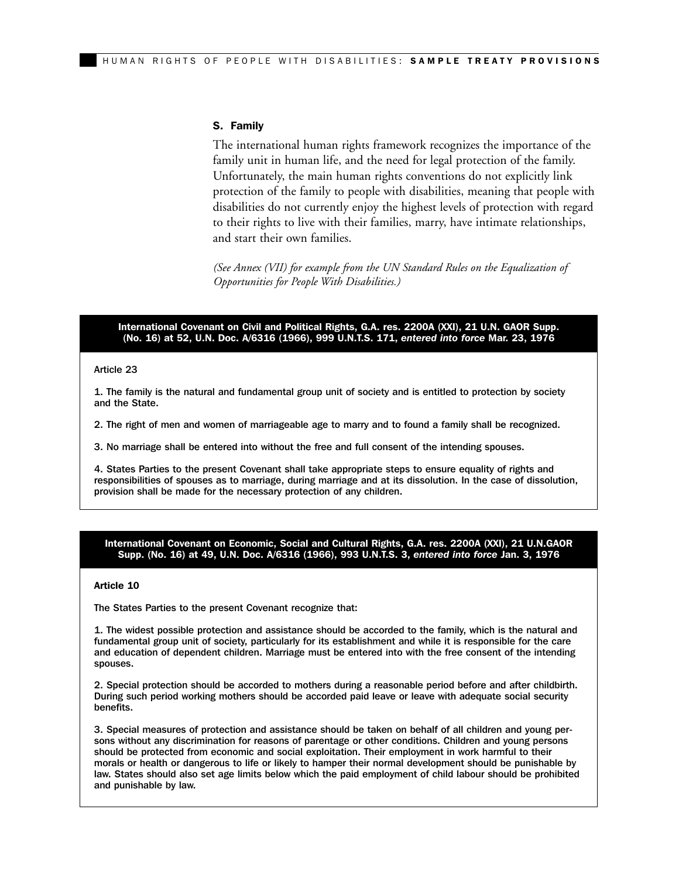### S. Family

The international human rights framework recognizes the importance of the family unit in human life, and the need for legal protection of the family. Unfortunately, the main human rights conventions do not explicitly link protection of the family to people with disabilities, meaning that people with disabilities do not currently enjoy the highest levels of protection with regard to their rights to live with their families, marry, have intimate relationships, and start their own families.

*(See Annex (VII) for example from the UN Standard Rules on the Equalization of Opportunities for People With Disabilities.)*

**International Covenant on Civil and Political Rights, G.A. res. 2200A (XXI), 21 U.N. GAOR Supp. (No. 16) at 52, U.N. Doc. A/6316 (1966), 999 U.N.T.S. 171, *entered into force* Mar. 23, 1976**

Article 23

1. The family is the natural and fundamental group unit of society and is entitled to protection by society and the State.

2. The right of men and women of marriageable age to marry and to found a family shall be recognized.

3. No marriage shall be entered into without the free and full consent of the intending spouses.

4. States Parties to the present Covenant shall take appropriate steps to ensure equality of rights and responsibilities of spouses as to marriage, during marriage and at its dissolution. In the case of dissolution, provision shall be made for the necessary protection of any children.

**International Covenant on Economic, Social and Cultural Rights, G.A. res. 2200A (XXI), 21 U.N.GAOR Supp. (No. 16) at 49, U.N. Doc. A/6316 (1966), 993 U.N.T.S. 3, *entered into force* Jan. 3, 1976**

**Article 10**

The States Parties to the present Covenant recognize that:

1. The widest possible protection and assistance should be accorded to the family, which is the natural and fundamental group unit of society, particularly for its establishment and while it is responsible for the care and education of dependent children. Marriage must be entered into with the free consent of the intending spouses.

2. Special protection should be accorded to mothers during a reasonable period before and after childbirth. During such period working mothers should be accorded paid leave or leave with adequate social security benefits.

3. Special measures of protection and assistance should be taken on behalf of all children and young persons without any discrimination for reasons of parentage or other conditions. Children and young persons should be protected from economic and social exploitation. Their employment in work harmful to their morals or health or dangerous to life or likely to hamper their normal development should be punishable by law. States should also set age limits below which the paid employment of child labour should be prohibited and punishable by law.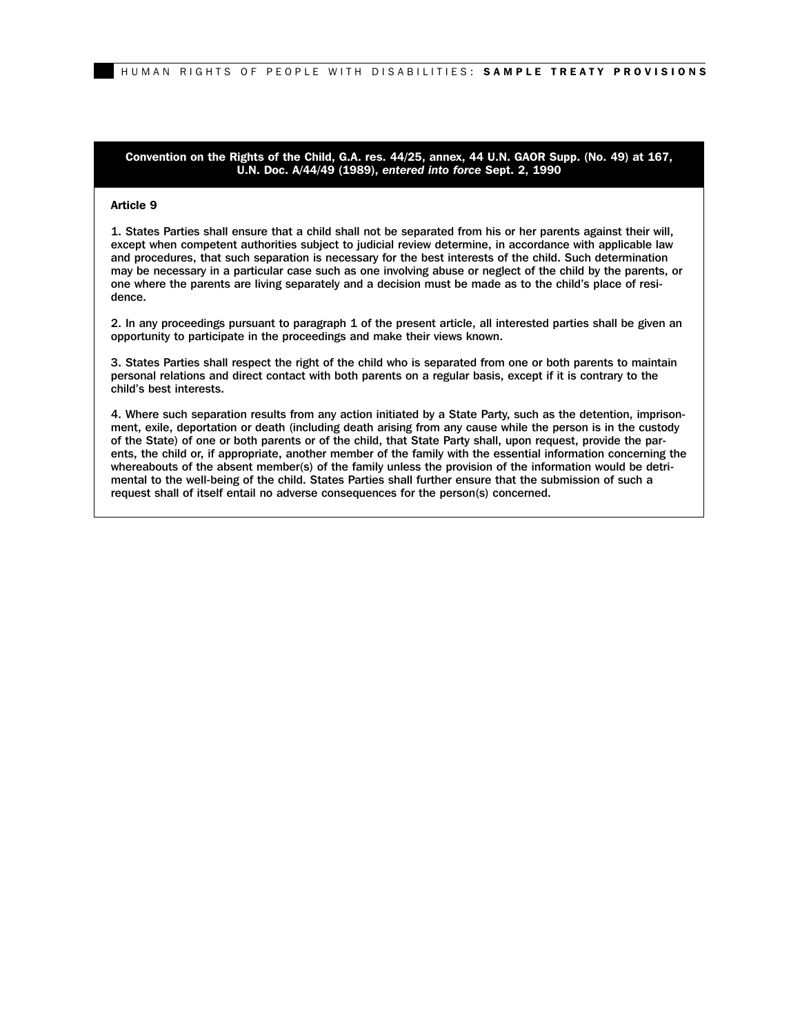**Convention on the Rights of the Child, G.A. res. 44/25, annex, 44 U.N. GAOR Supp. (No. 49) at 167, U.N. Doc. A/44/49 (1989), *entered into force* Sept. 2, 1990**

### Article 9

1. States Parties shall ensure that a child shall not be separated from his or her parents against their will, except when competent authorities subject to judicial review determine, in accordance with applicable law and procedures, that such separation is necessary for the best interests of the child. Such determination may be necessary in a particular case such as one involving abuse or neglect of the child by the parents, or one where the parents are living separately and a decision must be made as to the child's place of residence.

2. In any proceedings pursuant to paragraph 1 of the present article, all interested parties shall be given an opportunity to participate in the proceedings and make their views known.

3. States Parties shall respect the right of the child who is separated from one or both parents to maintain personal relations and direct contact with both parents on a regular basis, except if it is contrary to the child's best interests.

4. Where such separation results from any action initiated by a State Party, such as the detention, imprisonment, exile, deportation or death (including death arising from any cause while the person is in the custody of the State) of one or both parents or of the child, that State Party shall, upon request, provide the parents, the child or, if appropriate, another member of the family with the essential information concerning the whereabouts of the absent member(s) of the family unless the provision of the information would be detrimental to the well-being of the child. States Parties shall further ensure that the submission of such a request shall of itself entail no adverse consequences for the person(s) concerned.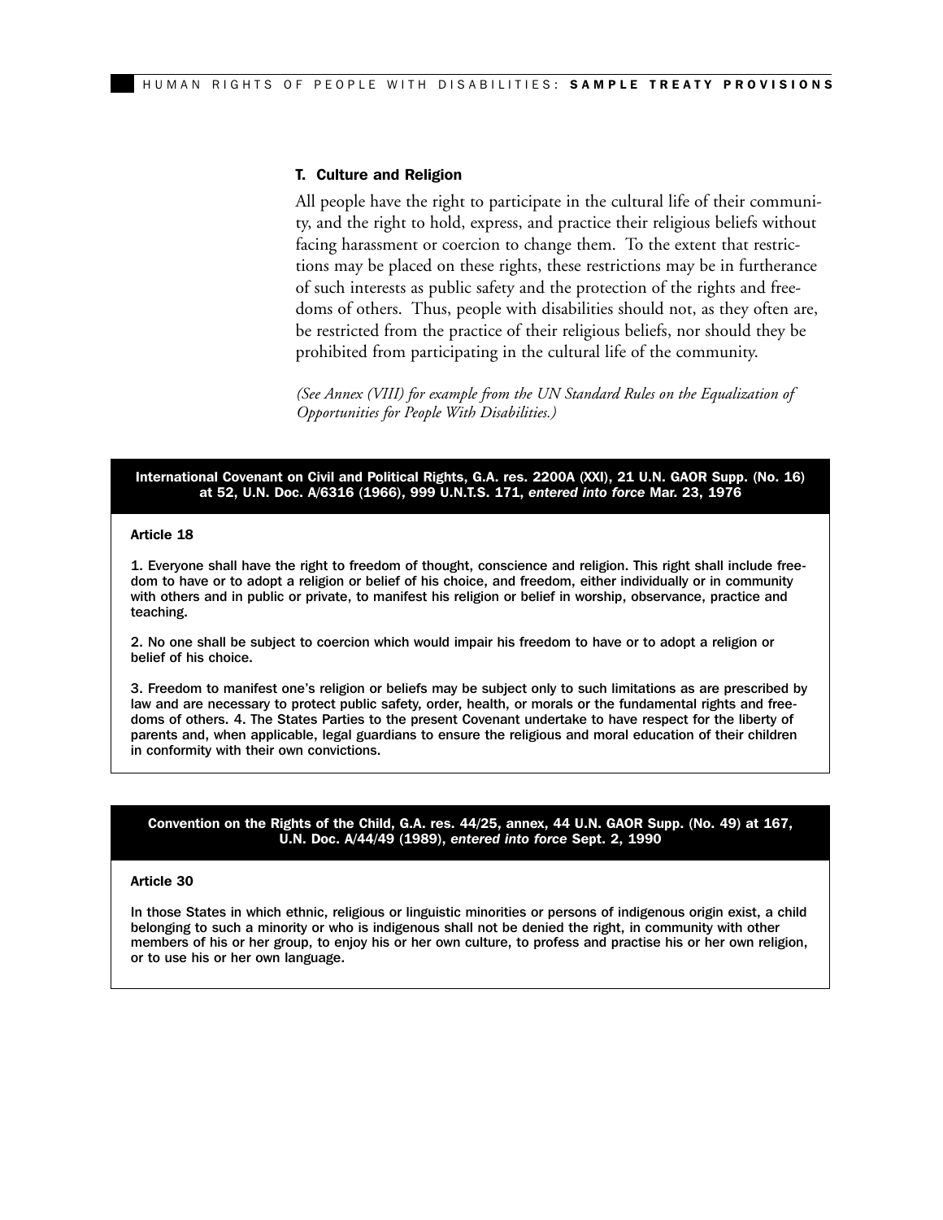### T. Culture and Religion

All people have the right to participate in the cultural life of their community, and the right to hold, express, and practice their religious beliefs without facing harassment or coercion to change them. To the extent that restrictions may be placed on these rights, these restrictions may be in furtherance of such interests as public safety and the protection of the rights and freedoms of others. Thus, people with disabilities should not, as they often are, be restricted from the practice of their religious beliefs, nor should they be prohibited from participating in the cultural life of the community.

*(See Annex (VIII) for example from the UN Standard Rules on the Equalization of Opportunities for People With Disabilities.)*

**International Covenant on Civil and Political Rights, G.A. res. 2200A (XXI), 21 U.N. GAOR Supp. (No. 16) at 52, U.N. Doc. A/6316 (1966), 999 U.N.T.S. 171, *entered into force* Mar. 23, 1976**

**Article 18**

1. Everyone shall have the right to freedom of thought, conscience and religion. This right shall include freedom to have or to adopt a religion or belief of his choice, and freedom, either individually or in community with others and in public or private, to manifest his religion or belief in worship, observance, practice and teaching.

2. No one shall be subject to coercion which would impair his freedom to have or to adopt a religion or belief of his choice.

3. Freedom to manifest one's religion or beliefs may be subject only to such limitations as are prescribed by law and are necessary to protect public safety, order, health, or morals or the fundamental rights and freedoms of others. 4. The States Parties to the present Covenant undertake to have respect for the liberty of parents and, when applicable, legal guardians to ensure the religious and moral education of their children in conformity with their own convictions.

**Convention on the Rights of the Child, G.A. res. 44/25, annex, 44 U.N. GAOR Supp. (No. 49) at 167, U.N. Doc. A/44/49 (1989), *entered into force* Sept. 2, 1990**

**Article 30**

In those States in which ethnic, religious or linguistic minorities or persons of indigenous origin exist, a child belonging to such a minority or who is indigenous shall not be denied the right, in community with other members of his or her group, to enjoy his or her own culture, to profess and practise his or her own religion, or to use his or her own language.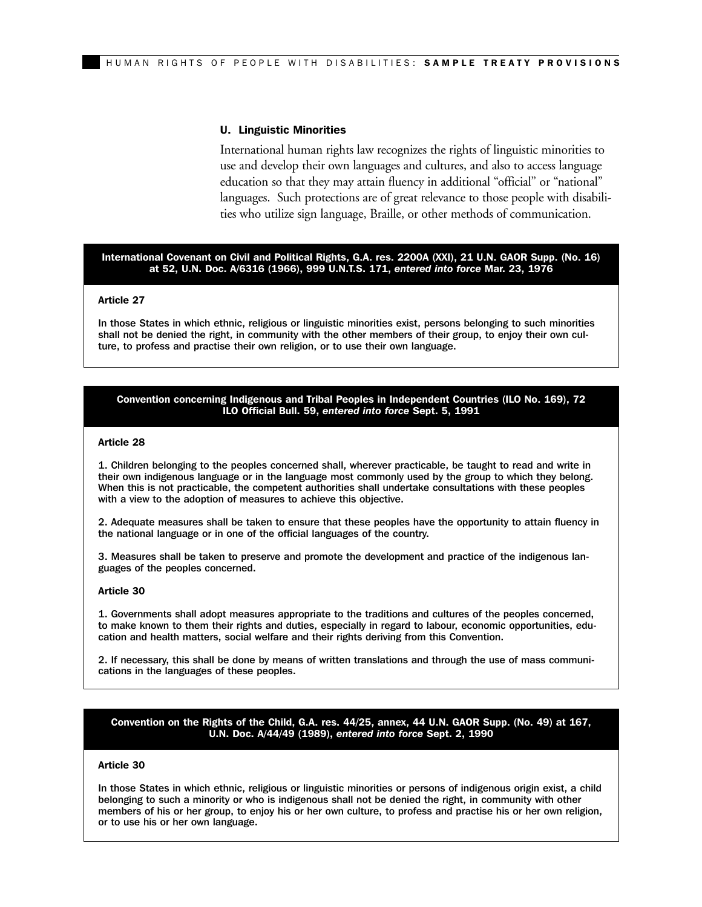### U. Linguistic Minorities

International human rights law recognizes the rights of linguistic minorities to use and develop their own languages and cultures, and also to access language education so that they may attain fluency in additional "official" or "national" languages. Such protections are of great relevance to those people with disabilities who utilize sign language, Braille, or other methods of communication.

**International Covenant on Civil and Political Rights, G.A. res. 2200A (XXI), 21 U.N. GAOR Supp. (No. 16) at 52, U.N. Doc. A/6316 (1966), 999 U.N.T.S. 171, *entered into force* Mar. 23, 1976**

**Article 27**

In those States in which ethnic, religious or linguistic minorities exist, persons belonging to such minorities shall not be denied the right, in community with the other members of their group, to enjoy their own culture, to profess and practise their own religion, or to use their own language.

**Convention concerning Indigenous and Tribal Peoples in Independent Countries (ILO No. 169), 72 ILO Official Bull. 59, *entered into force* Sept. 5, 1991**

**Article 28**

1. Children belonging to the peoples concerned shall, wherever practicable, be taught to read and write in their own indigenous language or in the language most commonly used by the group to which they belong. When this is not practicable, the competent authorities shall undertake consultations with these peoples with a view to the adoption of measures to achieve this objective.

2. Adequate measures shall be taken to ensure that these peoples have the opportunity to attain fluency in the national language or in one of the official languages of the country.

3. Measures shall be taken to preserve and promote the development and practice of the indigenous languages of the peoples concerned.

**Article 30**

1. Governments shall adopt measures appropriate to the traditions and cultures of the peoples concerned, to make known to them their rights and duties, especially in regard to labour, economic opportunities, education and health matters, social welfare and their rights deriving from this Convention.

2. If necessary, this shall be done by means of written translations and through the use of mass communications in the languages of these peoples.

**Convention on the Rights of the Child, G.A. res. 44/25, annex, 44 U.N. GAOR Supp. (No. 49) at 167, U.N. Doc. A/44/49 (1989), *entered into force* Sept. 2, 1990**

**Article 30**

In those States in which ethnic, religious or linguistic minorities or persons of indigenous origin exist, a child belonging to such a minority or who is indigenous shall not be denied the right, in community with other members of his or her group, to enjoy his or her own culture, to profess and practise his or her own religion, or to use his or her own language.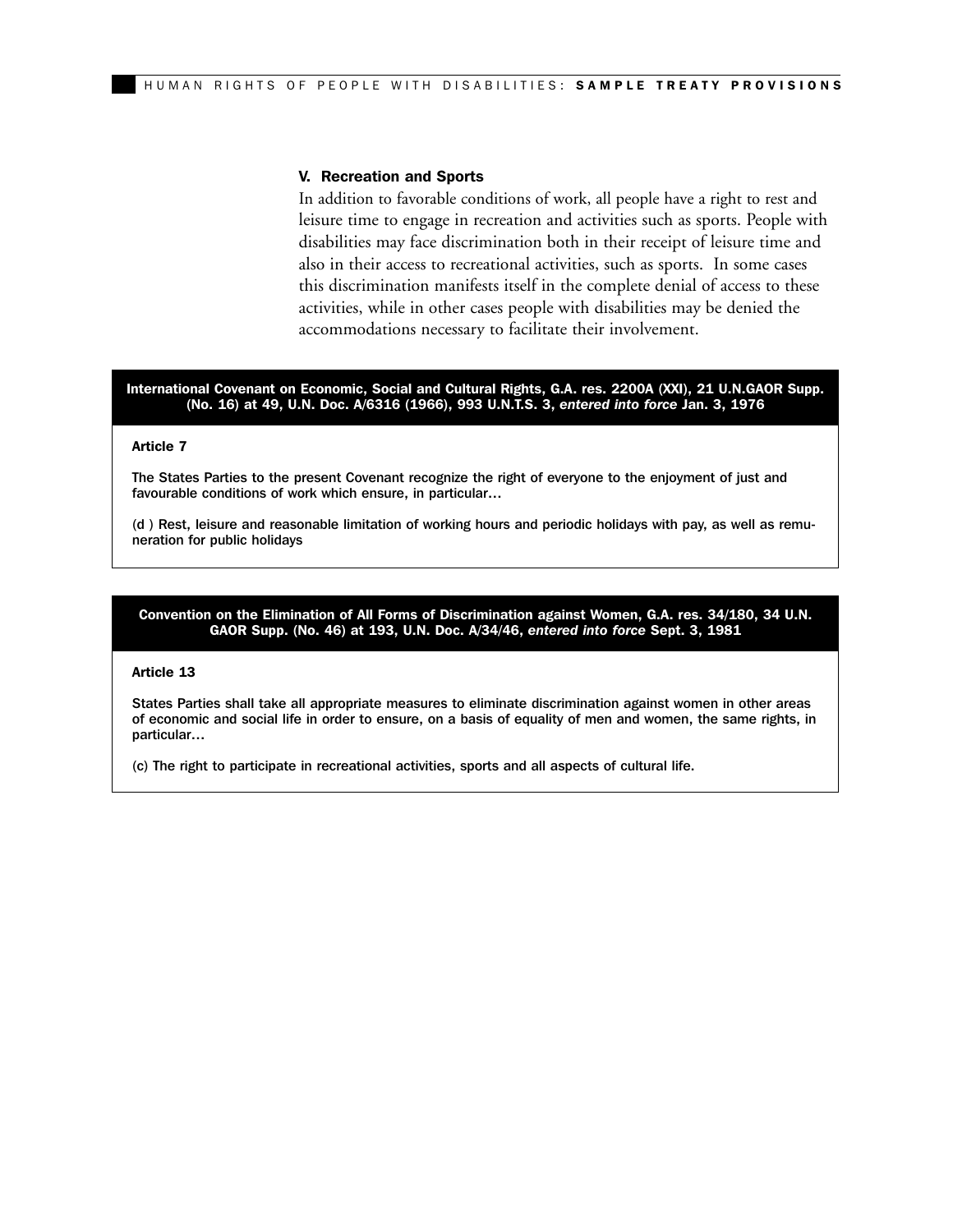## V. Recreation and Sports

In addition to favorable conditions of work, all people have a right to rest and leisure time to engage in recreation and activities such as sports. People with disabilities may face discrimination both in their receipt of leisure time and also in their access to recreational activities, such as sports. In some cases this discrimination manifests itself in the complete denial of access to these activities, while in other cases people with disabilities may be denied the accommodations necessary to facilitate their involvement.

**International Covenant on Economic, Social and Cultural Rights, G.A. res. 2200A (XXI), 21 U.N.GAOR Supp. (No. 16) at 49, U.N. Doc. A/6316 (1966), 993 U.N.T.S. 3, *entered into force* Jan. 3, 1976**

**Article 7**

The States Parties to the present Covenant recognize the right of everyone to the enjoyment of just and favourable conditions of work which ensure, in particular…

(d ) Rest, leisure and reasonable limitation of working hours and periodic holidays with pay, as well as remuneration for public holidays

**Convention on the Elimination of All Forms of Discrimination against Women, G.A. res. 34/180, 34 U.N. GAOR Supp. (No. 46) at 193, U.N. Doc. A/34/46, *entered into force* Sept. 3, 1981**

**Article 13**

States Parties shall take all appropriate measures to eliminate discrimination against women in other areas of economic and social life in order to ensure, on a basis of equality of men and women, the same rights, in particular…

(c) The right to participate in recreational activities, sports and all aspects of cultural life.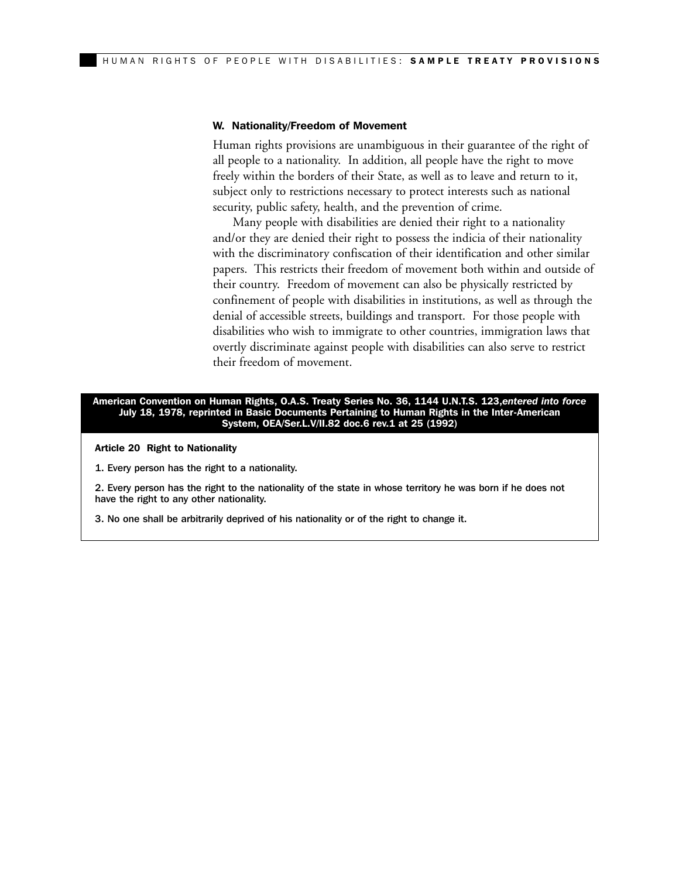### W. Nationality/Freedom of Movement

Human rights provisions are unambiguous in their guarantee of the right of all people to a nationality. In addition, all people have the right to move freely within the borders of their State, as well as to leave and return to it, subject only to restrictions necessary to protect interests such as national security, public safety, health, and the prevention of crime.

Many people with disabilities are denied their right to a nationality and/or they are denied their right to possess the indicia of their nationality with the discriminatory confiscation of their identification and other similar papers. This restricts their freedom of movement both within and outside of their country. Freedom of movement can also be physically restricted by confinement of people with disabilities in institutions, as well as through the denial of accessible streets, buildings and transport. For those people with disabilities who wish to immigrate to other countries, immigration laws that overtly discriminate against people with disabilities can also serve to restrict their freedom of movement.

**American Convention on Human Rights, O.A.S. Treaty Series No. 36, 1144 U.N.T.S. 123,*entered into force* July 18, 1978, reprinted in Basic Documents Pertaining to Human Rights in the Inter-American System, OEA/Ser.L.V/II.82 doc.6 rev.1 at 25 (1992)**

**Article 20 Right to Nationality**

1. Every person has the right to a nationality.

2. Every person has the right to the nationality of the state in whose territory he was born if he does not have the right to any other nationality.

3. No one shall be arbitrarily deprived of his nationality or of the right to change it.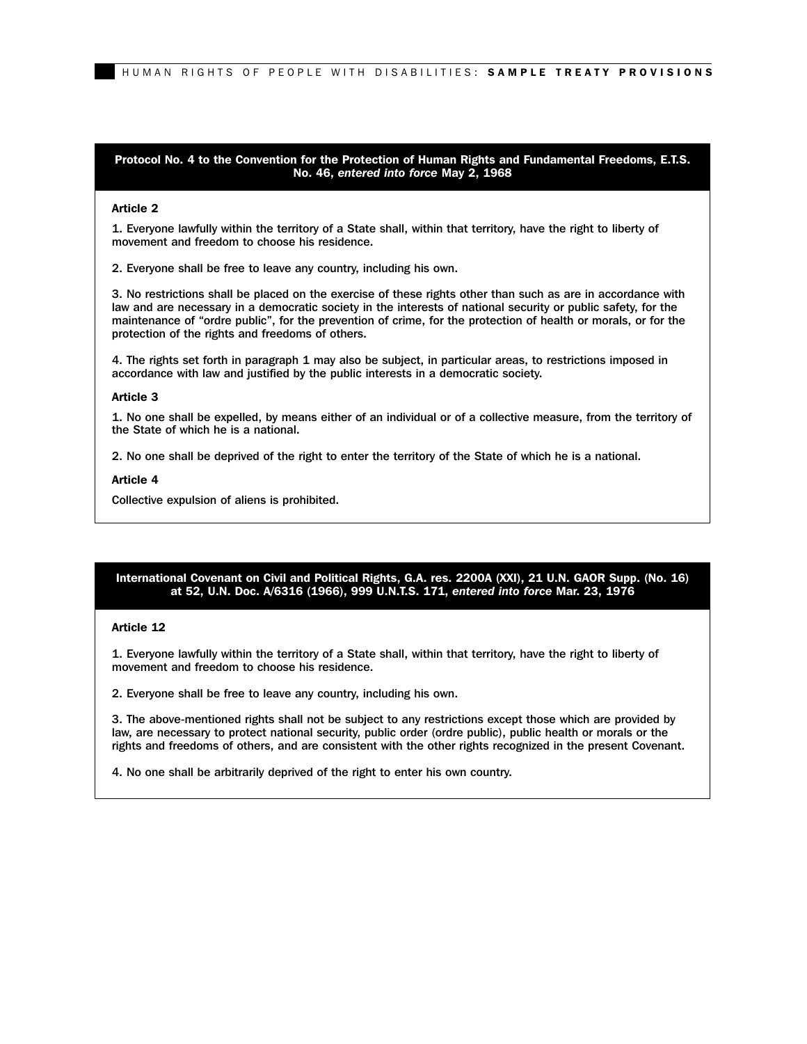## Protocol No. 4 to the Convention for the Protection of Human Rights and Fundamental Freedoms, E.T.S. No. 46, *entered into force* May 2, 1968

**Article 2**

1. Everyone lawfully within the territory of a State shall, within that territory, have the right to liberty of movement and freedom to choose his residence.

2. Everyone shall be free to leave any country, including his own.

3. No restrictions shall be placed on the exercise of these rights other than such as are in accordance with law and are necessary in a democratic society in the interests of national security or public safety, for the maintenance of "ordre public", for the prevention of crime, for the protection of health or morals, or for the protection of the rights and freedoms of others.

4. The rights set forth in paragraph 1 may also be subject, in particular areas, to restrictions imposed in accordance with law and justified by the public interests in a democratic society.

**Article 3**

1. No one shall be expelled, by means either of an individual or of a collective measure, from the territory of the State of which he is a national.

2. No one shall be deprived of the right to enter the territory of the State of which he is a national.

**Article 4**

Collective expulsion of aliens is prohibited.

## International Covenant on Civil and Political Rights, G.A. res. 2200A (XXI), 21 U.N. GAOR Supp. (No. 16) at 52, U.N. Doc. A/6316 (1966), 999 U.N.T.S. 171, *entered into force* Mar. 23, 1976

**Article 12**

1. Everyone lawfully within the territory of a State shall, within that territory, have the right to liberty of movement and freedom to choose his residence.

2. Everyone shall be free to leave any country, including his own.

3. The above-mentioned rights shall not be subject to any restrictions except those which are provided by law, are necessary to protect national security, public order (ordre public), public health or morals or the rights and freedoms of others, and are consistent with the other rights recognized in the present Covenant.

4. No one shall be arbitrarily deprived of the right to enter his own country.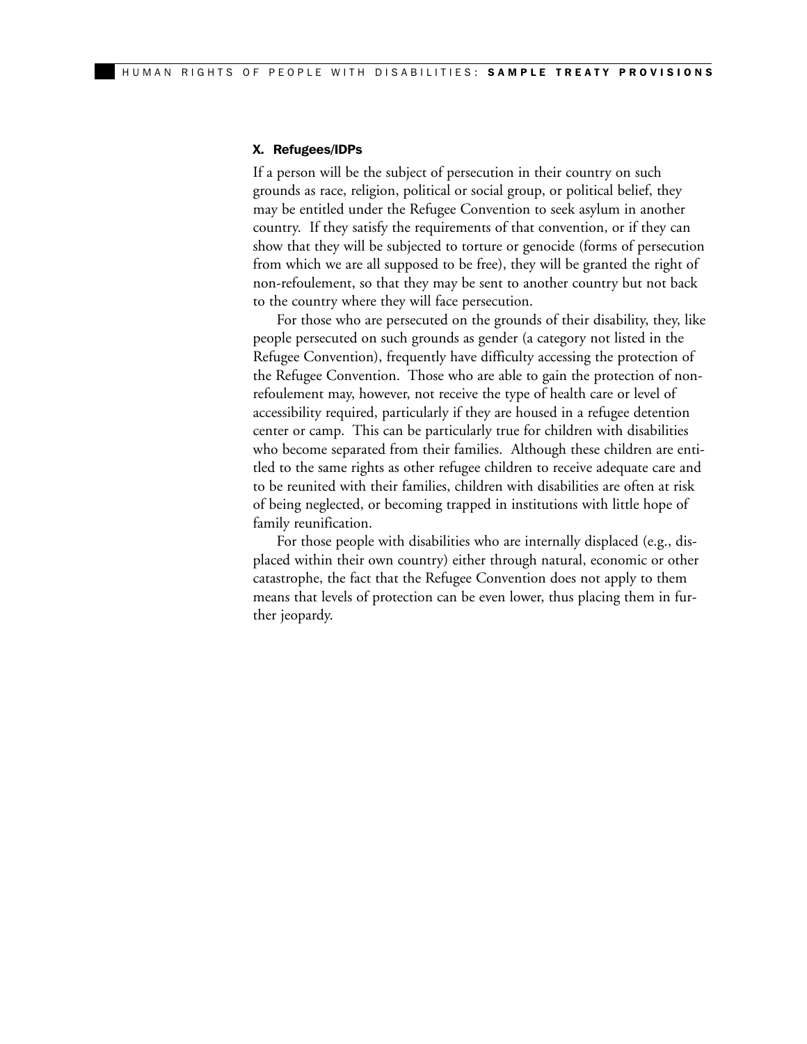### X. Refugees/IDPs

If a person will be the subject of persecution in their country on such grounds as race, religion, political or social group, or political belief, they may be entitled under the Refugee Convention to seek asylum in another country. If they satisfy the requirements of that convention, or if they can show that they will be subjected to torture or genocide (forms of persecution from which we are all supposed to be free), they will be granted the right of non-refoulement, so that they may be sent to another country but not back to the country where they will face persecution.

For those who are persecuted on the grounds of their disability, they, like people persecuted on such grounds as gender (a category not listed in the Refugee Convention), frequently have difficulty accessing the protection of the Refugee Convention. Those who are able to gain the protection of non-refoulement may, however, not receive the type of health care or level of accessibility required, particularly if they are housed in a refugee detention center or camp. This can be particularly true for children with disabilities who become separated from their families. Although these children are entitled to the same rights as other refugee children to receive adequate care and to be reunited with their families, children with disabilities are often at risk of being neglected, or becoming trapped in institutions with little hope of family reunification.

For those people with disabilities who are internally displaced (e.g., displaced within their own country) either through natural, economic or other catastrophe, the fact that the Refugee Convention does not apply to them means that levels of protection can be even lower, thus placing them in further jeopardy.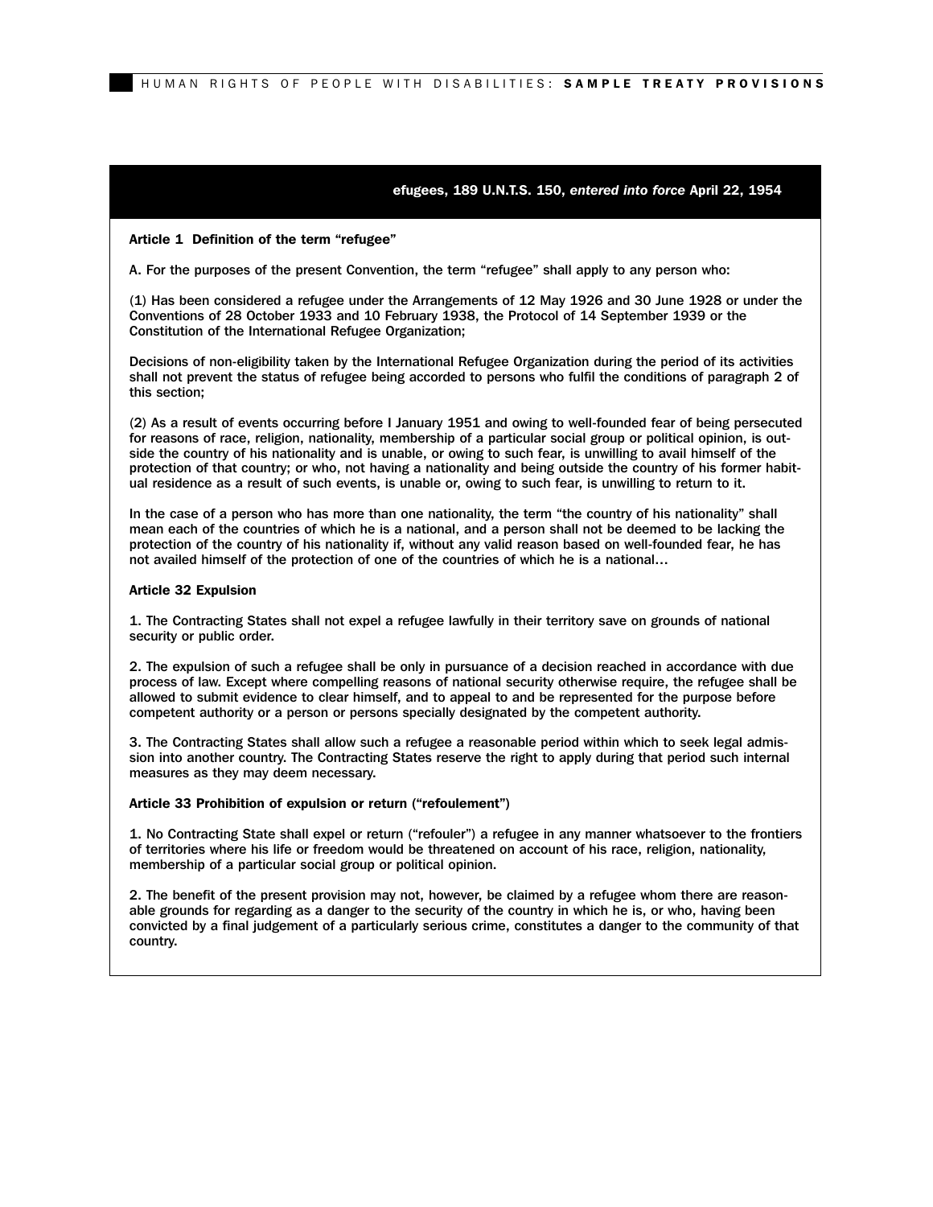**efugees, 189 U.N.T.S. 150, *entered into force* April 22, 1954**

**Article 1 Definition of the term "refugee"**

A. For the purposes of the present Convention, the term "refugee" shall apply to any person who:

(1) Has been considered a refugee under the Arrangements of 12 May 1926 and 30 June 1928 or under the Conventions of 28 October 1933 and 10 February 1938, the Protocol of 14 September 1939 or the Constitution of the International Refugee Organization;

Decisions of non-eligibility taken by the International Refugee Organization during the period of its activities shall not prevent the status of refugee being accorded to persons who fulfil the conditions of paragraph 2 of this section;

(2) As a result of events occurring before I January 1951 and owing to well-founded fear of being persecuted for reasons of race, religion, nationality, membership of a particular social group or political opinion, is outside the country of his nationality and is unable, or owing to such fear, is unwilling to avail himself of the protection of that country; or who, not having a nationality and being outside the country of his former habitual residence as a result of such events, is unable or, owing to such fear, is unwilling to return to it.

In the case of a person who has more than one nationality, the term "the country of his nationality" shall mean each of the countries of which he is a national, and a person shall not be deemed to be lacking the protection of the country of his nationality if, without any valid reason based on well-founded fear, he has not availed himself of the protection of one of the countries of which he is a national…

**Article 32 Expulsion**

1. The Contracting States shall not expel a refugee lawfully in their territory save on grounds of national security or public order.

2. The expulsion of such a refugee shall be only in pursuance of a decision reached in accordance with due process of law. Except where compelling reasons of national security otherwise require, the refugee shall be allowed to submit evidence to clear himself, and to appeal to and be represented for the purpose before competent authority or a person or persons specially designated by the competent authority.

3. The Contracting States shall allow such a refugee a reasonable period within which to seek legal admission into another country. The Contracting States reserve the right to apply during that period such internal measures as they may deem necessary.

**Article 33 Prohibition of expulsion or return ("refoulement")**

1. No Contracting State shall expel or return ("refouler") a refugee in any manner whatsoever to the frontiers of territories where his life or freedom would be threatened on account of his race, religion, nationality, membership of a particular social group or political opinion.

2. The benefit of the present provision may not, however, be claimed by a refugee whom there are reasonable grounds for regarding as a danger to the security of the country in which he is, or who, having been convicted by a final judgement of a particularly serious crime, constitutes a danger to the community of that country.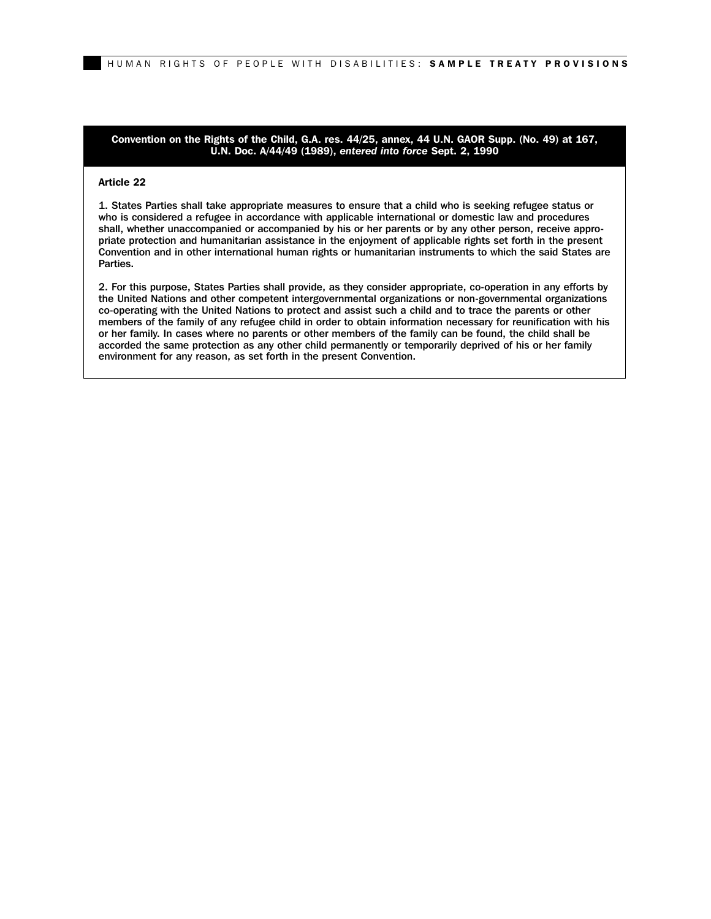**Convention on the Rights of the Child, G.A. res. 44/25, annex, 44 U.N. GAOR Supp. (No. 49) at 167, U.N. Doc. A/44/49 (1989), *entered into force* Sept. 2, 1990**

**Article 22**

1. States Parties shall take appropriate measures to ensure that a child who is seeking refugee status or who is considered a refugee in accordance with applicable international or domestic law and procedures shall, whether unaccompanied or accompanied by his or her parents or by any other person, receive appropriate protection and humanitarian assistance in the enjoyment of applicable rights set forth in the present Convention and in other international human rights or humanitarian instruments to which the said States are Parties.

2. For this purpose, States Parties shall provide, as they consider appropriate, co-operation in any efforts by the United Nations and other competent intergovernmental organizations or non-governmental organizations co-operating with the United Nations to protect and assist such a child and to trace the parents or other members of the family of any refugee child in order to obtain information necessary for reunification with his or her family. In cases where no parents or other members of the family can be found, the child shall be accorded the same protection as any other child permanently or temporarily deprived of his or her family environment for any reason, as set forth in the present Convention.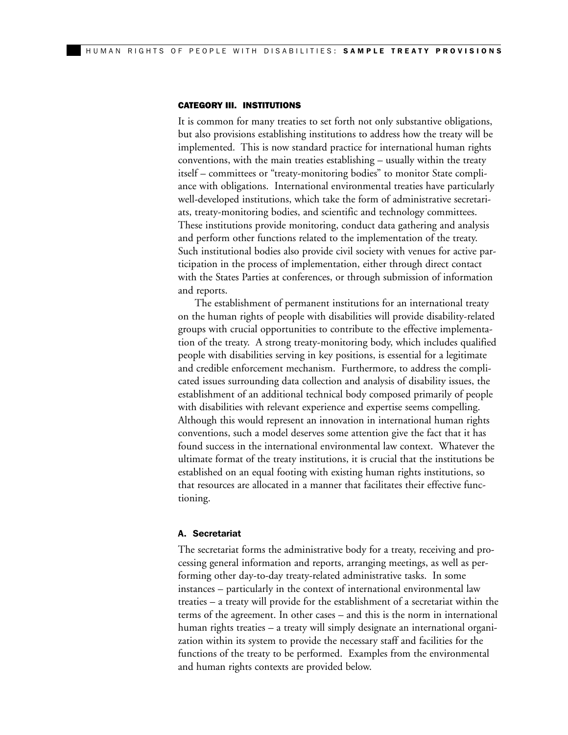### CATEGORY III. INSTITUTIONS

It is common for many treaties to set forth not only substantive obligations, but also provisions establishing institutions to address how the treaty will be implemented. This is now standard practice for international human rights conventions, with the main treaties establishing – usually within the treaty itself – committees or "treaty-monitoring bodies" to monitor State compliance with obligations. International environmental treaties have particularly well-developed institutions, which take the form of administrative secretariats, treaty-monitoring bodies, and scientific and technology committees. These institutions provide monitoring, conduct data gathering and analysis and perform other functions related to the implementation of the treaty. Such institutional bodies also provide civil society with venues for active participation in the process of implementation, either through direct contact with the States Parties at conferences, or through submission of information and reports.

The establishment of permanent institutions for an international treaty on the human rights of people with disabilities will provide disability-related groups with crucial opportunities to contribute to the effective implementation of the treaty. A strong treaty-monitoring body, which includes qualified people with disabilities serving in key positions, is essential for a legitimate and credible enforcement mechanism. Furthermore, to address the complicated issues surrounding data collection and analysis of disability issues, the establishment of an additional technical body composed primarily of people with disabilities with relevant experience and expertise seems compelling. Although this would represent an innovation in international human rights conventions, such a model deserves some attention give the fact that it has found success in the international environmental law context. Whatever the ultimate format of the treaty institutions, it is crucial that the institutions be established on an equal footing with existing human rights institutions, so that resources are allocated in a manner that facilitates their effective functioning.

#### A. Secretariat

The secretariat forms the administrative body for a treaty, receiving and processing general information and reports, arranging meetings, as well as performing other day-to-day treaty-related administrative tasks. In some instances – particularly in the context of international environmental law treaties – a treaty will provide for the establishment of a secretariat within the terms of the agreement. In other cases – and this is the norm in international human rights treaties – a treaty will simply designate an international organization within its system to provide the necessary staff and facilities for the functions of the treaty to be performed. Examples from the environmental and human rights contexts are provided below.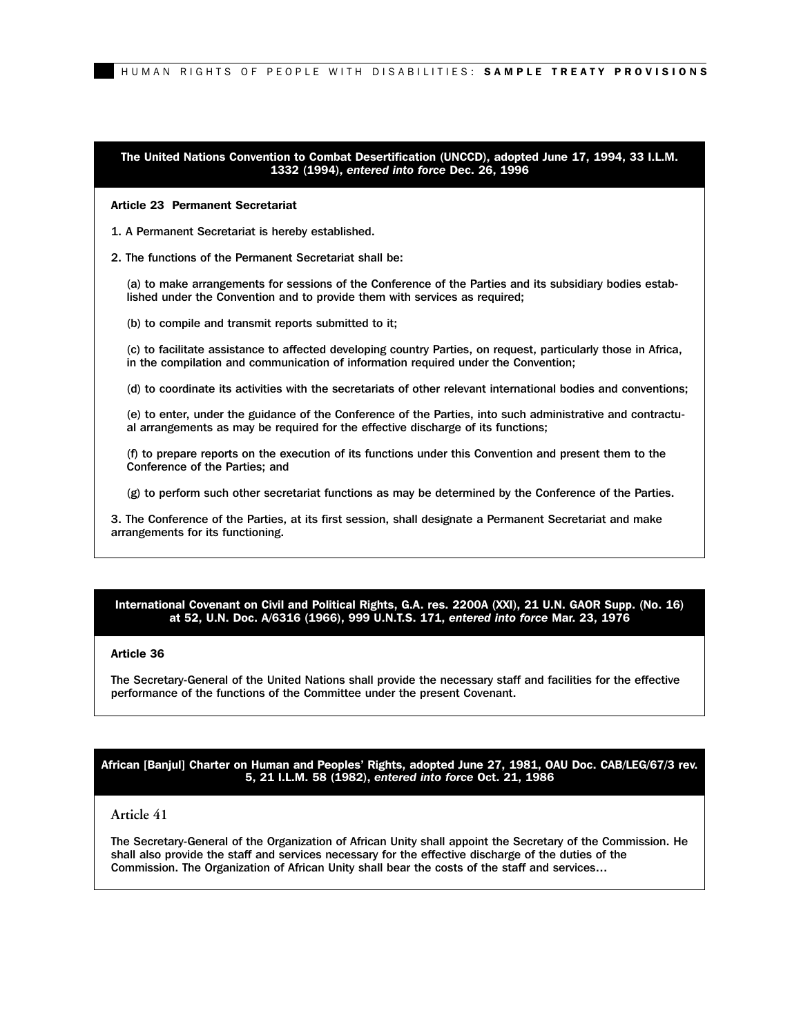**The United Nations Convention to Combat Desertification (UNCCD), adopted June 17, 1994, 33 I.L.M. 1332 (1994), *entered into force* Dec. 26, 1996**

**Article 23 Permanent Secretariat**

1. A Permanent Secretariat is hereby established.

2. The functions of the Permanent Secretariat shall be:

(a) to make arrangements for sessions of the Conference of the Parties and its subsidiary bodies established under the Convention and to provide them with services as required;

(b) to compile and transmit reports submitted to it;

(c) to facilitate assistance to affected developing country Parties, on request, particularly those in Africa, in the compilation and communication of information required under the Convention;

(d) to coordinate its activities with the secretariats of other relevant international bodies and conventions;

(e) to enter, under the guidance of the Conference of the Parties, into such administrative and contractual arrangements as may be required for the effective discharge of its functions;

(f) to prepare reports on the execution of its functions under this Convention and present them to the Conference of the Parties; and

(g) to perform such other secretariat functions as may be determined by the Conference of the Parties.

3. The Conference of the Parties, at its first session, shall designate a Permanent Secretariat and make arrangements for its functioning.

**International Covenant on Civil and Political Rights, G.A. res. 2200A (XXI), 21 U.N. GAOR Supp. (No. 16) at 52, U.N. Doc. A/6316 (1966), 999 U.N.T.S. 171, *entered into force* Mar. 23, 1976**

**Article 36**

The Secretary-General of the United Nations shall provide the necessary staff and facilities for the effective performance of the functions of the Committee under the present Covenant.

**African [Banjul] Charter on Human and Peoples' Rights, adopted June 27, 1981, OAU Doc. CAB/LEG/67/3 rev. 5, 21 I.L.M. 58 (1982), *entered into force* Oct. 21, 1986**

**Article 41**

The Secretary-General of the Organization of African Unity shall appoint the Secretary of the Commission. He shall also provide the staff and services necessary for the effective discharge of the duties of the Commission. The Organization of African Unity shall bear the costs of the staff and services…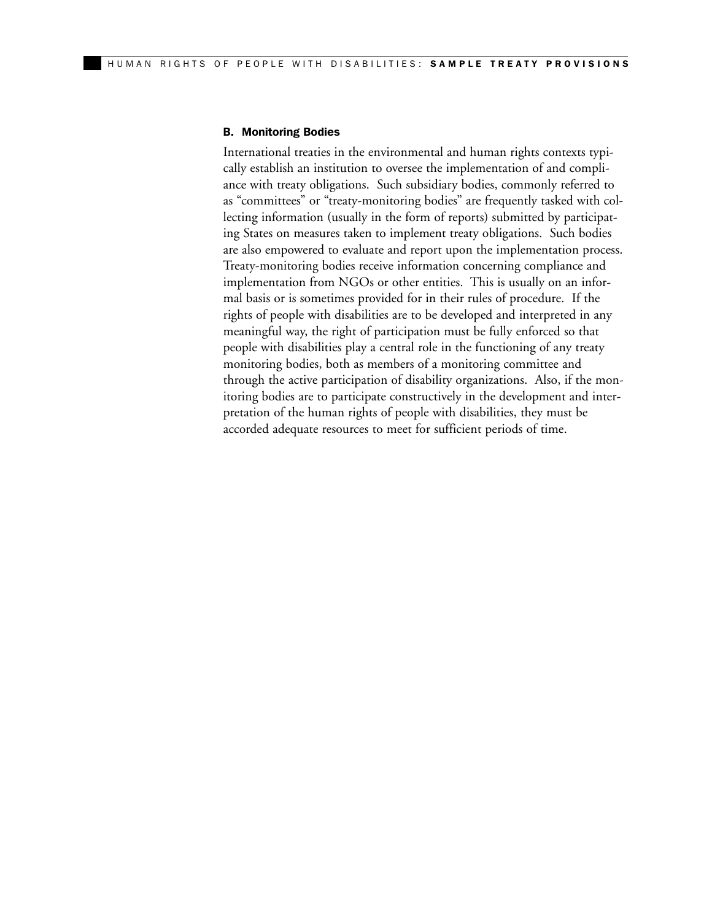### B. Monitoring Bodies

International treaties in the environmental and human rights contexts typically establish an institution to oversee the implementation of and compliance with treaty obligations. Such subsidiary bodies, commonly referred to as "committees" or "treaty-monitoring bodies" are frequently tasked with collecting information (usually in the form of reports) submitted by participating States on measures taken to implement treaty obligations. Such bodies are also empowered to evaluate and report upon the implementation process. Treaty-monitoring bodies receive information concerning compliance and implementation from NGOs or other entities. This is usually on an informal basis or is sometimes provided for in their rules of procedure. If the rights of people with disabilities are to be developed and interpreted in any meaningful way, the right of participation must be fully enforced so that people with disabilities play a central role in the functioning of any treaty monitoring bodies, both as members of a monitoring committee and through the active participation of disability organizations. Also, if the monitoring bodies are to participate constructively in the development and interpretation of the human rights of people with disabilities, they must be accorded adequate resources to meet for sufficient periods of time.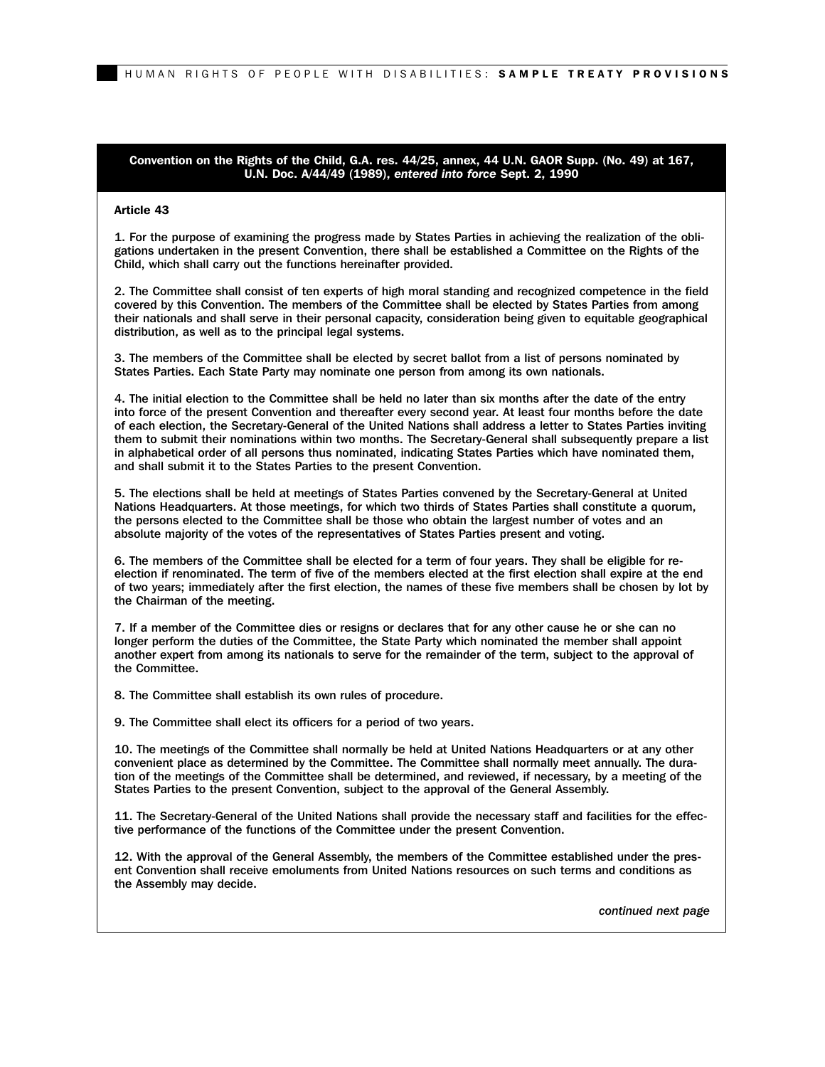**Convention on the Rights of the Child, G.A. res. 44/25, annex, 44 U.N. GAOR Supp. (No. 49) at 167, U.N. Doc. A/44/49 (1989), *entered into force* Sept. 2, 1990**

**Article 43**

1. For the purpose of examining the progress made by States Parties in achieving the realization of the obligations undertaken in the present Convention, there shall be established a Committee on the Rights of the Child, which shall carry out the functions hereinafter provided.

2. The Committee shall consist of ten experts of high moral standing and recognized competence in the field covered by this Convention. The members of the Committee shall be elected by States Parties from among their nationals and shall serve in their personal capacity, consideration being given to equitable geographical distribution, as well as to the principal legal systems.

3. The members of the Committee shall be elected by secret ballot from a list of persons nominated by States Parties. Each State Party may nominate one person from among its own nationals.

4. The initial election to the Committee shall be held no later than six months after the date of the entry into force of the present Convention and thereafter every second year. At least four months before the date of each election, the Secretary-General of the United Nations shall address a letter to States Parties inviting them to submit their nominations within two months. The Secretary-General shall subsequently prepare a list in alphabetical order of all persons thus nominated, indicating States Parties which have nominated them, and shall submit it to the States Parties to the present Convention.

5. The elections shall be held at meetings of States Parties convened by the Secretary-General at United Nations Headquarters. At those meetings, for which two thirds of States Parties shall constitute a quorum, the persons elected to the Committee shall be those who obtain the largest number of votes and an absolute majority of the votes of the representatives of States Parties present and voting.

6. The members of the Committee shall be elected for a term of four years. They shall be eligible for re-election if renominated. The term of five of the members elected at the first election shall expire at the end of two years; immediately after the first election, the names of these five members shall be chosen by lot by the Chairman of the meeting.

7. If a member of the Committee dies or resigns or declares that for any other cause he or she can no longer perform the duties of the Committee, the State Party which nominated the member shall appoint another expert from among its nationals to serve for the remainder of the term, subject to the approval of the Committee.

8. The Committee shall establish its own rules of procedure.

9. The Committee shall elect its officers for a period of two years.

10. The meetings of the Committee shall normally be held at United Nations Headquarters or at any other convenient place as determined by the Committee. The Committee shall normally meet annually. The duration of the meetings of the Committee shall be determined, and reviewed, if necessary, by a meeting of the States Parties to the present Convention, subject to the approval of the General Assembly.

11. The Secretary-General of the United Nations shall provide the necessary staff and facilities for the effective performance of the functions of the Committee under the present Convention.

12. With the approval of the General Assembly, the members of the Committee established under the present Convention shall receive emoluments from United Nations resources on such terms and conditions as the Assembly may decide.

*continued next page*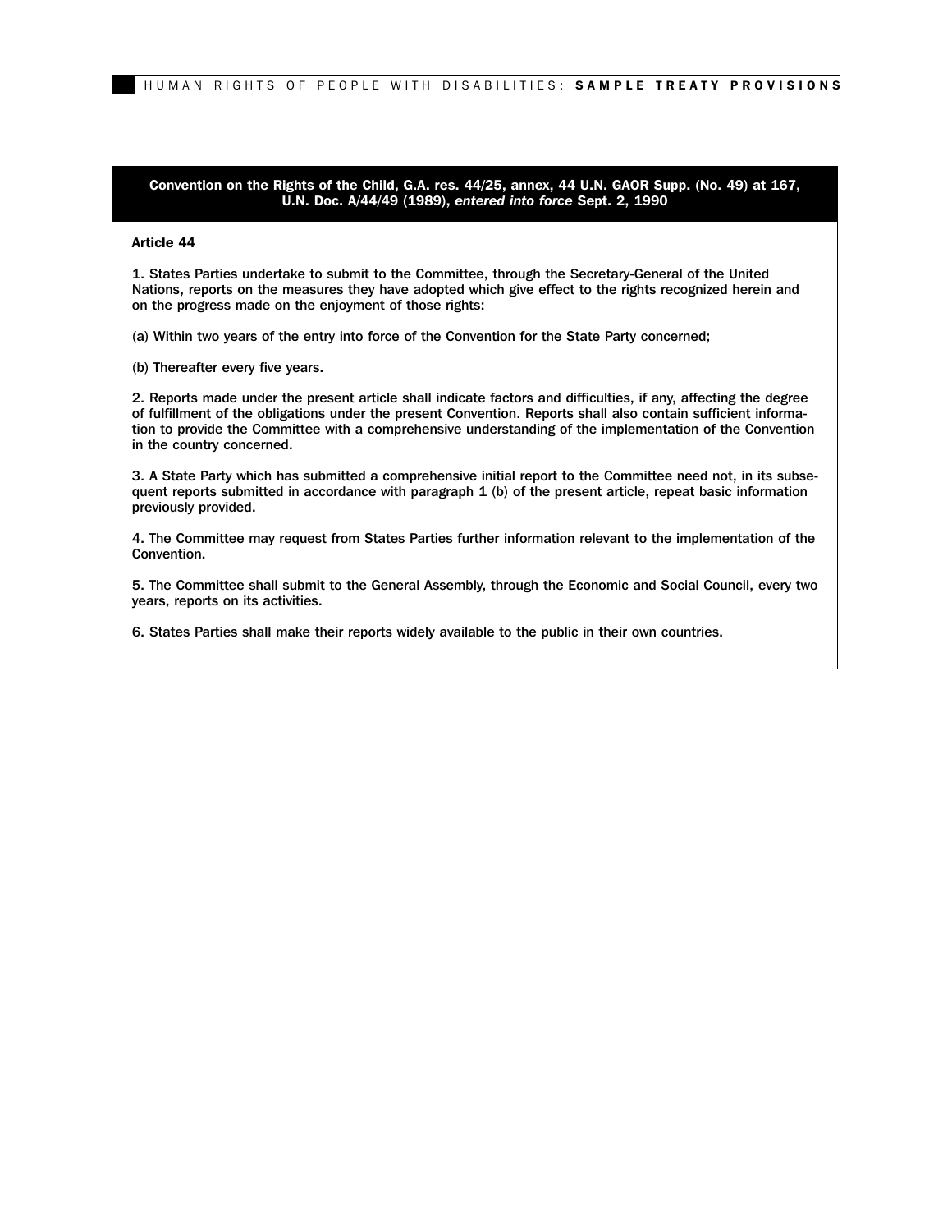**Convention on the Rights of the Child, G.A. res. 44/25, annex, 44 U.N. GAOR Supp. (No. 49) at 167, U.N. Doc. A/44/49 (1989), *entered into force* Sept. 2, 1990**

**Article 44**

1. States Parties undertake to submit to the Committee, through the Secretary-General of the United Nations, reports on the measures they have adopted which give effect to the rights recognized herein and on the progress made on the enjoyment of those rights:

(a) Within two years of the entry into force of the Convention for the State Party concerned;

(b) Thereafter every five years.

2. Reports made under the present article shall indicate factors and difficulties, if any, affecting the degree of fulfillment of the obligations under the present Convention. Reports shall also contain sufficient information to provide the Committee with a comprehensive understanding of the implementation of the Convention in the country concerned.

3. A State Party which has submitted a comprehensive initial report to the Committee need not, in its subsequent reports submitted in accordance with paragraph 1 (b) of the present article, repeat basic information previously provided.

4. The Committee may request from States Parties further information relevant to the implementation of the Convention.

5. The Committee shall submit to the General Assembly, through the Economic and Social Council, every two years, reports on its activities.

6. States Parties shall make their reports widely available to the public in their own countries.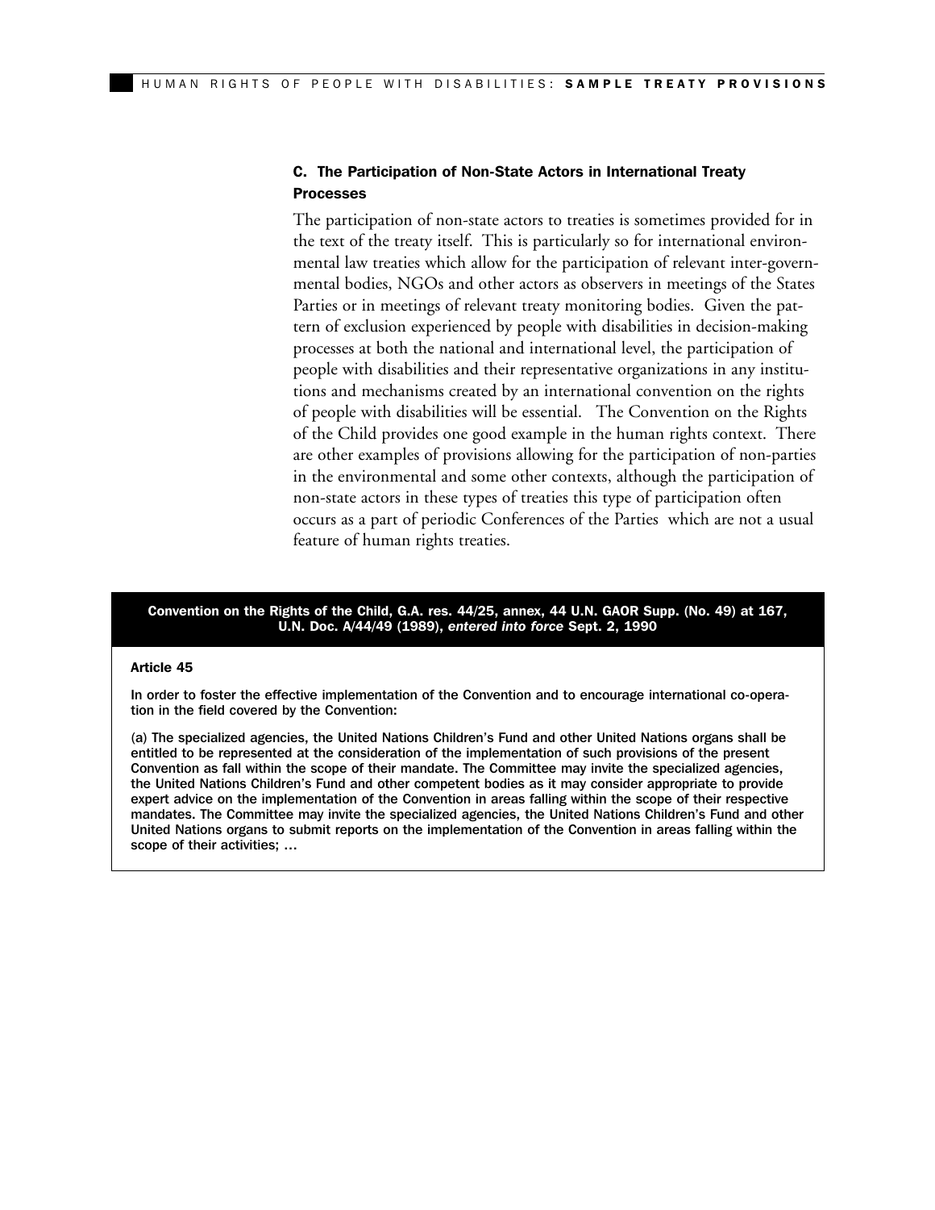### C. The Participation of Non-State Actors in International Treaty Processes

The participation of non-state actors to treaties is sometimes provided for in the text of the treaty itself. This is particularly so for international environmental law treaties which allow for the participation of relevant inter-governmental bodies, NGOs and other actors as observers in meetings of the States Parties or in meetings of relevant treaty monitoring bodies. Given the pattern of exclusion experienced by people with disabilities in decision-making processes at both the national and international level, the participation of people with disabilities and their representative organizations in any institutions and mechanisms created by an international convention on the rights of people with disabilities will be essential. The Convention on the Rights of the Child provides one good example in the human rights context. There are other examples of provisions allowing for the participation of non-parties in the environmental and some other contexts, although the participation of non-state actors in these types of treaties this type of participation often occurs as a part of periodic Conferences of the Parties which are not a usual feature of human rights treaties.

**Convention on the Rights of the Child, G.A. res. 44/25, annex, 44 U.N. GAOR Supp. (No. 49) at 167, U.N. Doc. A/44/49 (1989), *entered into force* Sept. 2, 1990**

**Article 45**

In order to foster the effective implementation of the Convention and to encourage international co-operation in the field covered by the Convention:

(a) The specialized agencies, the United Nations Children's Fund and other United Nations organs shall be entitled to be represented at the consideration of the implementation of such provisions of the present Convention as fall within the scope of their mandate. The Committee may invite the specialized agencies, the United Nations Children's Fund and other competent bodies as it may consider appropriate to provide expert advice on the implementation of the Convention in areas falling within the scope of their respective mandates. The Committee may invite the specialized agencies, the United Nations Children's Fund and other United Nations organs to submit reports on the implementation of the Convention in areas falling within the scope of their activities; ...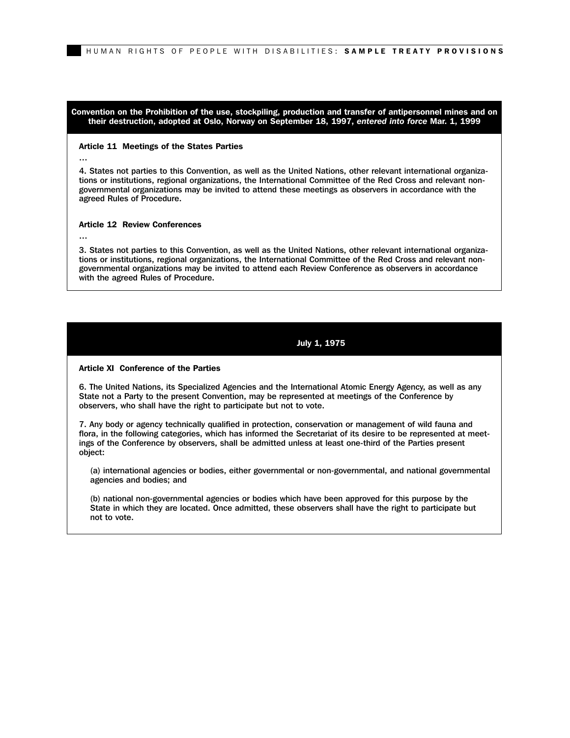**Convention on the Prohibition of the use, stockpiling, production and transfer of antipersonnel mines and on their destruction, adopted at Oslo, Norway on September 18, 1997, *entered into force* Mar. 1, 1999**

**Article 11 Meetings of the States Parties**

...

4. States not parties to this Convention, as well as the United Nations, other relevant international organizations or institutions, regional organizations, the International Committee of the Red Cross and relevant non-governmental organizations may be invited to attend these meetings as observers in accordance with the agreed Rules of Procedure.

**Article 12 Review Conferences**

...

3. States not parties to this Convention, as well as the United Nations, other relevant international organizations or institutions, regional organizations, the International Committee of the Red Cross and relevant non-governmental organizations may be invited to attend each Review Conference as observers in accordance with the agreed Rules of Procedure.

**July 1, 1975**

**Article XI Conference of the Parties**

6. The United Nations, its Specialized Agencies and the International Atomic Energy Agency, as well as any State not a Party to the present Convention, may be represented at meetings of the Conference by observers, who shall have the right to participate but not to vote.

7. Any body or agency technically qualified in protection, conservation or management of wild fauna and flora, in the following categories, which has informed the Secretariat of its desire to be represented at meetings of the Conference by observers, shall be admitted unless at least one-third of the Parties present object:

(a) international agencies or bodies, either governmental or non-governmental, and national governmental agencies and bodies; and

(b) national non-governmental agencies or bodies which have been approved for this purpose by the State in which they are located. Once admitted, these observers shall have the right to participate but not to vote.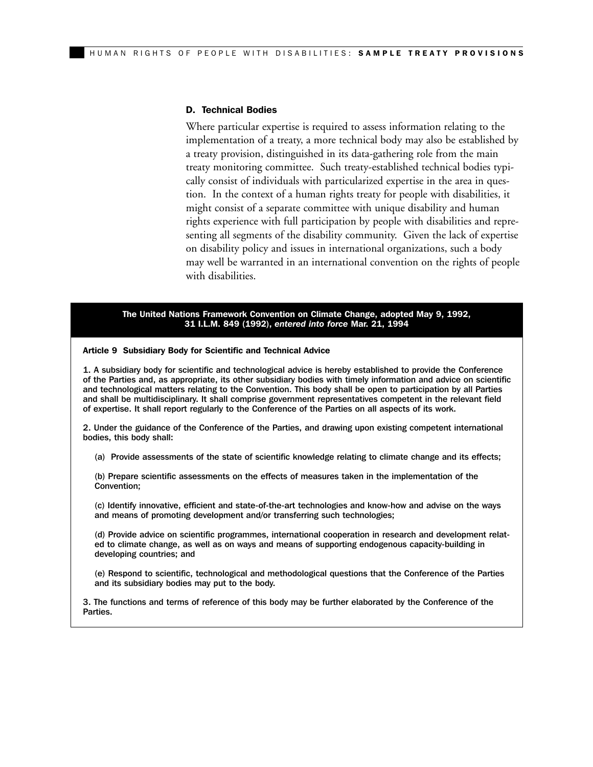### D. Technical Bodies

Where particular expertise is required to assess information relating to the implementation of a treaty, a more technical body may also be established by a treaty provision, distinguished in its data-gathering role from the main treaty monitoring committee. Such treaty-established technical bodies typically consist of individuals with particularized expertise in the area in question. In the context of a human rights treaty for people with disabilities, it might consist of a separate committee with unique disability and human rights experience with full participation by people with disabilities and representing all segments of the disability community. Given the lack of expertise on disability policy and issues in international organizations, such a body may well be warranted in an international convention on the rights of people with disabilities.

**The United Nations Framework Convention on Climate Change, adopted May 9, 1992, 31 I.L.M. 849 (1992), *entered into force* Mar. 21, 1994**

**Article 9 Subsidiary Body for Scientific and Technical Advice**

1. A subsidiary body for scientific and technological advice is hereby established to provide the Conference of the Parties and, as appropriate, its other subsidiary bodies with timely information and advice on scientific and technological matters relating to the Convention. This body shall be open to participation by all Parties and shall be multidisciplinary. It shall comprise government representatives competent in the relevant field of expertise. It shall report regularly to the Conference of the Parties on all aspects of its work.

2. Under the guidance of the Conference of the Parties, and drawing upon existing competent international bodies, this body shall:

(a) Provide assessments of the state of scientific knowledge relating to climate change and its effects;

(b) Prepare scientific assessments on the effects of measures taken in the implementation of the Convention;

(c) Identify innovative, efficient and state-of-the-art technologies and know-how and advise on the ways and means of promoting development and/or transferring such technologies;

(d) Provide advice on scientific programmes, international cooperation in research and development related to climate change, as well as on ways and means of supporting endogenous capacity-building in developing countries; and

(e) Respond to scientific, technological and methodological questions that the Conference of the Parties and its subsidiary bodies may put to the body.

3. The functions and terms of reference of this body may be further elaborated by the Conference of the Parties.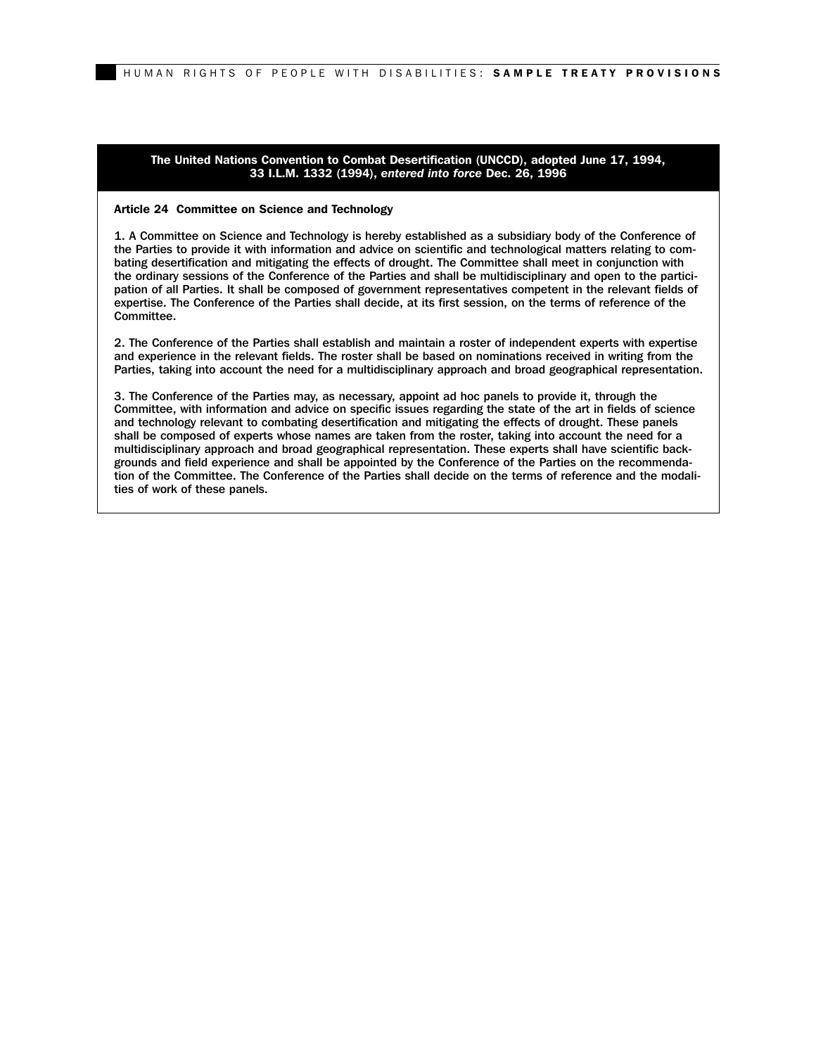**The United Nations Convention to Combat Desertification (UNCCD), adopted June 17, 1994, 33 I.L.M. 1332 (1994), *entered into force* Dec. 26, 1996**

**Article 24 Committee on Science and Technology**

1. A Committee on Science and Technology is hereby established as a subsidiary body of the Conference of the Parties to provide it with information and advice on scientific and technological matters relating to combating desertification and mitigating the effects of drought. The Committee shall meet in conjunction with the ordinary sessions of the Conference of the Parties and shall be multidisciplinary and open to the participation of all Parties. It shall be composed of government representatives competent in the relevant fields of expertise. The Conference of the Parties shall decide, at its first session, on the terms of reference of the Committee.

2. The Conference of the Parties shall establish and maintain a roster of independent experts with expertise and experience in the relevant fields. The roster shall be based on nominations received in writing from the Parties, taking into account the need for a multidisciplinary approach and broad geographical representation.

3. The Conference of the Parties may, as necessary, appoint ad hoc panels to provide it, through the Committee, with information and advice on specific issues regarding the state of the art in fields of science and technology relevant to combating desertification and mitigating the effects of drought. These panels shall be composed of experts whose names are taken from the roster, taking into account the need for a multidisciplinary approach and broad geographical representation. These experts shall have scientific backgrounds and field experience and shall be appointed by the Conference of the Parties on the recommendation of the Committee. The Conference of the Parties shall decide on the terms of reference and the modalities of work of these panels.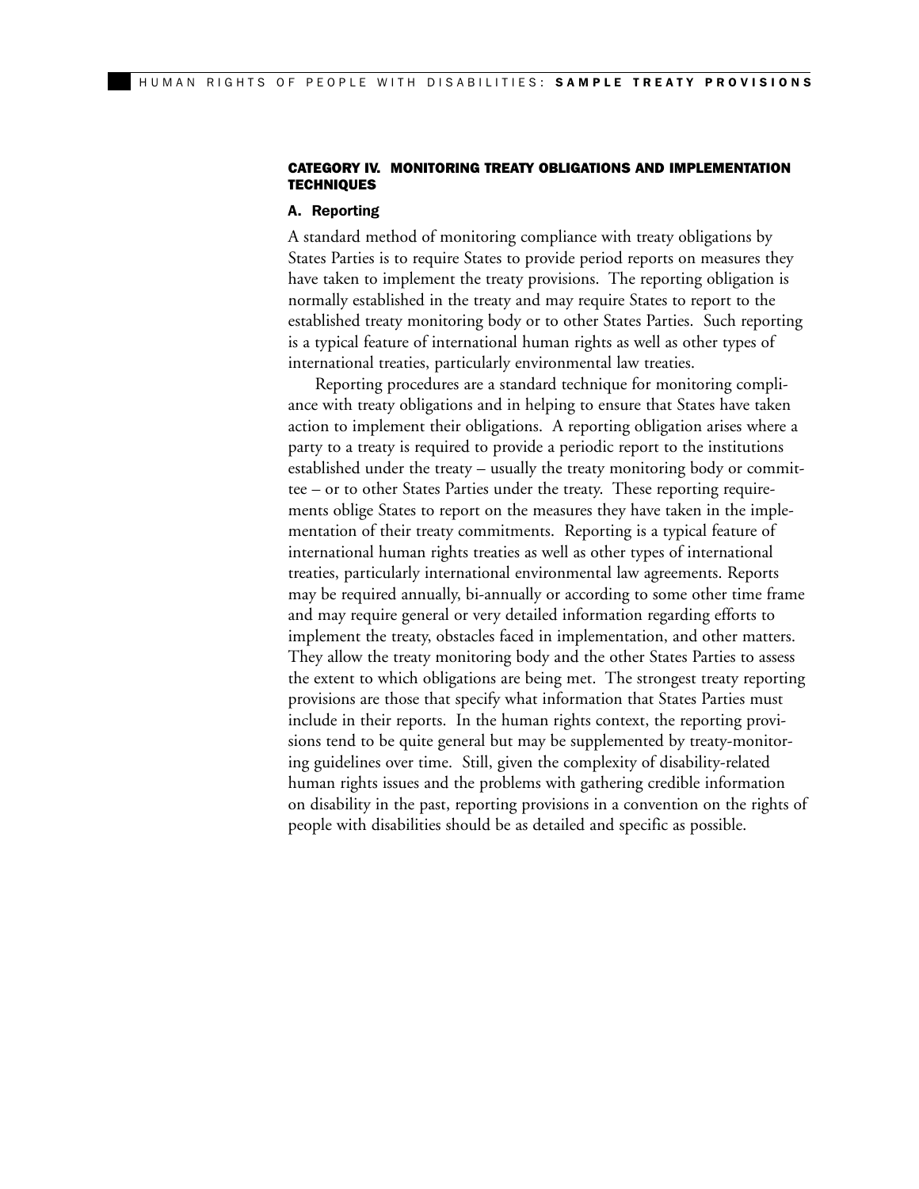### CATEGORY IV. MONITORING TREATY OBLIGATIONS AND IMPLEMENTATION TECHNIQUES

#### A. Reporting

A standard method of monitoring compliance with treaty obligations by States Parties is to require States to provide period reports on measures they have taken to implement the treaty provisions. The reporting obligation is normally established in the treaty and may require States to report to the established treaty monitoring body or to other States Parties. Such reporting is a typical feature of international human rights as well as other types of international treaties, particularly environmental law treaties.

Reporting procedures are a standard technique for monitoring compliance with treaty obligations and in helping to ensure that States have taken action to implement their obligations. A reporting obligation arises where a party to a treaty is required to provide a periodic report to the institutions established under the treaty – usually the treaty monitoring body or committee – or to other States Parties under the treaty. These reporting requirements oblige States to report on the measures they have taken in the implementation of their treaty commitments. Reporting is a typical feature of international human rights treaties as well as other types of international treaties, particularly international environmental law agreements. Reports may be required annually, bi-annually or according to some other time frame and may require general or very detailed information regarding efforts to implement the treaty, obstacles faced in implementation, and other matters. They allow the treaty monitoring body and the other States Parties to assess the extent to which obligations are being met. The strongest treaty reporting provisions are those that specify what information that States Parties must include in their reports. In the human rights context, the reporting provisions tend to be quite general but may be supplemented by treaty-monitoring guidelines over time. Still, given the complexity of disability-related human rights issues and the problems with gathering credible information on disability in the past, reporting provisions in a convention on the rights of people with disabilities should be as detailed and specific as possible.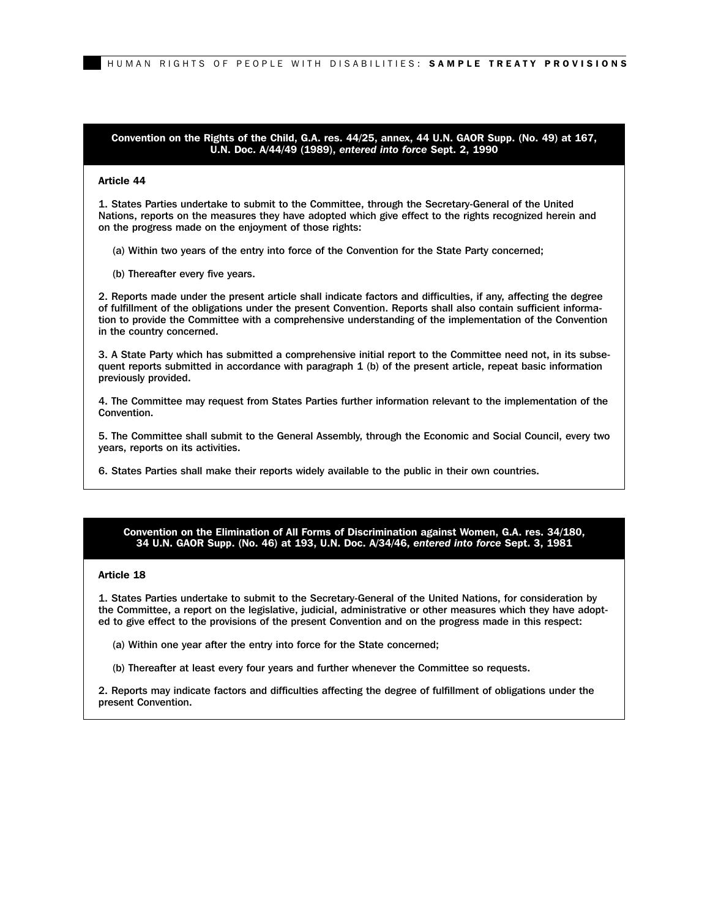**Convention on the Rights of the Child, G.A. res. 44/25, annex, 44 U.N. GAOR Supp. (No. 49) at 167, U.N. Doc. A/44/49 (1989), *entered into force* Sept. 2, 1990**

**Article 44**

1. States Parties undertake to submit to the Committee, through the Secretary-General of the United Nations, reports on the measures they have adopted which give effect to the rights recognized herein and on the progress made on the enjoyment of those rights:

(a) Within two years of the entry into force of the Convention for the State Party concerned;

(b) Thereafter every five years.

2. Reports made under the present article shall indicate factors and difficulties, if any, affecting the degree of fulfillment of the obligations under the present Convention. Reports shall also contain sufficient information to provide the Committee with a comprehensive understanding of the implementation of the Convention in the country concerned.

3. A State Party which has submitted a comprehensive initial report to the Committee need not, in its subsequent reports submitted in accordance with paragraph 1 (b) of the present article, repeat basic information previously provided.

4. The Committee may request from States Parties further information relevant to the implementation of the Convention.

5. The Committee shall submit to the General Assembly, through the Economic and Social Council, every two years, reports on its activities.

6. States Parties shall make their reports widely available to the public in their own countries.

**Convention on the Elimination of All Forms of Discrimination against Women, G.A. res. 34/180, 34 U.N. GAOR Supp. (No. 46) at 193, U.N. Doc. A/34/46, *entered into force* Sept. 3, 1981**

**Article 18**

1. States Parties undertake to submit to the Secretary-General of the United Nations, for consideration by the Committee, a report on the legislative, judicial, administrative or other measures which they have adopted to give effect to the provisions of the present Convention and on the progress made in this respect:

(a) Within one year after the entry into force for the State concerned;

(b) Thereafter at least every four years and further whenever the Committee so requests.

2. Reports may indicate factors and difficulties affecting the degree of fulfillment of obligations under the present Convention.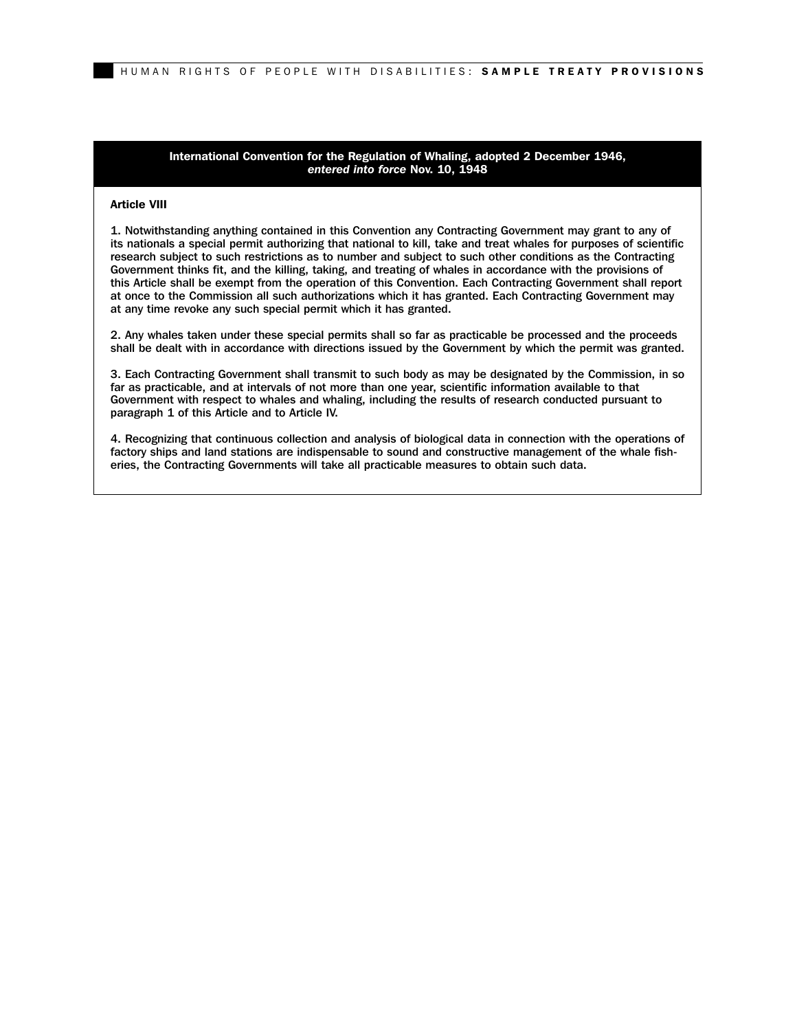**International Convention for the Regulation of Whaling, adopted 2 December 1946, *entered into force* Nov. 10, 1948**

**Article VIII**

1. Notwithstanding anything contained in this Convention any Contracting Government may grant to any of its nationals a special permit authorizing that national to kill, take and treat whales for purposes of scientific research subject to such restrictions as to number and subject to such other conditions as the Contracting Government thinks fit, and the killing, taking, and treating of whales in accordance with the provisions of this Article shall be exempt from the operation of this Convention. Each Contracting Government shall report at once to the Commission all such authorizations which it has granted. Each Contracting Government may at any time revoke any such special permit which it has granted.

2. Any whales taken under these special permits shall so far as practicable be processed and the proceeds shall be dealt with in accordance with directions issued by the Government by which the permit was granted.

3. Each Contracting Government shall transmit to such body as may be designated by the Commission, in so far as practicable, and at intervals of not more than one year, scientific information available to that Government with respect to whales and whaling, including the results of research conducted pursuant to paragraph 1 of this Article and to Article IV.

4. Recognizing that continuous collection and analysis of biological data in connection with the operations of factory ships and land stations are indispensable to sound and constructive management of the whale fisheries, the Contracting Governments will take all practicable measures to obtain such data.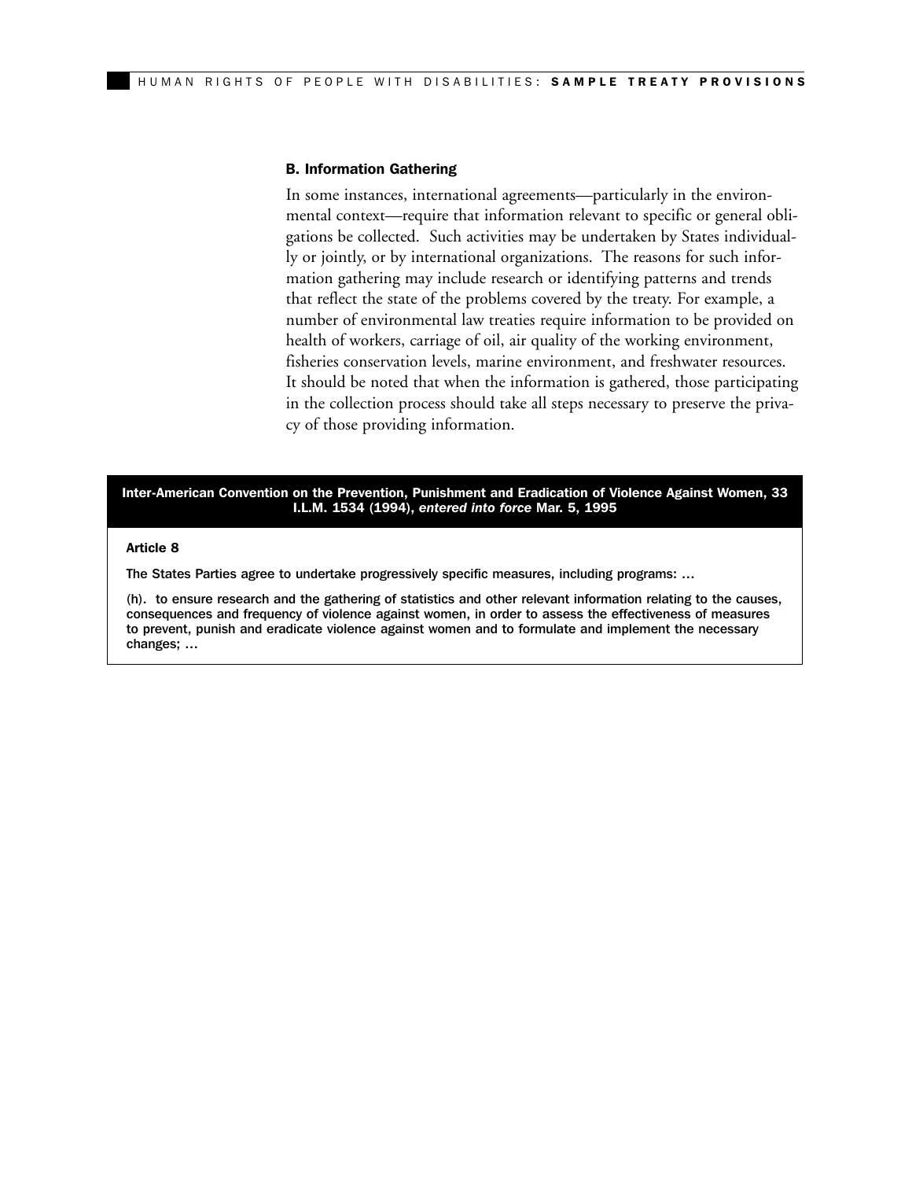### B. Information Gathering

In some instances, international agreements—particularly in the environmental context—require that information relevant to specific or general obligations be collected. Such activities may be undertaken by States individually or jointly, or by international organizations. The reasons for such information gathering may include research or identifying patterns and trends that reflect the state of the problems covered by the treaty. For example, a number of environmental law treaties require information to be provided on health of workers, carriage of oil, air quality of the working environment, fisheries conservation levels, marine environment, and freshwater resources. It should be noted that when the information is gathered, those participating in the collection process should take all steps necessary to preserve the privacy of those providing information.

**Inter-American Convention on the Prevention, Punishment and Eradication of Violence Against Women, 33 I.L.M. 1534 (1994),** ***entered into force*** **Mar. 5, 1995**

**Article 8**

The States Parties agree to undertake progressively specific measures, including programs: …

(h). to ensure research and the gathering of statistics and other relevant information relating to the causes, consequences and frequency of violence against women, in order to assess the effectiveness of measures to prevent, punish and eradicate violence against women and to formulate and implement the necessary changes; …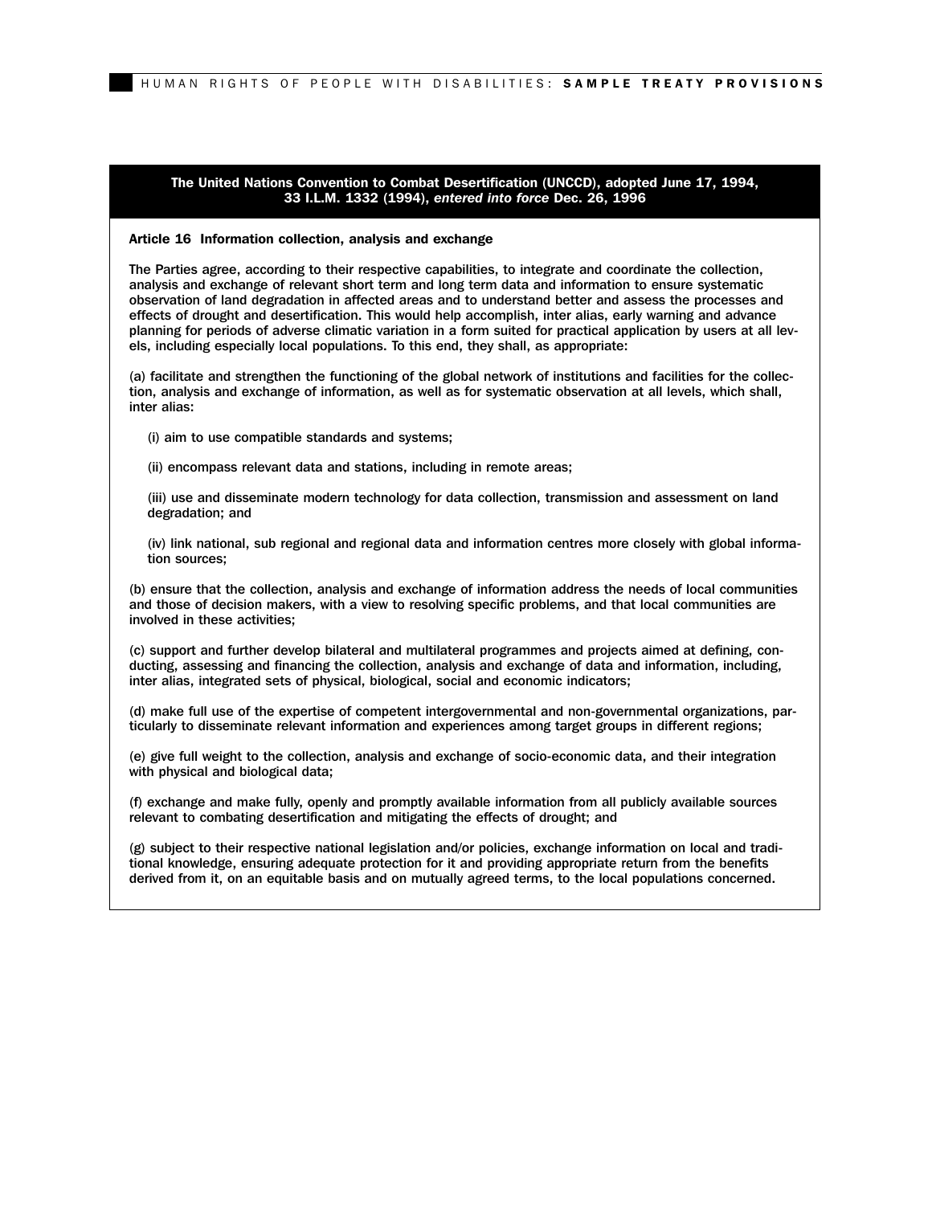**The United Nations Convention to Combat Desertification (UNCCD), adopted June 17, 1994, 33 I.L.M. 1332 (1994), *entered into force* Dec. 26, 1996**

**Article 16 Information collection, analysis and exchange**

The Parties agree, according to their respective capabilities, to integrate and coordinate the collection, analysis and exchange of relevant short term and long term data and information to ensure systematic observation of land degradation in affected areas and to understand better and assess the processes and effects of drought and desertification. This would help accomplish, inter alias, early warning and advance planning for periods of adverse climatic variation in a form suited for practical application by users at all levels, including especially local populations. To this end, they shall, as appropriate:

(a) facilitate and strengthen the functioning of the global network of institutions and facilities for the collection, analysis and exchange of information, as well as for systematic observation at all levels, which shall, inter alias:

(i) aim to use compatible standards and systems;

(ii) encompass relevant data and stations, including in remote areas;

(iii) use and disseminate modern technology for data collection, transmission and assessment on land degradation; and

(iv) link national, sub regional and regional data and information centres more closely with global information sources;

(b) ensure that the collection, analysis and exchange of information address the needs of local communities and those of decision makers, with a view to resolving specific problems, and that local communities are involved in these activities;

(c) support and further develop bilateral and multilateral programmes and projects aimed at defining, conducting, assessing and financing the collection, analysis and exchange of data and information, including, inter alias, integrated sets of physical, biological, social and economic indicators;

(d) make full use of the expertise of competent intergovernmental and non-governmental organizations, particularly to disseminate relevant information and experiences among target groups in different regions;

(e) give full weight to the collection, analysis and exchange of socio-economic data, and their integration with physical and biological data;

(f) exchange and make fully, openly and promptly available information from all publicly available sources relevant to combating desertification and mitigating the effects of drought; and

(g) subject to their respective national legislation and/or policies, exchange information on local and traditional knowledge, ensuring adequate protection for it and providing appropriate return from the benefits derived from it, on an equitable basis and on mutually agreed terms, to the local populations concerned.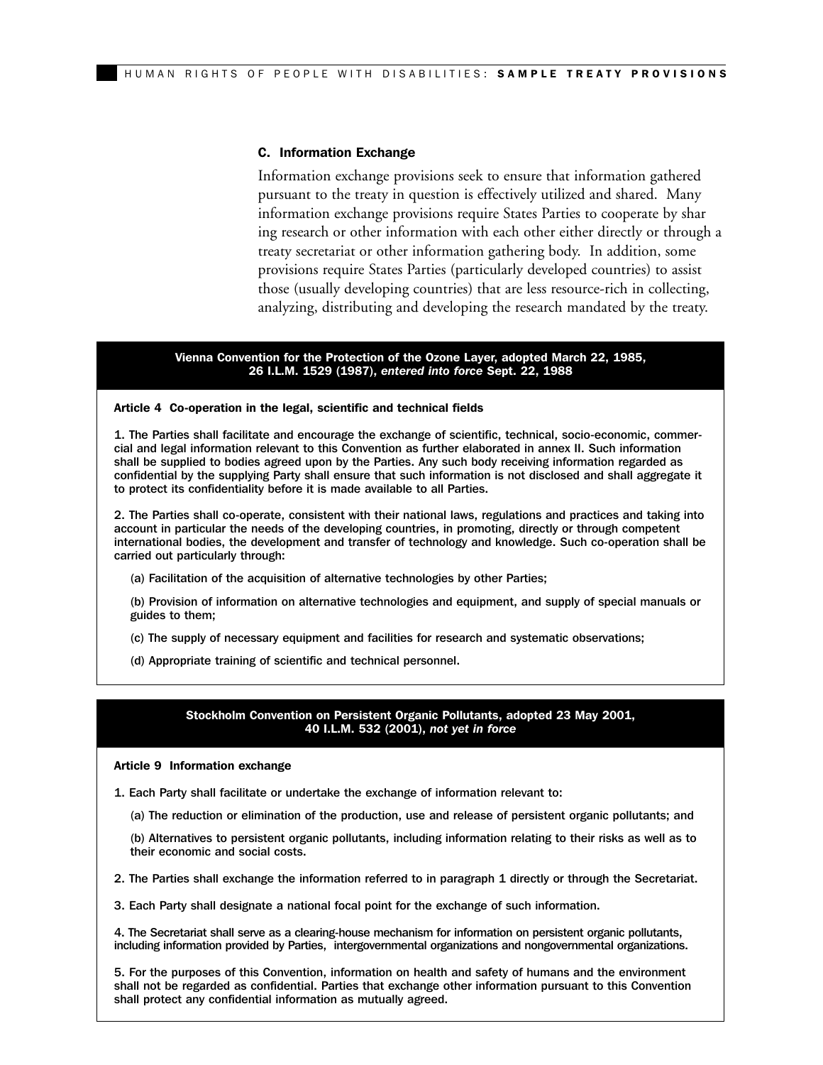### C. Information Exchange

Information exchange provisions seek to ensure that information gathered pursuant to the treaty in question is effectively utilized and shared. Many information exchange provisions require States Parties to cooperate by sharing research or other information with each other either directly or through a treaty secretariat or other information gathering body. In addition, some provisions require States Parties (particularly developed countries) to assist those (usually developing countries) that are less resource-rich in collecting, analyzing, distributing and developing the research mandated by the treaty.

**Vienna Convention for the Protection of the Ozone Layer, adopted March 22, 1985, 26 I.L.M. 1529 (1987), *entered into force* Sept. 22, 1988**

**Article 4 Co-operation in the legal, scientific and technical fields**

1. The Parties shall facilitate and encourage the exchange of scientific, technical, socio-economic, commercial and legal information relevant to this Convention as further elaborated in annex II. Such information shall be supplied to bodies agreed upon by the Parties. Any such body receiving information regarded as confidential by the supplying Party shall ensure that such information is not disclosed and shall aggregate it to protect its confidentiality before it is made available to all Parties.

2. The Parties shall co-operate, consistent with their national laws, regulations and practices and taking into account in particular the needs of the developing countries, in promoting, directly or through competent international bodies, the development and transfer of technology and knowledge. Such co-operation shall be carried out particularly through:

(a) Facilitation of the acquisition of alternative technologies by other Parties;

(b) Provision of information on alternative technologies and equipment, and supply of special manuals or guides to them;

(c) The supply of necessary equipment and facilities for research and systematic observations;

(d) Appropriate training of scientific and technical personnel.

**Stockholm Convention on Persistent Organic Pollutants, adopted 23 May 2001, 40 I.L.M. 532 (2001), *not yet in force***

**Article 9 Information exchange**

1. Each Party shall facilitate or undertake the exchange of information relevant to:

(a) The reduction or elimination of the production, use and release of persistent organic pollutants; and

(b) Alternatives to persistent organic pollutants, including information relating to their risks as well as to their economic and social costs.

2. The Parties shall exchange the information referred to in paragraph 1 directly or through the Secretariat.

3. Each Party shall designate a national focal point for the exchange of such information.

4. The Secretariat shall serve as a clearing-house mechanism for information on persistent organic pollutants, including information provided by Parties, intergovernmental organizations and nongovernmental organizations.

5. For the purposes of this Convention, information on health and safety of humans and the environment shall not be regarded as confidential. Parties that exchange other information pursuant to this Convention shall protect any confidential information as mutually agreed.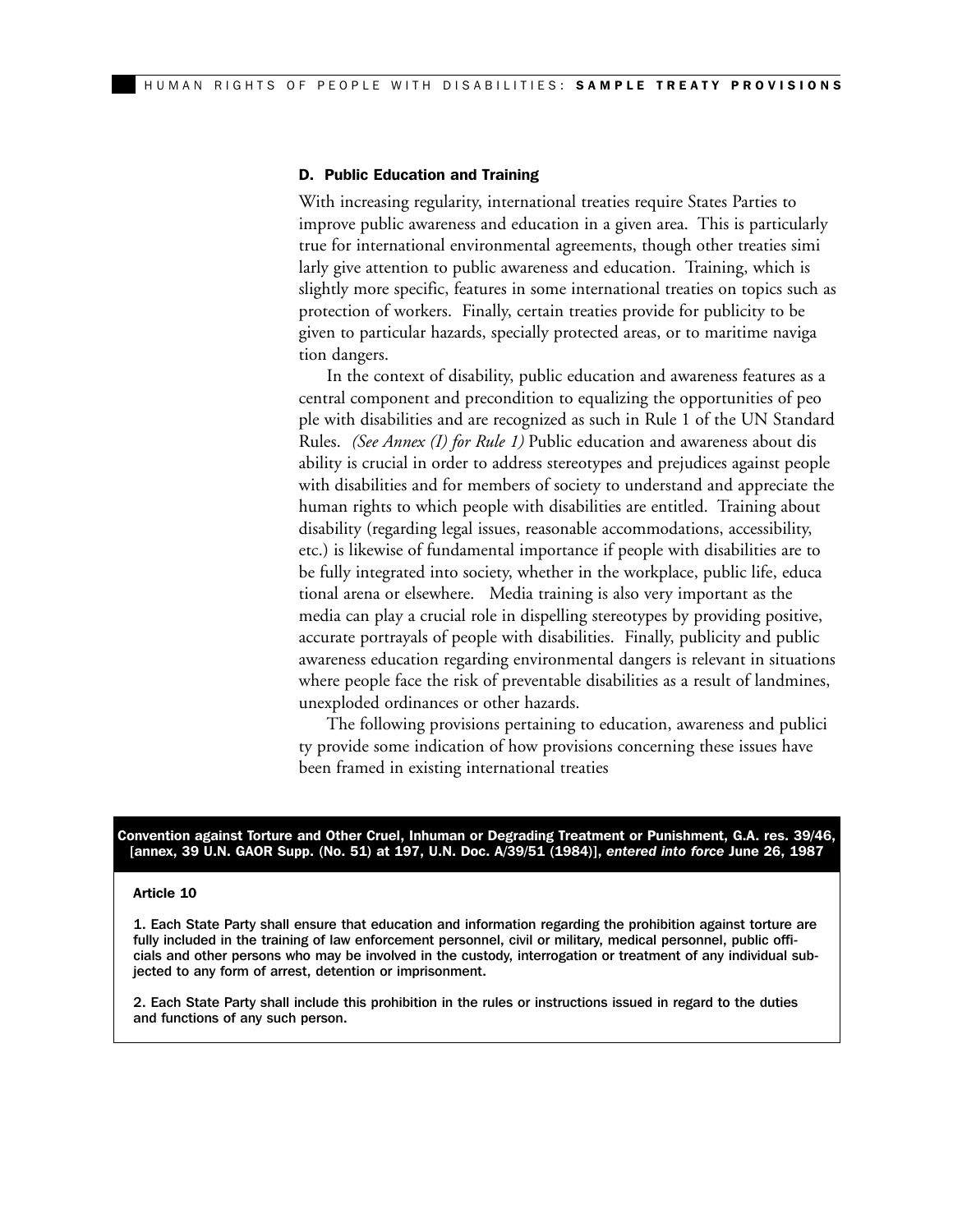### D. Public Education and Training

With increasing regularity, international treaties require States Parties to improve public awareness and education in a given area. This is particularly true for international environmental agreements, though other treaties similarly give attention to public awareness and education. Training, which is slightly more specific, features in some international treaties on topics such as protection of workers. Finally, certain treaties provide for publicity to be given to particular hazards, specially protected areas, or to maritime navigation dangers.

In the context of disability, public education and awareness features as a central component and precondition to equalizing the opportunities of people with disabilities and are recognized as such in Rule 1 of the UN Standard Rules. *(See Annex (I) for Rule 1)* Public education and awareness about disability is crucial in order to address stereotypes and prejudices against people with disabilities and for members of society to understand and appreciate the human rights to which people with disabilities are entitled. Training about disability (regarding legal issues, reasonable accommodations, accessibility, etc.) is likewise of fundamental importance if people with disabilities are to be fully integrated into society, whether in the workplace, public life, educational arena or elsewhere. Media training is also very important as the media can play a crucial role in dispelling stereotypes by providing positive, accurate portrayals of people with disabilities. Finally, publicity and public awareness education regarding environmental dangers is relevant in situations where people face the risk of preventable disabilities as a result of landmines, unexploded ordinances or other hazards.

The following provisions pertaining to education, awareness and publicity provide some indication of how provisions concerning these issues have been framed in existing international treaties

**Convention against Torture and Other Cruel, Inhuman or Degrading Treatment or Punishment, G.A. res. 39/46, [annex, 39 U.N. GAOR Supp. (No. 51) at 197, U.N. Doc. A/39/51 (1984)], *entered into force* June 26, 1987**

**Article 10**

1. Each State Party shall ensure that education and information regarding the prohibition against torture are fully included in the training of law enforcement personnel, civil or military, medical personnel, public officials and other persons who may be involved in the custody, interrogation or treatment of any individual subjected to any form of arrest, detention or imprisonment.

2. Each State Party shall include this prohibition in the rules or instructions issued in regard to the duties and functions of any such person.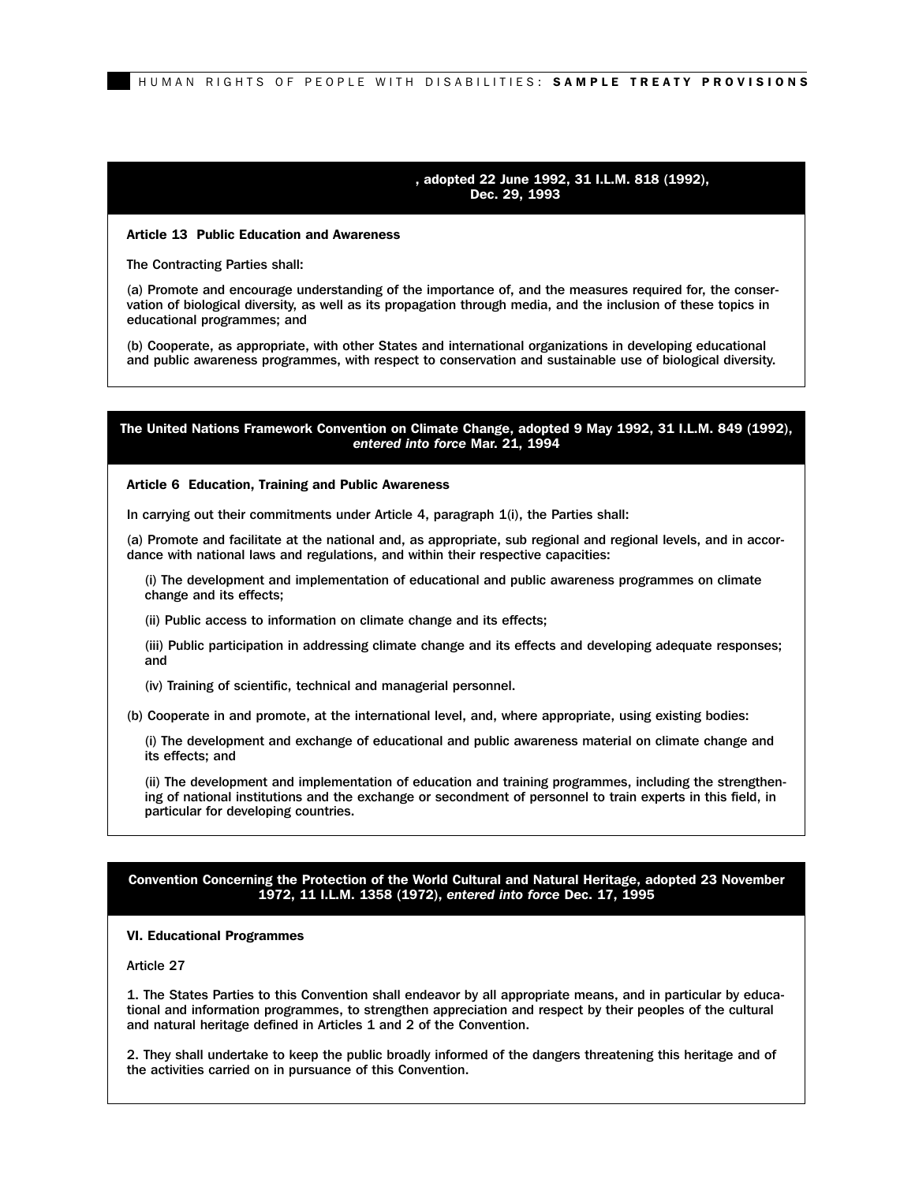**, adopted 22 June 1992, 31 I.L.M. 818 (1992), Dec. 29, 1993**

**Article 13 Public Education and Awareness**

The Contracting Parties shall:

(a) Promote and encourage understanding of the importance of, and the measures required for, the conservation of biological diversity, as well as its propagation through media, and the inclusion of these topics in educational programmes; and

(b) Cooperate, as appropriate, with other States and international organizations in developing educational and public awareness programmes, with respect to conservation and sustainable use of biological diversity.

**The United Nations Framework Convention on Climate Change, adopted 9 May 1992, 31 I.L.M. 849 (1992), *entered into force* Mar. 21, 1994**

**Article 6 Education, Training and Public Awareness**

In carrying out their commitments under Article 4, paragraph 1(i), the Parties shall:

(a) Promote and facilitate at the national and, as appropriate, sub regional and regional levels, and in accordance with national laws and regulations, and within their respective capacities:

(i) The development and implementation of educational and public awareness programmes on climate change and its effects;

(ii) Public access to information on climate change and its effects;

(iii) Public participation in addressing climate change and its effects and developing adequate responses; and

(iv) Training of scientific, technical and managerial personnel.

(b) Cooperate in and promote, at the international level, and, where appropriate, using existing bodies:

(i) The development and exchange of educational and public awareness material on climate change and its effects; and

(ii) The development and implementation of education and training programmes, including the strengthening of national institutions and the exchange or secondment of personnel to train experts in this field, in particular for developing countries.

**Convention Concerning the Protection of the World Cultural and Natural Heritage, adopted 23 November 1972, 11 I.L.M. 1358 (1972), *entered into force* Dec. 17, 1995**

**VI. Educational Programmes**

Article 27

1. The States Parties to this Convention shall endeavor by all appropriate means, and in particular by educational and information programmes, to strengthen appreciation and respect by their peoples of the cultural and natural heritage defined in Articles 1 and 2 of the Convention.

2. They shall undertake to keep the public broadly informed of the dangers threatening this heritage and of the activities carried on in pursuance of this Convention.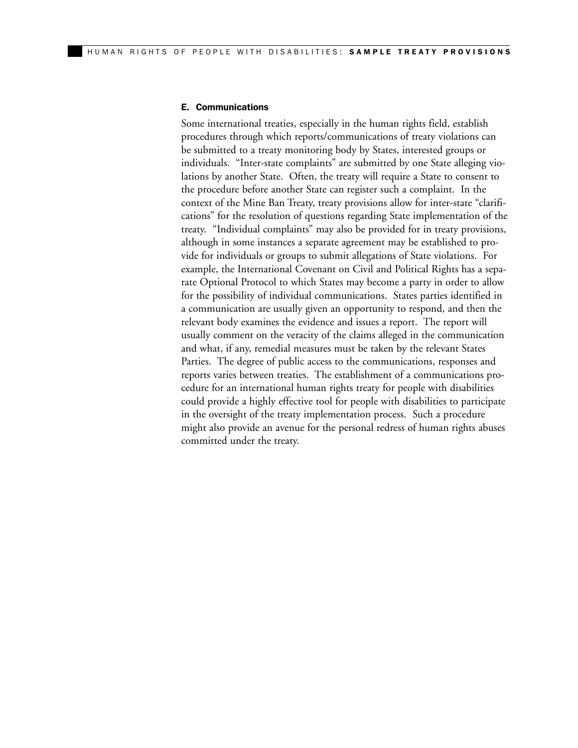### E. Communications

Some international treaties, especially in the human rights field, establish procedures through which reports/communications of treaty violations can be submitted to a treaty monitoring body by States, interested groups or individuals. "Inter-state complaints" are submitted by one State alleging violations by another State. Often, the treaty will require a State to consent to the procedure before another State can register such a complaint. In the context of the Mine Ban Treaty, treaty provisions allow for inter-state "clarifications" for the resolution of questions regarding State implementation of the treaty. "Individual complaints" may also be provided for in treaty provisions, although in some instances a separate agreement may be established to provide for individuals or groups to submit allegations of State violations. For example, the International Covenant on Civil and Political Rights has a separate Optional Protocol to which States may become a party in order to allow for the possibility of individual communications. States parties identified in a communication are usually given an opportunity to respond, and then the relevant body examines the evidence and issues a report. The report will usually comment on the veracity of the claims alleged in the communication and what, if any, remedial measures must be taken by the relevant States Parties. The degree of public access to the communications, responses and reports varies between treaties. The establishment of a communications procedure for an international human rights treaty for people with disabilities could provide a highly effective tool for people with disabilities to participate in the oversight of the treaty implementation process. Such a procedure might also provide an avenue for the personal redress of human rights abuses committed under the treaty.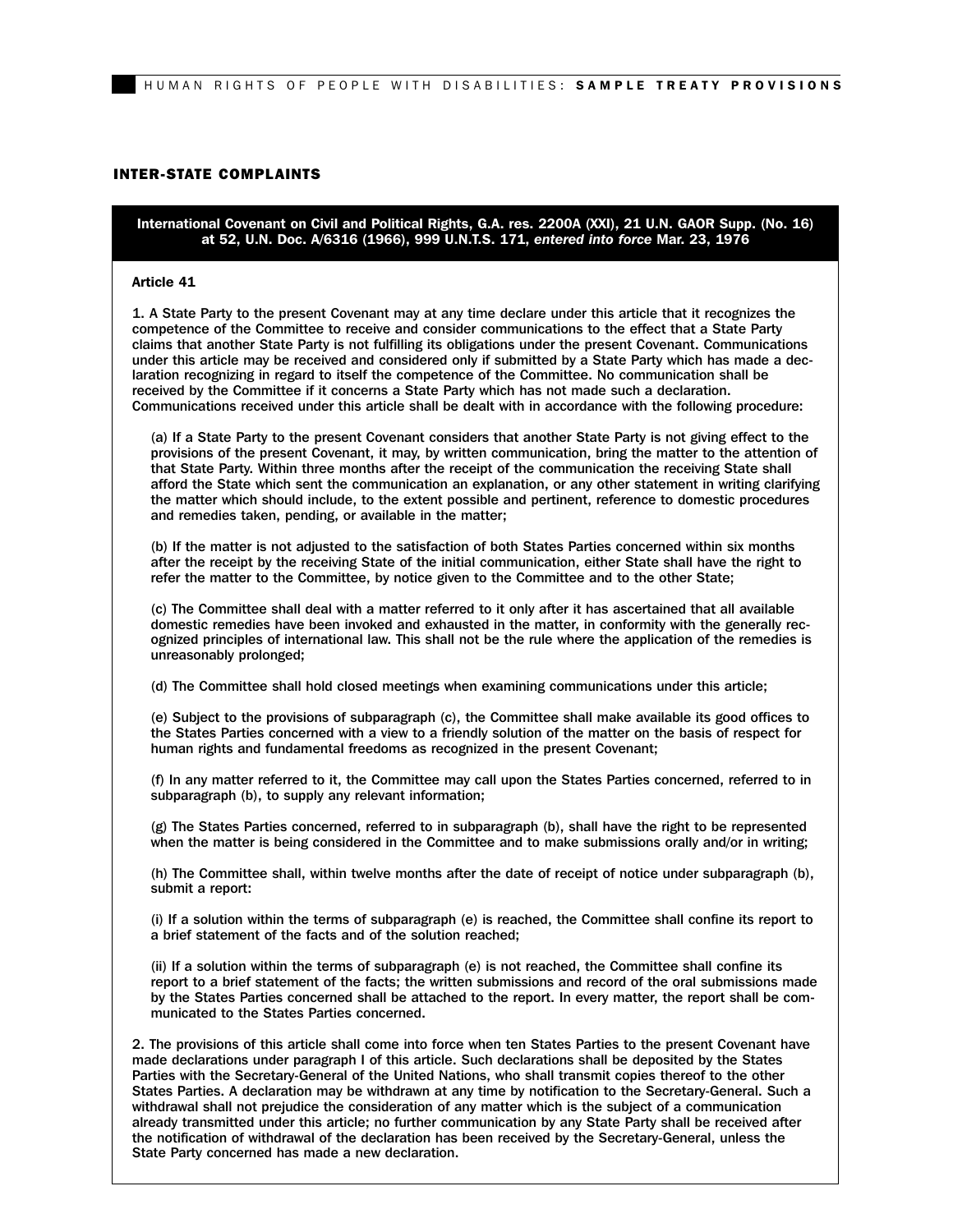## INTER-STATE COMPLAINTS

**International Covenant on Civil and Political Rights, G.A. res. 2200A (XXI), 21 U.N. GAOR Supp. (No. 16) at 52, U.N. Doc. A/6316 (1966), 999 U.N.T.S. 171, *entered into force* Mar. 23, 1976**

**Article 41**

1. A State Party to the present Covenant may at any time declare under this article that it recognizes the competence of the Committee to receive and consider communications to the effect that a State Party claims that another State Party is not fulfilling its obligations under the present Covenant. Communications under this article may be received and considered only if submitted by a State Party which has made a declaration recognizing in regard to itself the competence of the Committee. No communication shall be received by the Committee if it concerns a State Party which has not made such a declaration. Communications received under this article shall be dealt with in accordance with the following procedure:

(a) If a State Party to the present Covenant considers that another State Party is not giving effect to the provisions of the present Covenant, it may, by written communication, bring the matter to the attention of that State Party. Within three months after the receipt of the communication the receiving State shall afford the State which sent the communication an explanation, or any other statement in writing clarifying the matter which should include, to the extent possible and pertinent, reference to domestic procedures and remedies taken, pending, or available in the matter;

(b) If the matter is not adjusted to the satisfaction of both States Parties concerned within six months after the receipt by the receiving State of the initial communication, either State shall have the right to refer the matter to the Committee, by notice given to the Committee and to the other State;

(c) The Committee shall deal with a matter referred to it only after it has ascertained that all available domestic remedies have been invoked and exhausted in the matter, in conformity with the generally recognized principles of international law. This shall not be the rule where the application of the remedies is unreasonably prolonged;

(d) The Committee shall hold closed meetings when examining communications under this article;

(e) Subject to the provisions of subparagraph (c), the Committee shall make available its good offices to the States Parties concerned with a view to a friendly solution of the matter on the basis of respect for human rights and fundamental freedoms as recognized in the present Covenant;

(f) In any matter referred to it, the Committee may call upon the States Parties concerned, referred to in subparagraph (b), to supply any relevant information;

(g) The States Parties concerned, referred to in subparagraph (b), shall have the right to be represented when the matter is being considered in the Committee and to make submissions orally and/or in writing;

(h) The Committee shall, within twelve months after the date of receipt of notice under subparagraph (b), submit a report:

(i) If a solution within the terms of subparagraph (e) is reached, the Committee shall confine its report to a brief statement of the facts and of the solution reached;

(ii) If a solution within the terms of subparagraph (e) is not reached, the Committee shall confine its report to a brief statement of the facts; the written submissions and record of the oral submissions made by the States Parties concerned shall be attached to the report. In every matter, the report shall be communicated to the States Parties concerned.

2. The provisions of this article shall come into force when ten States Parties to the present Covenant have made declarations under paragraph I of this article. Such declarations shall be deposited by the States Parties with the Secretary-General of the United Nations, who shall transmit copies thereof to the other States Parties. A declaration may be withdrawn at any time by notification to the Secretary-General. Such a withdrawal shall not prejudice the consideration of any matter which is the subject of a communication already transmitted under this article; no further communication by any State Party shall be received after the notification of withdrawal of the declaration has been received by the Secretary-General, unless the State Party concerned has made a new declaration.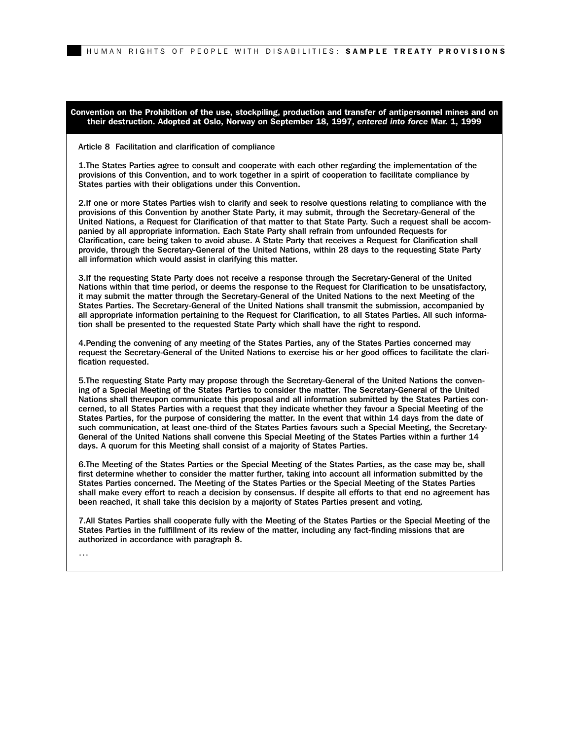**Convention on the Prohibition of the use, stockpiling, production and transfer of antipersonnel mines and on their destruction. Adopted at Oslo, Norway on September 18, 1997, *entered into force* Mar. 1, 1999**

Article 8 Facilitation and clarification of compliance

1.The States Parties agree to consult and cooperate with each other regarding the implementation of the provisions of this Convention, and to work together in a spirit of cooperation to facilitate compliance by States parties with their obligations under this Convention.

2.If one or more States Parties wish to clarify and seek to resolve questions relating to compliance with the provisions of this Convention by another State Party, it may submit, through the Secretary-General of the United Nations, a Request for Clarification of that matter to that State Party. Such a request shall be accompanied by all appropriate information. Each State Party shall refrain from unfounded Requests for Clarification, care being taken to avoid abuse. A State Party that receives a Request for Clarification shall provide, through the Secretary-General of the United Nations, within 28 days to the requesting State Party all information which would assist in clarifying this matter.

3.If the requesting State Party does not receive a response through the Secretary-General of the United Nations within that time period, or deems the response to the Request for Clarification to be unsatisfactory, it may submit the matter through the Secretary-General of the United Nations to the next Meeting of the States Parties. The Secretary-General of the United Nations shall transmit the submission, accompanied by all appropriate information pertaining to the Request for Clarification, to all States Parties. All such information shall be presented to the requested State Party which shall have the right to respond.

4.Pending the convening of any meeting of the States Parties, any of the States Parties concerned may request the Secretary-General of the United Nations to exercise his or her good offices to facilitate the clarification requested.

5.The requesting State Party may propose through the Secretary-General of the United Nations the convening of a Special Meeting of the States Parties to consider the matter. The Secretary-General of the United Nations shall thereupon communicate this proposal and all information submitted by the States Parties concerned, to all States Parties with a request that they indicate whether they favour a Special Meeting of the States Parties, for the purpose of considering the matter. In the event that within 14 days from the date of such communication, at least one-third of the States Parties favours such a Special Meeting, the Secretary-General of the United Nations shall convene this Special Meeting of the States Parties within a further 14 days. A quorum for this Meeting shall consist of a majority of States Parties.

6.The Meeting of the States Parties or the Special Meeting of the States Parties, as the case may be, shall first determine whether to consider the matter further, taking into account all information submitted by the States Parties concerned. The Meeting of the States Parties or the Special Meeting of the States Parties shall make every effort to reach a decision by consensus. If despite all efforts to that end no agreement has been reached, it shall take this decision by a majority of States Parties present and voting.

7.All States Parties shall cooperate fully with the Meeting of the States Parties or the Special Meeting of the States Parties in the fulfillment of its review of the matter, including any fact-finding missions that are authorized in accordance with paragraph 8.

. . .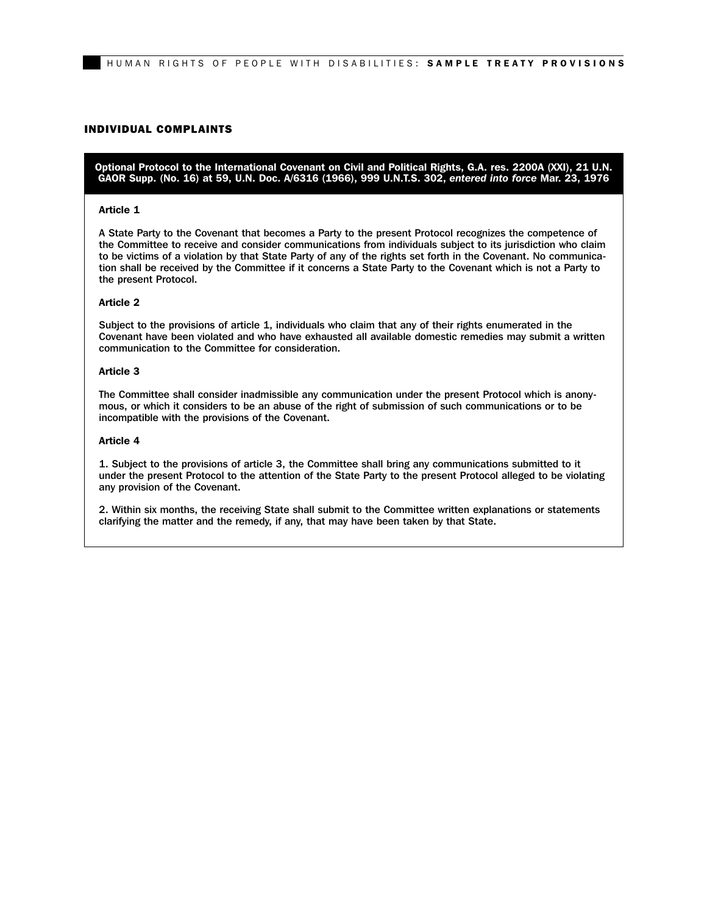## INDIVIDUAL COMPLAINTS

**Optional Protocol to the International Covenant on Civil and Political Rights, G.A. res. 2200A (XXI), 21 U.N. GAOR Supp. (No. 16) at 59, U.N. Doc. A/6316 (1966), 999 U.N.T.S. 302, *entered into force* Mar. 23, 1976**

**Article 1**

A State Party to the Covenant that becomes a Party to the present Protocol recognizes the competence of the Committee to receive and consider communications from individuals subject to its jurisdiction who claim to be victims of a violation by that State Party of any of the rights set forth in the Covenant. No communication shall be received by the Committee if it concerns a State Party to the Covenant which is not a Party to the present Protocol.

**Article 2**

Subject to the provisions of article 1, individuals who claim that any of their rights enumerated in the Covenant have been violated and who have exhausted all available domestic remedies may submit a written communication to the Committee for consideration.

**Article 3**

The Committee shall consider inadmissible any communication under the present Protocol which is anonymous, or which it considers to be an abuse of the right of submission of such communications or to be incompatible with the provisions of the Covenant.

**Article 4**

1. Subject to the provisions of article 3, the Committee shall bring any communications submitted to it under the present Protocol to the attention of the State Party to the present Protocol alleged to be violating any provision of the Covenant.

2. Within six months, the receiving State shall submit to the Committee written explanations or statements clarifying the matter and the remedy, if any, that may have been taken by that State.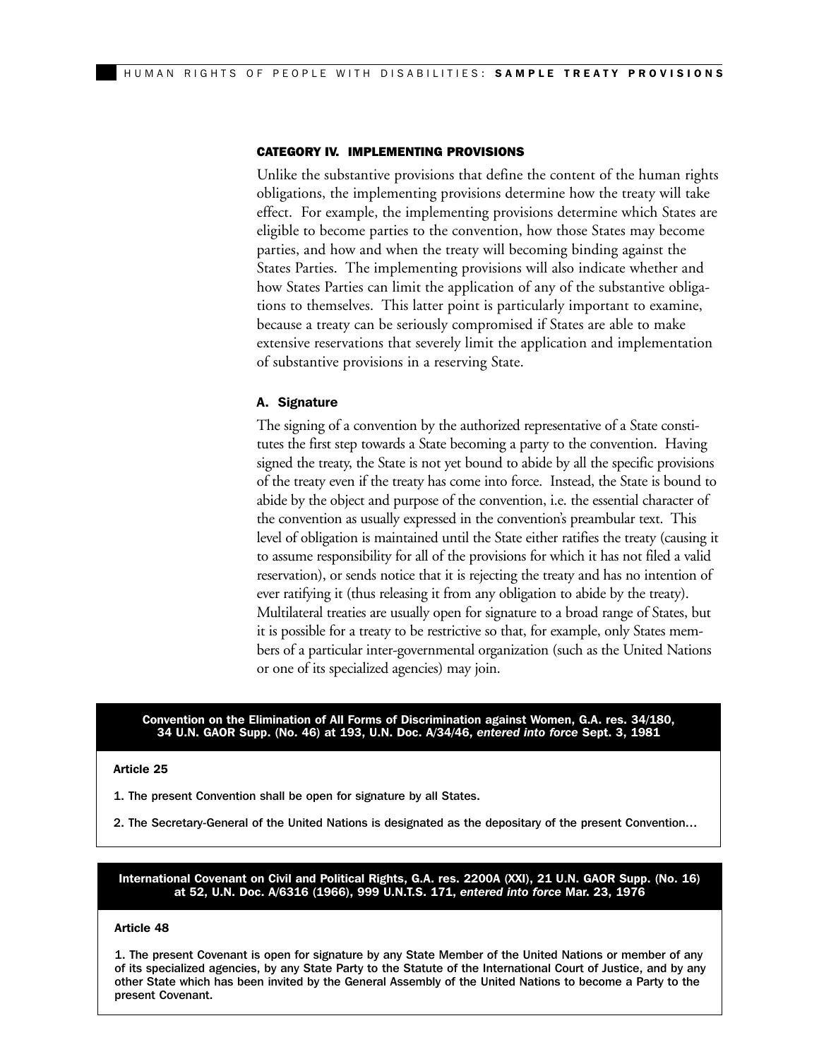### CATEGORY IV. IMPLEMENTING PROVISIONS

Unlike the substantive provisions that define the content of the human rights obligations, the implementing provisions determine how the treaty will take effect. For example, the implementing provisions determine which States are eligible to become parties to the convention, how those States may become parties, and how and when the treaty will becoming binding against the States Parties. The implementing provisions will also indicate whether and how States Parties can limit the application of any of the substantive obligations to themselves. This latter point is particularly important to examine, because a treaty can be seriously compromised if States are able to make extensive reservations that severely limit the application and implementation of substantive provisions in a reserving State.

#### A. Signature

The signing of a convention by the authorized representative of a State constitutes the first step towards a State becoming a party to the convention. Having signed the treaty, the State is not yet bound to abide by all the specific provisions of the treaty even if the treaty has come into force. Instead, the State is bound to abide by the object and purpose of the convention, i.e. the essential character of the convention as usually expressed in the convention's preambular text. This level of obligation is maintained until the State either ratifies the treaty (causing it to assume responsibility for all of the provisions for which it has not filed a valid reservation), or sends notice that it is rejecting the treaty and has no intention of ever ratifying it (thus releasing it from any obligation to abide by the treaty). Multilateral treaties are usually open for signature to a broad range of States, but it is possible for a treaty to be restrictive so that, for example, only States members of a particular inter-governmental organization (such as the United Nations or one of its specialized agencies) may join.

**Convention on the Elimination of All Forms of Discrimination against Women, G.A. res. 34/180, 34 U.N. GAOR Supp. (No. 46) at 193, U.N. Doc. A/34/46, *entered into force* Sept. 3, 1981**

**Article 25**

1. The present Convention shall be open for signature by all States.

2. The Secretary-General of the United Nations is designated as the depositary of the present Convention…

**International Covenant on Civil and Political Rights, G.A. res. 2200A (XXI), 21 U.N. GAOR Supp. (No. 16) at 52, U.N. Doc. A/6316 (1966), 999 U.N.T.S. 171, *entered into force* Mar. 23, 1976**

**Article 48**

1. The present Covenant is open for signature by any State Member of the United Nations or member of any of its specialized agencies, by any State Party to the Statute of the International Court of Justice, and by any other State which has been invited by the General Assembly of the United Nations to become a Party to the present Covenant.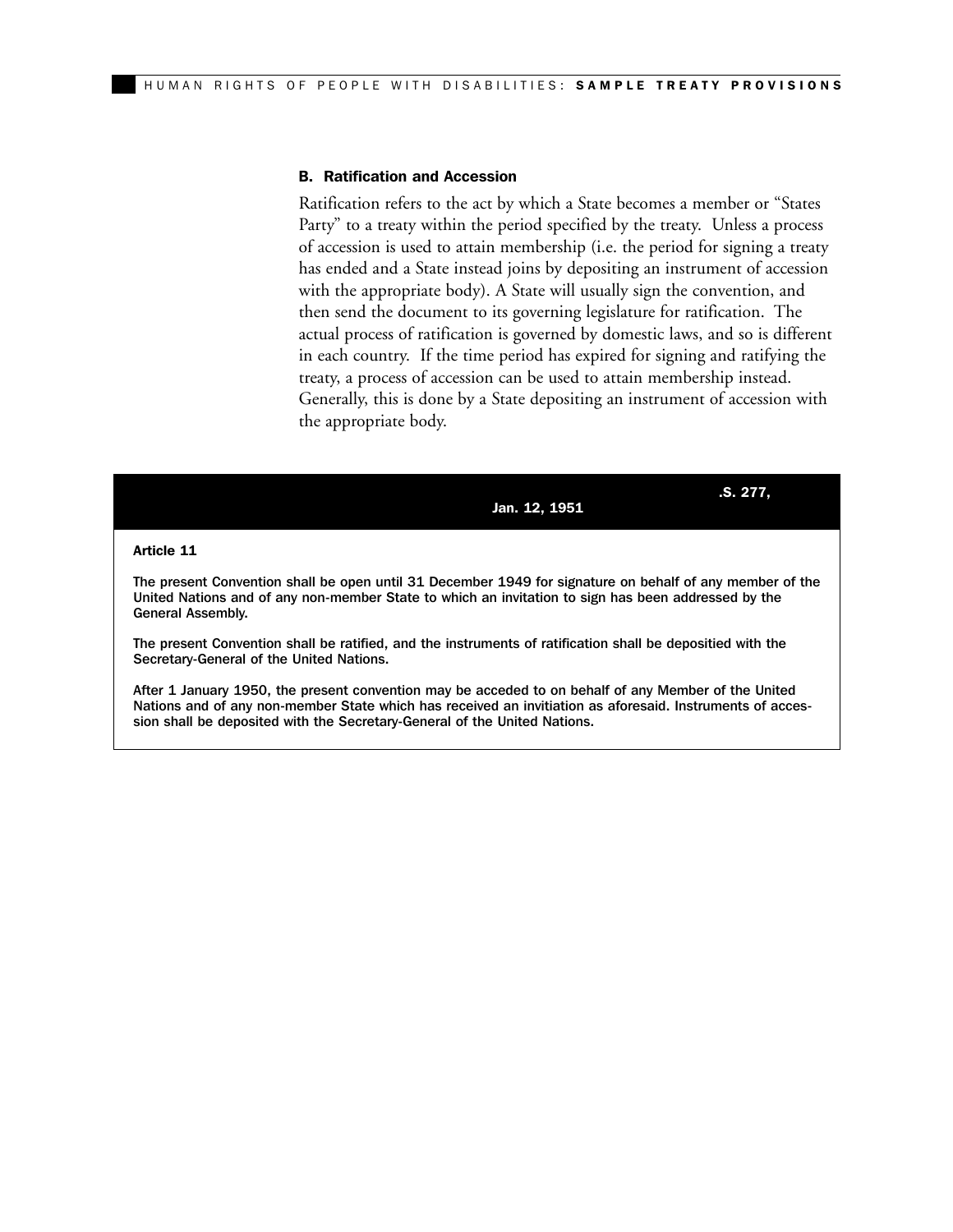### B. Ratification and Accession

Ratification refers to the act by which a State becomes a member or "States Party" to a treaty within the period specified by the treaty. Unless a process of accession is used to attain membership (i.e. the period for signing a treaty has ended and a State instead joins by depositing an instrument of accession with the appropriate body). A State will usually sign the convention, and then send the document to its governing legislature for ratification. The actual process of ratification is governed by domestic laws, and so is different in each country. If the time period has expired for signing and ratifying the treaty, a process of accession can be used to attain membership instead. Generally, this is done by a State depositing an instrument of accession with the appropriate body.

**.S. 277, Jan. 12, 1951**

**Article 11**

The present Convention shall be open until 31 December 1949 for signature on behalf of any member of the United Nations and of any non-member State to which an invitation to sign has been addressed by the General Assembly.

The present Convention shall be ratified, and the instruments of ratification shall be depositied with the Secretary-General of the United Nations.

After 1 January 1950, the present convention may be acceded to on behalf of any Member of the United Nations and of any non-member State which has received an invitiation as aforesaid. Instruments of accession shall be deposited with the Secretary-General of the United Nations.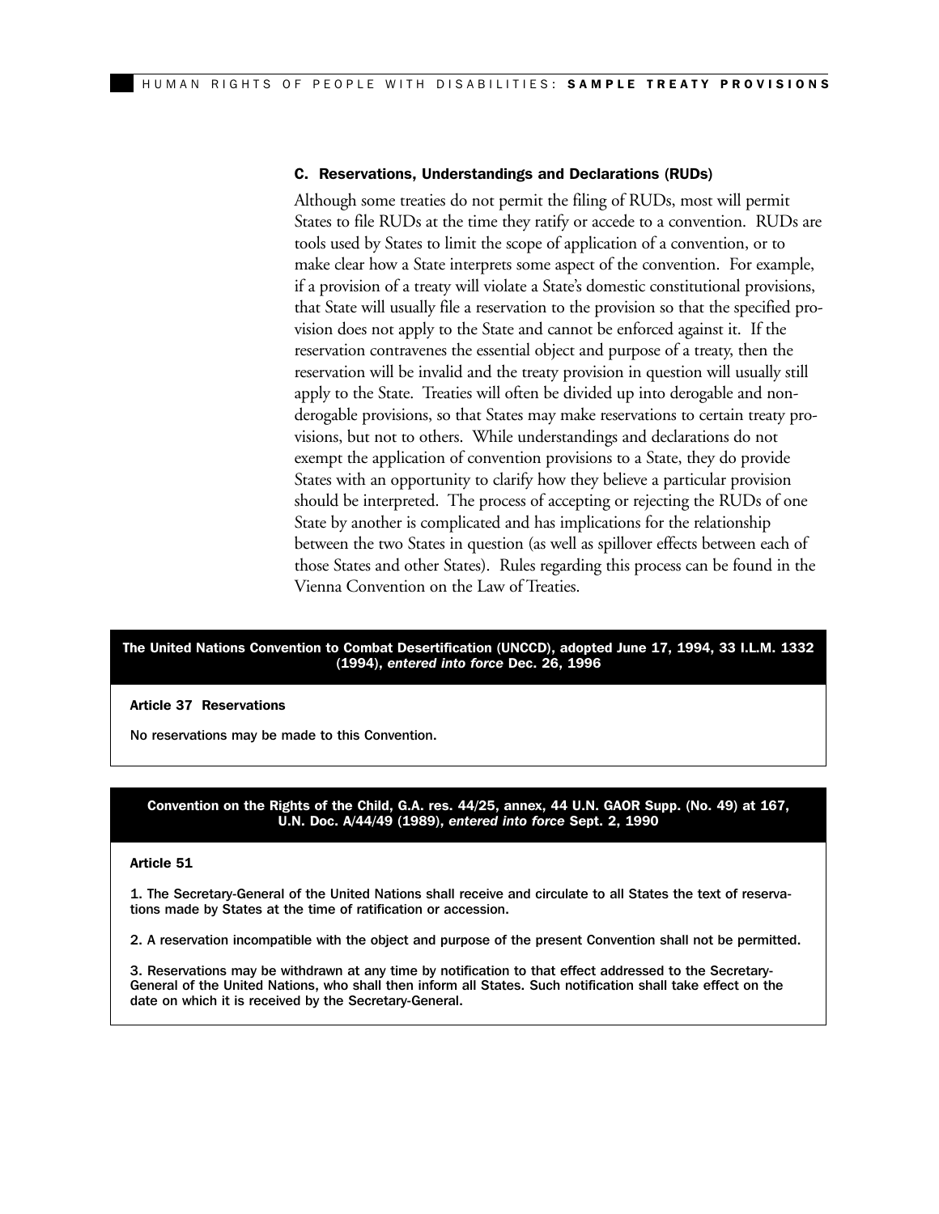### C. Reservations, Understandings and Declarations (RUDs)

Although some treaties do not permit the filing of RUDs, most will permit States to file RUDs at the time they ratify or accede to a convention. RUDs are tools used by States to limit the scope of application of a convention, or to make clear how a State interprets some aspect of the convention. For example, if a provision of a treaty will violate a State's domestic constitutional provisions, that State will usually file a reservation to the provision so that the specified provision does not apply to the State and cannot be enforced against it. If the reservation contravenes the essential object and purpose of a treaty, then the reservation will be invalid and the treaty provision in question will usually still apply to the State. Treaties will often be divided up into derogable and non-derogable provisions, so that States may make reservations to certain treaty provisions, but not to others. While understandings and declarations do not exempt the application of convention provisions to a State, they do provide States with an opportunity to clarify how they believe a particular provision should be interpreted. The process of accepting or rejecting the RUDs of one State by another is complicated and has implications for the relationship between the two States in question (as well as spillover effects between each of those States and other States). Rules regarding this process can be found in the Vienna Convention on the Law of Treaties.

**The United Nations Convention to Combat Desertification (UNCCD), adopted June 17, 1994, 33 I.L.M. 1332 (1994), *entered into force* Dec. 26, 1996**

**Article 37 Reservations**

No reservations may be made to this Convention.

**Convention on the Rights of the Child, G.A. res. 44/25, annex, 44 U.N. GAOR Supp. (No. 49) at 167, U.N. Doc. A/44/49 (1989), *entered into force* Sept. 2, 1990**

**Article 51**

1. The Secretary-General of the United Nations shall receive and circulate to all States the text of reservations made by States at the time of ratification or accession.

2. A reservation incompatible with the object and purpose of the present Convention shall not be permitted.

3. Reservations may be withdrawn at any time by notification to that effect addressed to the Secretary-General of the United Nations, who shall then inform all States. Such notification shall take effect on the date on which it is received by the Secretary-General.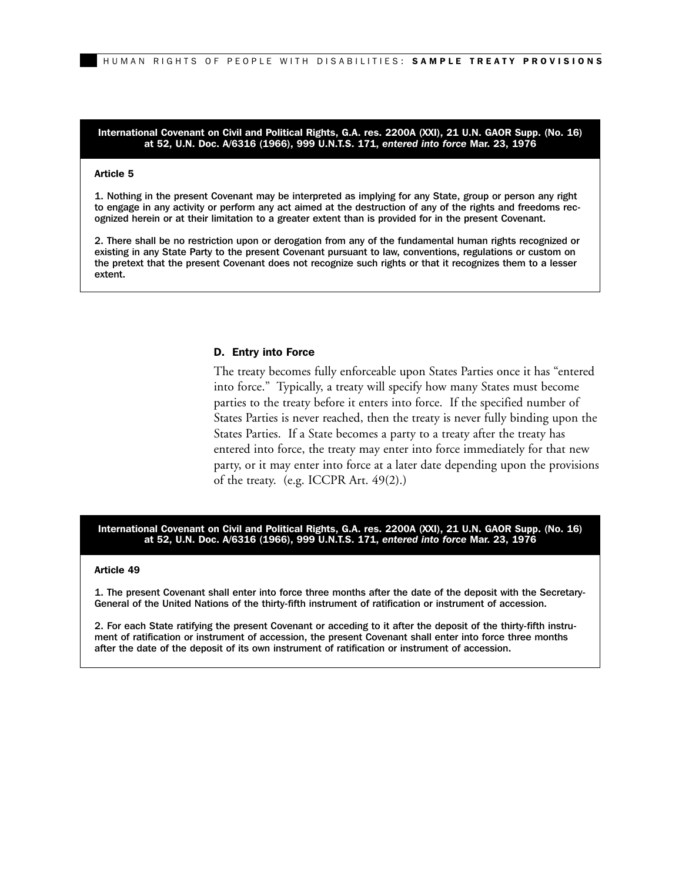**International Covenant on Civil and Political Rights, G.A. res. 2200A (XXI), 21 U.N. GAOR Supp. (No. 16) at 52, U.N. Doc. A/6316 (1966), 999 U.N.T.S. 171, *entered into force* Mar. 23, 1976**

**Article 5**

1. Nothing in the present Covenant may be interpreted as implying for any State, group or person any right to engage in any activity or perform any act aimed at the destruction of any of the rights and freedoms recognized herein or at their limitation to a greater extent than is provided for in the present Covenant.

2. There shall be no restriction upon or derogation from any of the fundamental human rights recognized or existing in any State Party to the present Covenant pursuant to law, conventions, regulations or custom on the pretext that the present Covenant does not recognize such rights or that it recognizes them to a lesser extent.

### D. Entry into Force

The treaty becomes fully enforceable upon States Parties once it has "entered into force." Typically, a treaty will specify how many States must become parties to the treaty before it enters into force. If the specified number of States Parties is never reached, then the treaty is never fully binding upon the States Parties. If a State becomes a party to a treaty after the treaty has entered into force, the treaty may enter into force immediately for that new party, or it may enter into force at a later date depending upon the provisions of the treaty. (e.g. ICCPR Art. 49(2).)

**International Covenant on Civil and Political Rights, G.A. res. 2200A (XXI), 21 U.N. GAOR Supp. (No. 16) at 52, U.N. Doc. A/6316 (1966), 999 U.N.T.S. 171, *entered into force* Mar. 23, 1976**

**Article 49**

1. The present Covenant shall enter into force three months after the date of the deposit with the Secretary-General of the United Nations of the thirty-fifth instrument of ratification or instrument of accession.

2. For each State ratifying the present Covenant or acceding to it after the deposit of the thirty-fifth instrument of ratification or instrument of accession, the present Covenant shall enter into force three months after the date of the deposit of its own instrument of ratification or instrument of accession.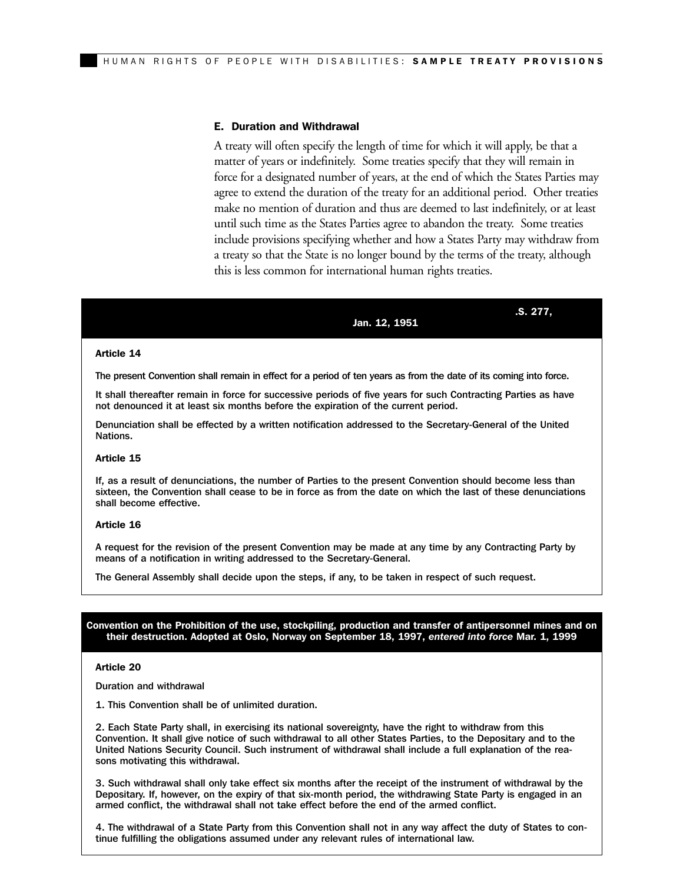### E. Duration and Withdrawal

A treaty will often specify the length of time for which it will apply, be that a matter of years or indefinitely. Some treaties specify that they will remain in force for a designated number of years, at the end of which the States Parties may agree to extend the duration of the treaty for an additional period. Other treaties make no mention of duration and thus are deemed to last indefinitely, or at least until such time as the States Parties agree to abandon the treaty. Some treaties include provisions specifying whether and how a States Party may withdraw from a treaty so that the State is no longer bound by the terms of the treaty, although this is less common for international human rights treaties.

**.S. 277, Jan. 12, 1951**

**Article 14**

The present Convention shall remain in effect for a period of ten years as from the date of its coming into force.

It shall thereafter remain in force for successive periods of five years for such Contracting Parties as have not denounced it at least six months before the expiration of the current period.

Denunciation shall be effected by a written notification addressed to the Secretary-General of the United Nations.

**Article 15**

If, as a result of denunciations, the number of Parties to the present Convention should become less than sixteen, the Convention shall cease to be in force as from the date on which the last of these denunciations shall become effective.

**Article 16**

A request for the revision of the present Convention may be made at any time by any Contracting Party by means of a notification in writing addressed to the Secretary-General.

The General Assembly shall decide upon the steps, if any, to be taken in respect of such request.

**Convention on the Prohibition of the use, stockpiling, production and transfer of antipersonnel mines and on their destruction. Adopted at Oslo, Norway on September 18, 1997, *entered into force* Mar. 1, 1999**

**Article 20**

Duration and withdrawal

1. This Convention shall be of unlimited duration.

2. Each State Party shall, in exercising its national sovereignty, have the right to withdraw from this Convention. It shall give notice of such withdrawal to all other States Parties, to the Depositary and to the United Nations Security Council. Such instrument of withdrawal shall include a full explanation of the reasons motivating this withdrawal.

3. Such withdrawal shall only take effect six months after the receipt of the instrument of withdrawal by the Depositary. If, however, on the expiry of that six-month period, the withdrawing State Party is engaged in an armed conflict, the withdrawal shall not take effect before the end of the armed conflict.

4. The withdrawal of a State Party from this Convention shall not in any way affect the duty of States to continue fulfilling the obligations assumed under any relevant rules of international law.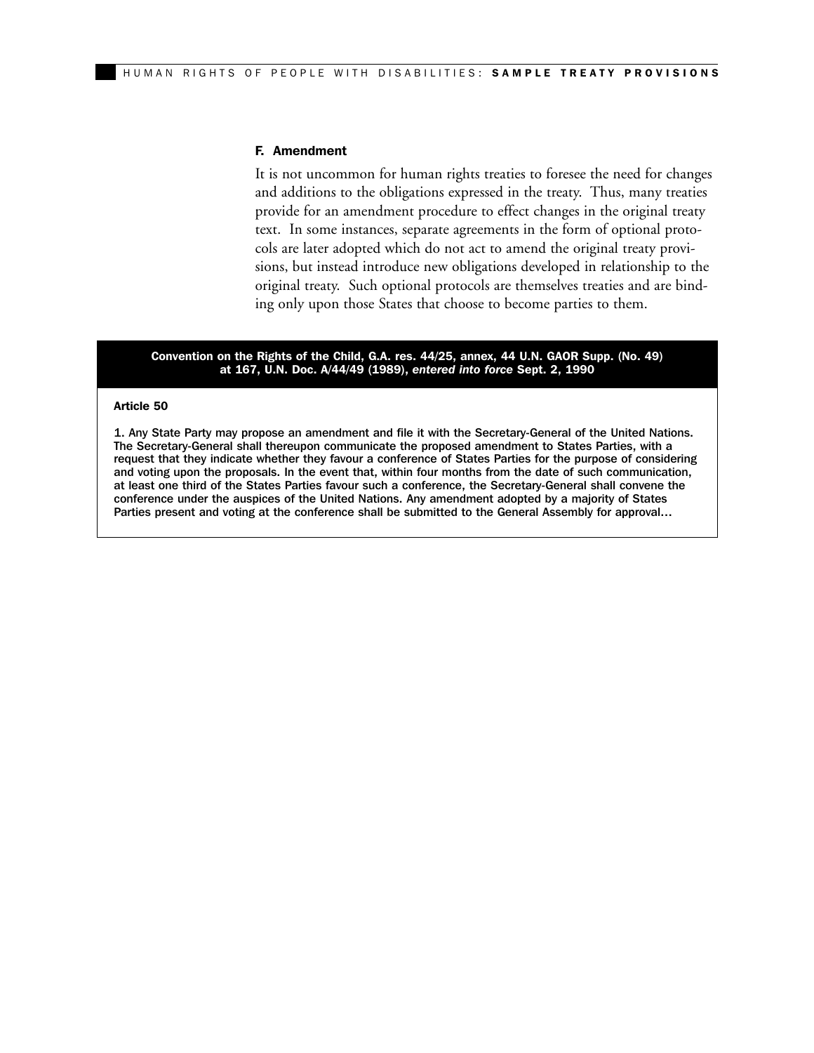### F. Amendment

It is not uncommon for human rights treaties to foresee the need for changes and additions to the obligations expressed in the treaty. Thus, many treaties provide for an amendment procedure to effect changes in the original treaty text. In some instances, separate agreements in the form of optional protocols are later adopted which do not act to amend the original treaty provisions, but instead introduce new obligations developed in relationship to the original treaty. Such optional protocols are themselves treaties and are binding only upon those States that choose to become parties to them.

**Convention on the Rights of the Child, G.A. res. 44/25, annex, 44 U.N. GAOR Supp. (No. 49) at 167, U.N. Doc. A/44/49 (1989), *entered into force* Sept. 2, 1990**

**Article 50**

1. Any State Party may propose an amendment and file it with the Secretary-General of the United Nations. The Secretary-General shall thereupon communicate the proposed amendment to States Parties, with a request that they indicate whether they favour a conference of States Parties for the purpose of considering and voting upon the proposals. In the event that, within four months from the date of such communication, at least one third of the States Parties favour such a conference, the Secretary-General shall convene the conference under the auspices of the United Nations. Any amendment adopted by a majority of States Parties present and voting at the conference shall be submitted to the General Assembly for approval…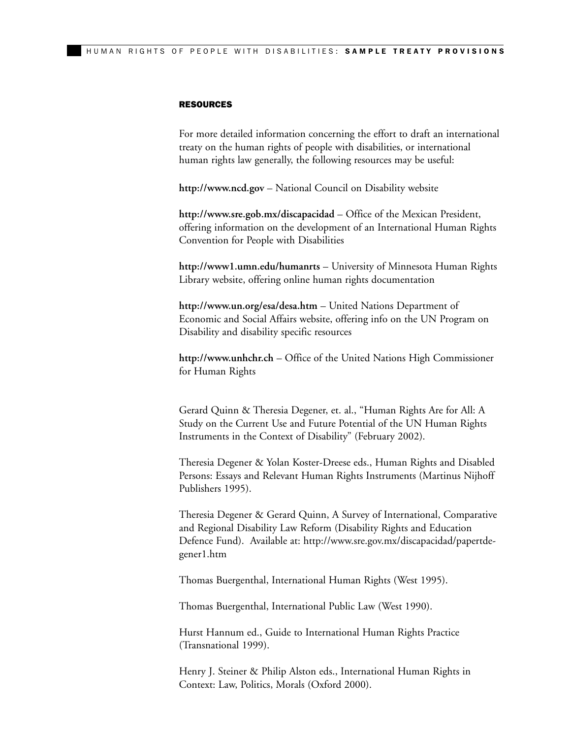## RESOURCES

For more detailed information concerning the effort to draft an international treaty on the human rights of people with disabilities, or international human rights law generally, the following resources may be useful:

**http://www.ncd.gov** – National Council on Disability website

**http://www.sre.gob.mx/discapacidad** – Office of the Mexican President, offering information on the development of an International Human Rights Convention for People with Disabilities

**http://www1.umn.edu/humanrts** – University of Minnesota Human Rights Library website, offering online human rights documentation

**http://www.un.org/esa/desa.htm** – United Nations Department of Economic and Social Affairs website, offering info on the UN Program on Disability and disability specific resources

**http://www.unhchr.ch** – Office of the United Nations High Commissioner for Human Rights

Gerard Quinn & Theresia Degener, et. al., "Human Rights Are for All: A Study on the Current Use and Future Potential of the UN Human Rights Instruments in the Context of Disability" (February 2002).

Theresia Degener & Yolan Koster-Dreese eds., Human Rights and Disabled Persons: Essays and Relevant Human Rights Instruments (Martinus Nijhoff Publishers 1995).

Theresia Degener & Gerard Quinn, A Survey of International, Comparative and Regional Disability Law Reform (Disability Rights and Education Defence Fund). Available at: http://www.sre.gov.mx/discapacidad/papertdegener1.htm

Thomas Buergenthal, International Human Rights (West 1995).

Thomas Buergenthal, International Public Law (West 1990).

Hurst Hannum ed., Guide to International Human Rights Practice (Transnational 1999).

Henry J. Steiner & Philip Alston eds., International Human Rights in Context: Law, Politics, Morals (Oxford 2000).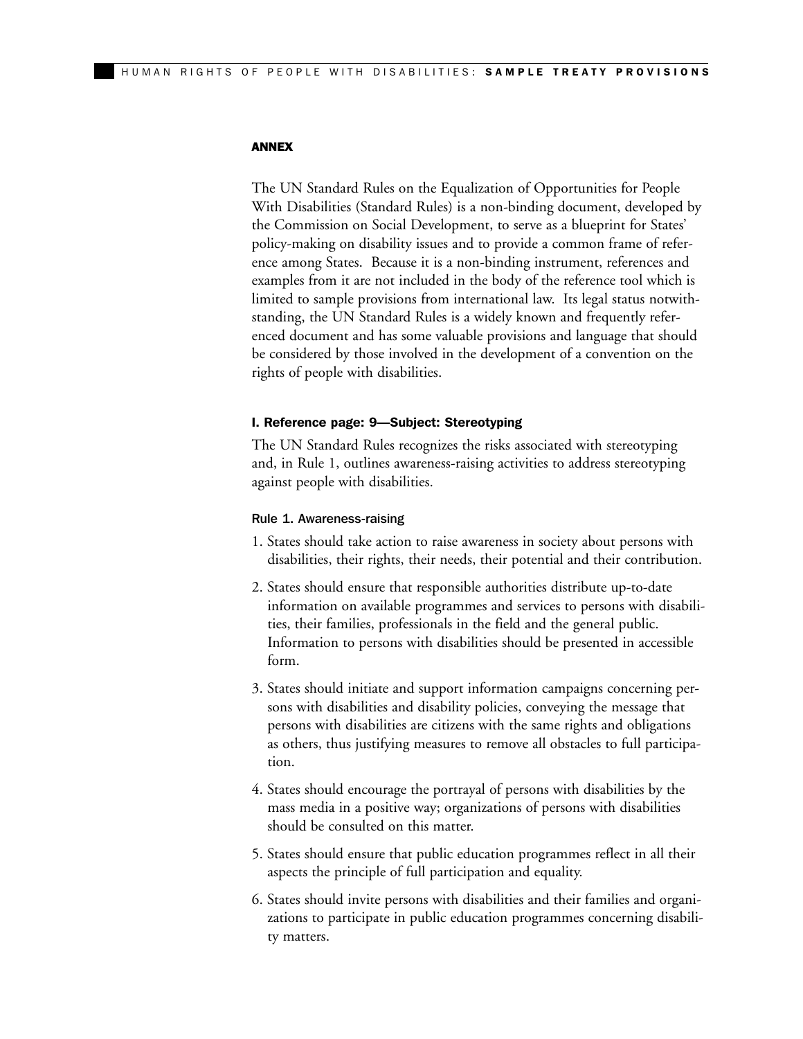## ANNEX

The UN Standard Rules on the Equalization of Opportunities for People With Disabilities (Standard Rules) is a non-binding document, developed by the Commission on Social Development, to serve as a blueprint for States' policy-making on disability issues and to provide a common frame of reference among States. Because it is a non-binding instrument, references and examples from it are not included in the body of the reference tool which is limited to sample provisions from international law. Its legal status notwithstanding, the UN Standard Rules is a widely known and frequently referenced document and has some valuable provisions and language that should be considered by those involved in the development of a convention on the rights of people with disabilities.

### I. Reference page: 9—Subject: Stereotyping

The UN Standard Rules recognizes the risks associated with stereotyping and, in Rule 1, outlines awareness-raising activities to address stereotyping against people with disabilities.

#### Rule 1. Awareness-raising

1. States should take action to raise awareness in society about persons with disabilities, their rights, their needs, their potential and their contribution.
2. States should ensure that responsible authorities distribute up-to-date information on available programmes and services to persons with disabilities, their families, professionals in the field and the general public. Information to persons with disabilities should be presented in accessible form.
3. States should initiate and support information campaigns concerning persons with disabilities and disability policies, conveying the message that persons with disabilities are citizens with the same rights and obligations as others, thus justifying measures to remove all obstacles to full participation.
4. States should encourage the portrayal of persons with disabilities by the mass media in a positive way; organizations of persons with disabilities should be consulted on this matter.
5. States should ensure that public education programmes reflect in all their aspects the principle of full participation and equality.
6. States should invite persons with disabilities and their families and organizations to participate in public education programmes concerning disability matters.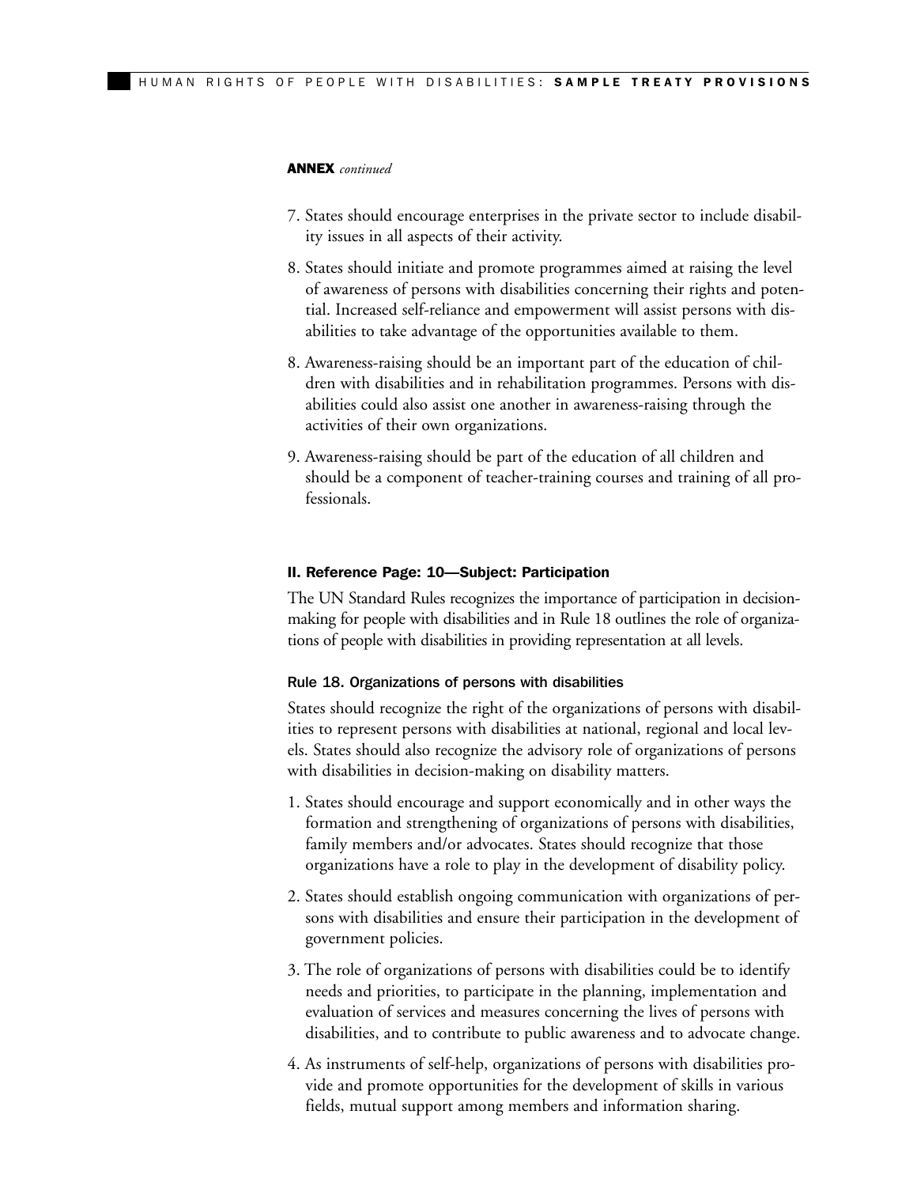**ANNEX** *continued*

7. States should encourage enterprises in the private sector to include disability issues in all aspects of their activity.

8. States should initiate and promote programmes aimed at raising the level of awareness of persons with disabilities concerning their rights and potential. Increased self-reliance and empowerment will assist persons with disabilities to take advantage of the opportunities available to them.

8. Awareness-raising should be an important part of the education of children with disabilities and in rehabilitation programmes. Persons with disabilities could also assist one another in awareness-raising through the activities of their own organizations.

9. Awareness-raising should be part of the education of all children and should be a component of teacher-training courses and training of all professionals.

### II. Reference Page: 10—Subject: Participation

The UN Standard Rules recognizes the importance of participation in decision-making for people with disabilities and in Rule 18 outlines the role of organizations of people with disabilities in providing representation at all levels.

#### Rule 18. Organizations of persons with disabilities

States should recognize the right of the organizations of persons with disabilities to represent persons with disabilities at national, regional and local levels. States should also recognize the advisory role of organizations of persons with disabilities in decision-making on disability matters.

1. States should encourage and support economically and in other ways the formation and strengthening of organizations of persons with disabilities, family members and/or advocates. States should recognize that those organizations have a role to play in the development of disability policy.

2. States should establish ongoing communication with organizations of persons with disabilities and ensure their participation in the development of government policies.

3. The role of organizations of persons with disabilities could be to identify needs and priorities, to participate in the planning, implementation and evaluation of services and measures concerning the lives of persons with disabilities, and to contribute to public awareness and to advocate change.

4. As instruments of self-help, organizations of persons with disabilities provide and promote opportunities for the development of skills in various fields, mutual support among members and information sharing.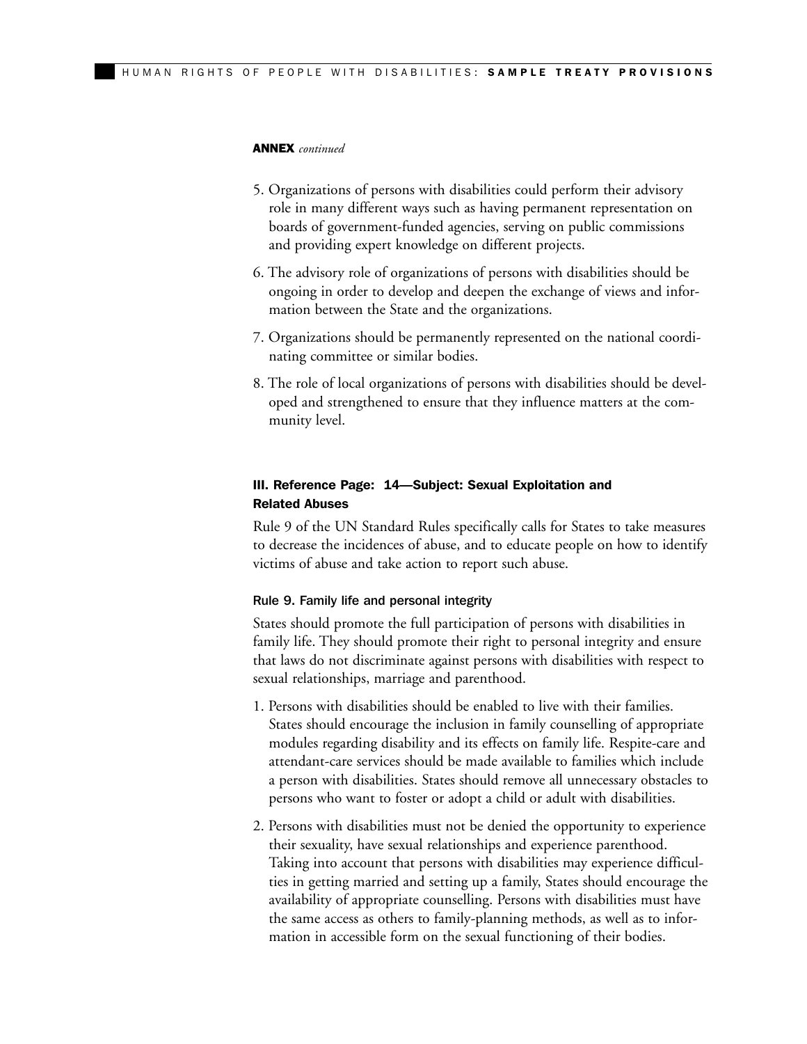**ANNEX** *continued*

5. Organizations of persons with disabilities could perform their advisory role in many different ways such as having permanent representation on boards of government-funded agencies, serving on public commissions and providing expert knowledge on different projects.

6. The advisory role of organizations of persons with disabilities should be ongoing in order to develop and deepen the exchange of views and information between the State and the organizations.

7. Organizations should be permanently represented on the national coordinating committee or similar bodies.

8. The role of local organizations of persons with disabilities should be developed and strengthened to ensure that they influence matters at the community level.

### III. Reference Page: 14—Subject: Sexual Exploitation and Related Abuses

Rule 9 of the UN Standard Rules specifically calls for States to take measures to decrease the incidences of abuse, and to educate people on how to identify victims of abuse and take action to report such abuse.

#### Rule 9. Family life and personal integrity

States should promote the full participation of persons with disabilities in family life. They should promote their right to personal integrity and ensure that laws do not discriminate against persons with disabilities with respect to sexual relationships, marriage and parenthood.

1. Persons with disabilities should be enabled to live with their families. States should encourage the inclusion in family counselling of appropriate modules regarding disability and its effects on family life. Respite-care and attendant-care services should be made available to families which include a person with disabilities. States should remove all unnecessary obstacles to persons who want to foster or adopt a child or adult with disabilities.

2. Persons with disabilities must not be denied the opportunity to experience their sexuality, have sexual relationships and experience parenthood. Taking into account that persons with disabilities may experience difficulties in getting married and setting up a family, States should encourage the availability of appropriate counselling. Persons with disabilities must have the same access as others to family-planning methods, as well as to information in accessible form on the sexual functioning of their bodies.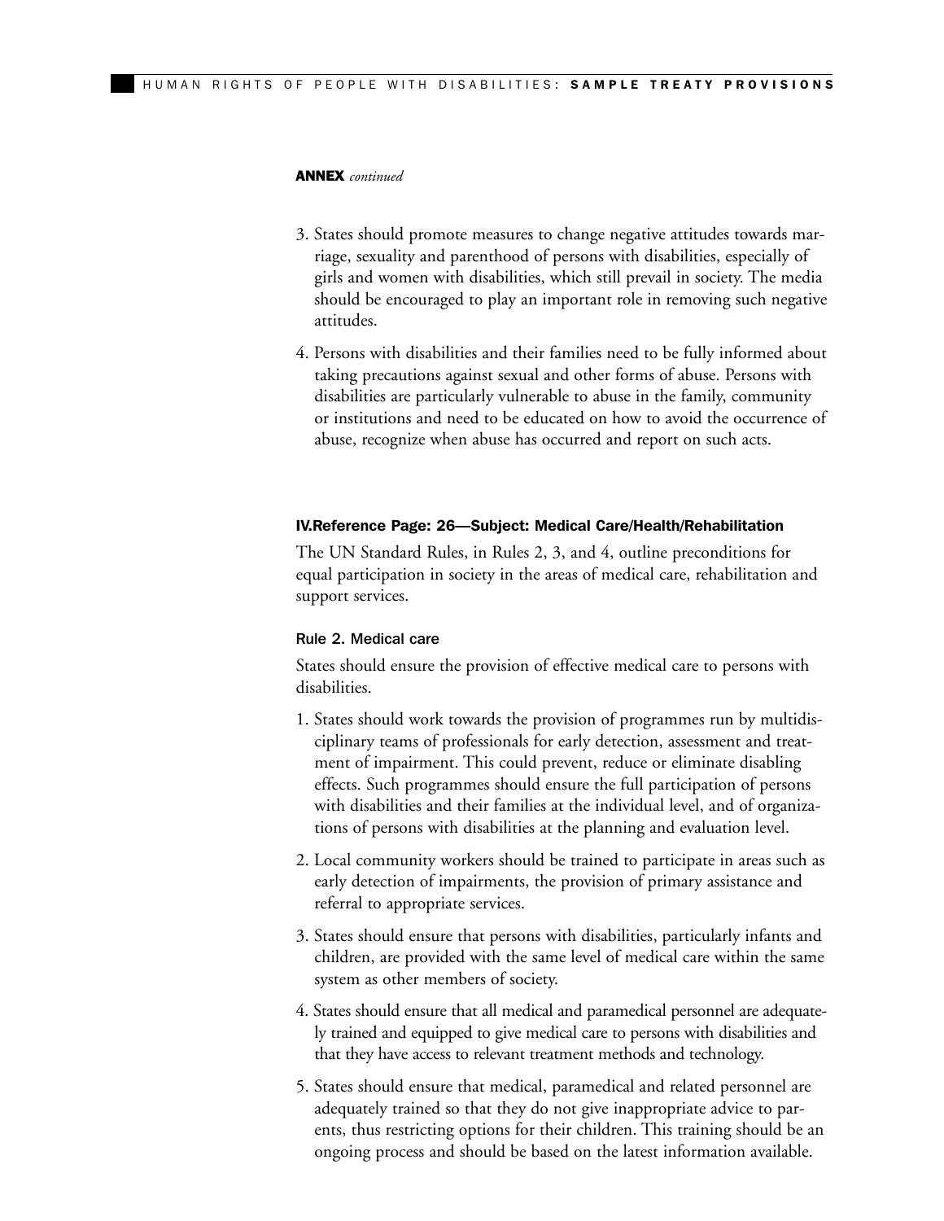**ANNEX** *continued*

3. States should promote measures to change negative attitudes towards marriage, sexuality and parenthood of persons with disabilities, especially of girls and women with disabilities, which still prevail in society. The media should be encouraged to play an important role in removing such negative attitudes.

4. Persons with disabilities and their families need to be fully informed about taking precautions against sexual and other forms of abuse. Persons with disabilities are particularly vulnerable to abuse in the family, community or institutions and need to be educated on how to avoid the occurrence of abuse, recognize when abuse has occurred and report on such acts.

### IV.Reference Page: 26—Subject: Medical Care/Health/Rehabilitation

The UN Standard Rules, in Rules 2, 3, and 4, outline preconditions for equal participation in society in the areas of medical care, rehabilitation and support services.

#### Rule 2. Medical care

States should ensure the provision of effective medical care to persons with disabilities.

1. States should work towards the provision of programmes run by multidisciplinary teams of professionals for early detection, assessment and treatment of impairment. This could prevent, reduce or eliminate disabling effects. Such programmes should ensure the full participation of persons with disabilities and their families at the individual level, and of organizations of persons with disabilities at the planning and evaluation level.

2. Local community workers should be trained to participate in areas such as early detection of impairments, the provision of primary assistance and referral to appropriate services.

3. States should ensure that persons with disabilities, particularly infants and children, are provided with the same level of medical care within the same system as other members of society.

4. States should ensure that all medical and paramedical personnel are adequately trained and equipped to give medical care to persons with disabilities and that they have access to relevant treatment methods and technology.

5. States should ensure that medical, paramedical and related personnel are adequately trained so that they do not give inappropriate advice to parents, thus restricting options for their children. This training should be an ongoing process and should be based on the latest information available.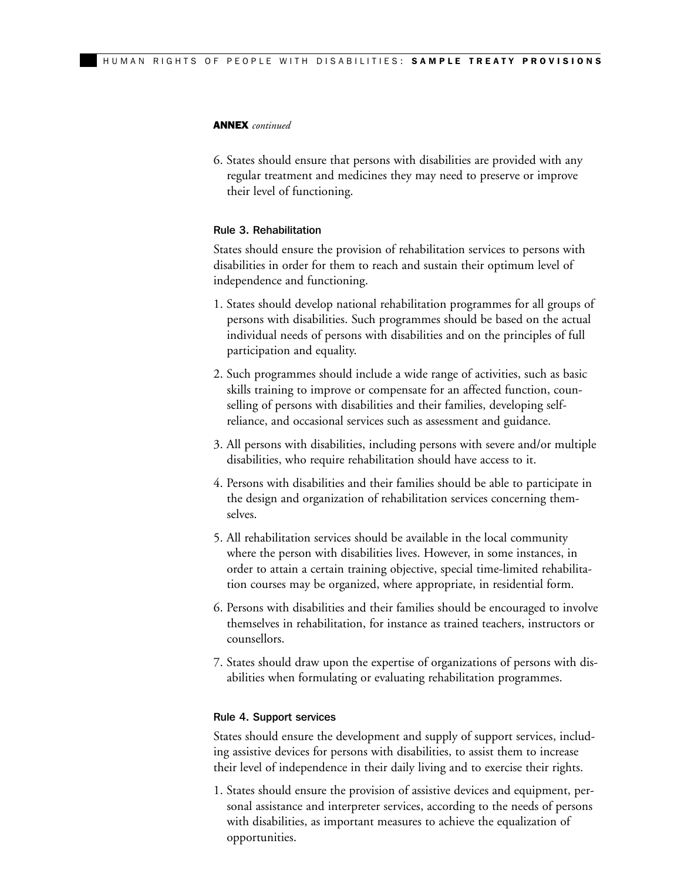**ANNEX** *continued*

6. States should ensure that persons with disabilities are provided with any regular treatment and medicines they may need to preserve or improve their level of functioning.

### Rule 3. Rehabilitation

States should ensure the provision of rehabilitation services to persons with disabilities in order for them to reach and sustain their optimum level of independence and functioning.

1. States should develop national rehabilitation programmes for all groups of persons with disabilities. Such programmes should be based on the actual individual needs of persons with disabilities and on the principles of full participation and equality.
2. Such programmes should include a wide range of activities, such as basic skills training to improve or compensate for an affected function, counselling of persons with disabilities and their families, developing self-reliance, and occasional services such as assessment and guidance.
3. All persons with disabilities, including persons with severe and/or multiple disabilities, who require rehabilitation should have access to it.
4. Persons with disabilities and their families should be able to participate in the design and organization of rehabilitation services concerning themselves.
5. All rehabilitation services should be available in the local community where the person with disabilities lives. However, in some instances, in order to attain a certain training objective, special time-limited rehabilitation courses may be organized, where appropriate, in residential form.
6. Persons with disabilities and their families should be encouraged to involve themselves in rehabilitation, for instance as trained teachers, instructors or counsellors.
7. States should draw upon the expertise of organizations of persons with disabilities when formulating or evaluating rehabilitation programmes.

### Rule 4. Support services

States should ensure the development and supply of support services, including assistive devices for persons with disabilities, to assist them to increase their level of independence in their daily living and to exercise their rights.

1. States should ensure the provision of assistive devices and equipment, personal assistance and interpreter services, according to the needs of persons with disabilities, as important measures to achieve the equalization of opportunities.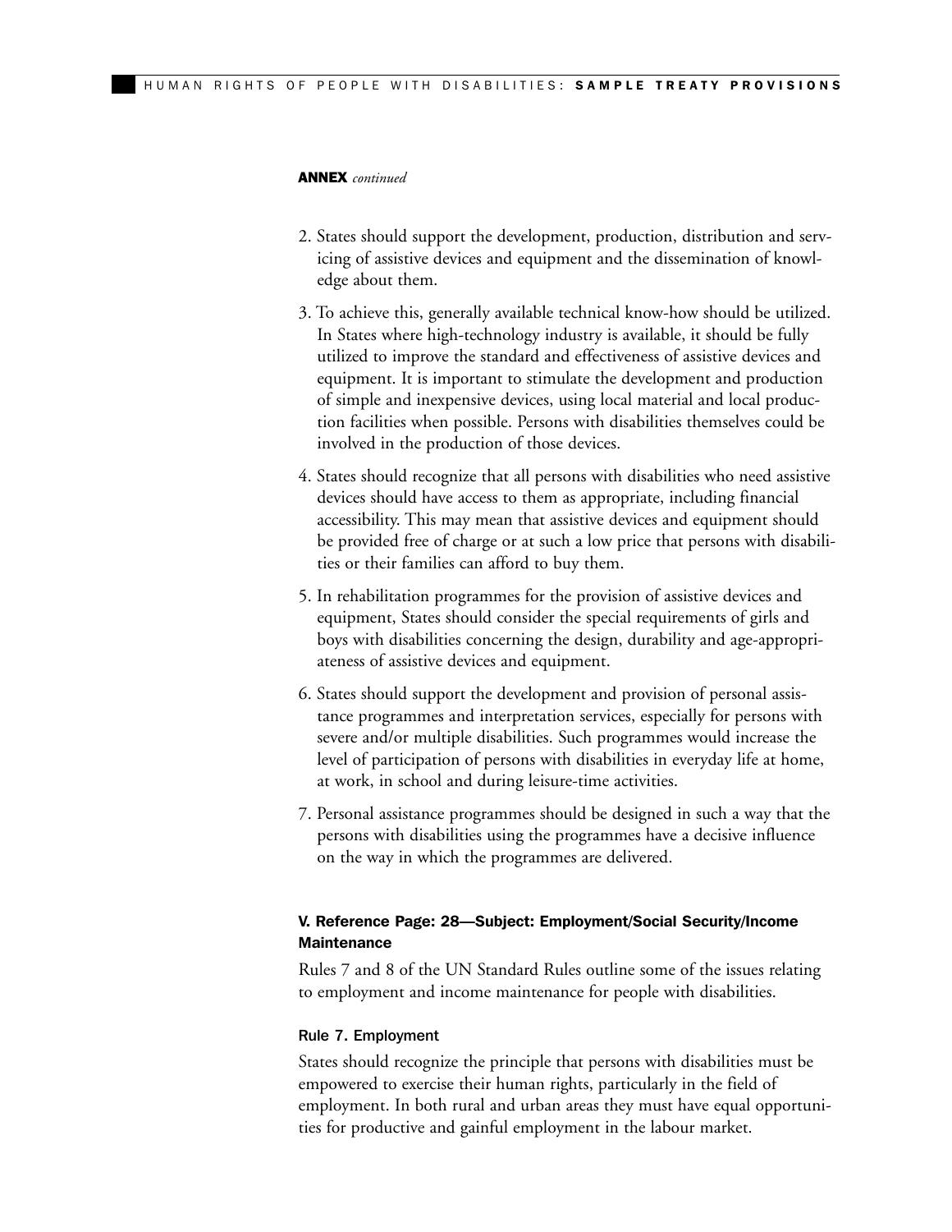**ANNEX** *continued*

2. States should support the development, production, distribution and servicing of assistive devices and equipment and the dissemination of knowledge about them.
3. To achieve this, generally available technical know-how should be utilized. In States where high-technology industry is available, it should be fully utilized to improve the standard and effectiveness of assistive devices and equipment. It is important to stimulate the development and production of simple and inexpensive devices, using local material and local production facilities when possible. Persons with disabilities themselves could be involved in the production of those devices.
4. States should recognize that all persons with disabilities who need assistive devices should have access to them as appropriate, including financial accessibility. This may mean that assistive devices and equipment should be provided free of charge or at such a low price that persons with disabilities or their families can afford to buy them.
5. In rehabilitation programmes for the provision of assistive devices and equipment, States should consider the special requirements of girls and boys with disabilities concerning the design, durability and age-appropriateness of assistive devices and equipment.
6. States should support the development and provision of personal assistance programmes and interpretation services, especially for persons with severe and/or multiple disabilities. Such programmes would increase the level of participation of persons with disabilities in everyday life at home, at work, in school and during leisure-time activities.
7. Personal assistance programmes should be designed in such a way that the persons with disabilities using the programmes have a decisive influence on the way in which the programmes are delivered.

### V. Reference Page: 28—Subject: Employment/Social Security/Income Maintenance

Rules 7 and 8 of the UN Standard Rules outline some of the issues relating to employment and income maintenance for people with disabilities.

#### Rule 7. Employment

States should recognize the principle that persons with disabilities must be empowered to exercise their human rights, particularly in the field of employment. In both rural and urban areas they must have equal opportunities for productive and gainful employment in the labour market.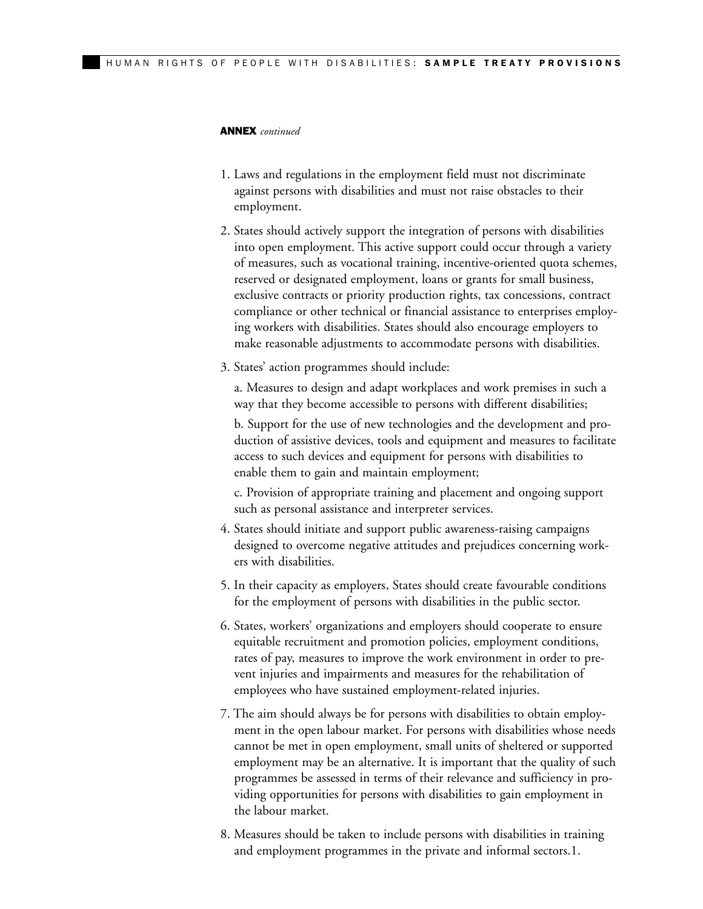**ANNEX** *continued*

1. Laws and regulations in the employment field must not discriminate against persons with disabilities and must not raise obstacles to their employment.

2. States should actively support the integration of persons with disabilities into open employment. This active support could occur through a variety of measures, such as vocational training, incentive-oriented quota schemes, reserved or designated employment, loans or grants for small business, exclusive contracts or priority production rights, tax concessions, contract compliance or other technical or financial assistance to enterprises employing workers with disabilities. States should also encourage employers to make reasonable adjustments to accommodate persons with disabilities.

3. States' action programmes should include:

   a. Measures to design and adapt workplaces and work premises in such a way that they become accessible to persons with different disabilities;

   b. Support for the use of new technologies and the development and production of assistive devices, tools and equipment and measures to facilitate access to such devices and equipment for persons with disabilities to enable them to gain and maintain employment;

   c. Provision of appropriate training and placement and ongoing support such as personal assistance and interpreter services.

4. States should initiate and support public awareness-raising campaigns designed to overcome negative attitudes and prejudices concerning workers with disabilities.

5. In their capacity as employers, States should create favourable conditions for the employment of persons with disabilities in the public sector.

6. States, workers' organizations and employers should cooperate to ensure equitable recruitment and promotion policies, employment conditions, rates of pay, measures to improve the work environment in order to prevent injuries and impairments and measures for the rehabilitation of employees who have sustained employment-related injuries.

7. The aim should always be for persons with disabilities to obtain employment in the open labour market. For persons with disabilities whose needs cannot be met in open employment, small units of sheltered or supported employment may be an alternative. It is important that the quality of such programmes be assessed in terms of their relevance and sufficiency in providing opportunities for persons with disabilities to gain employment in the labour market.

8. Measures should be taken to include persons with disabilities in training and employment programmes in the private and informal sectors.1.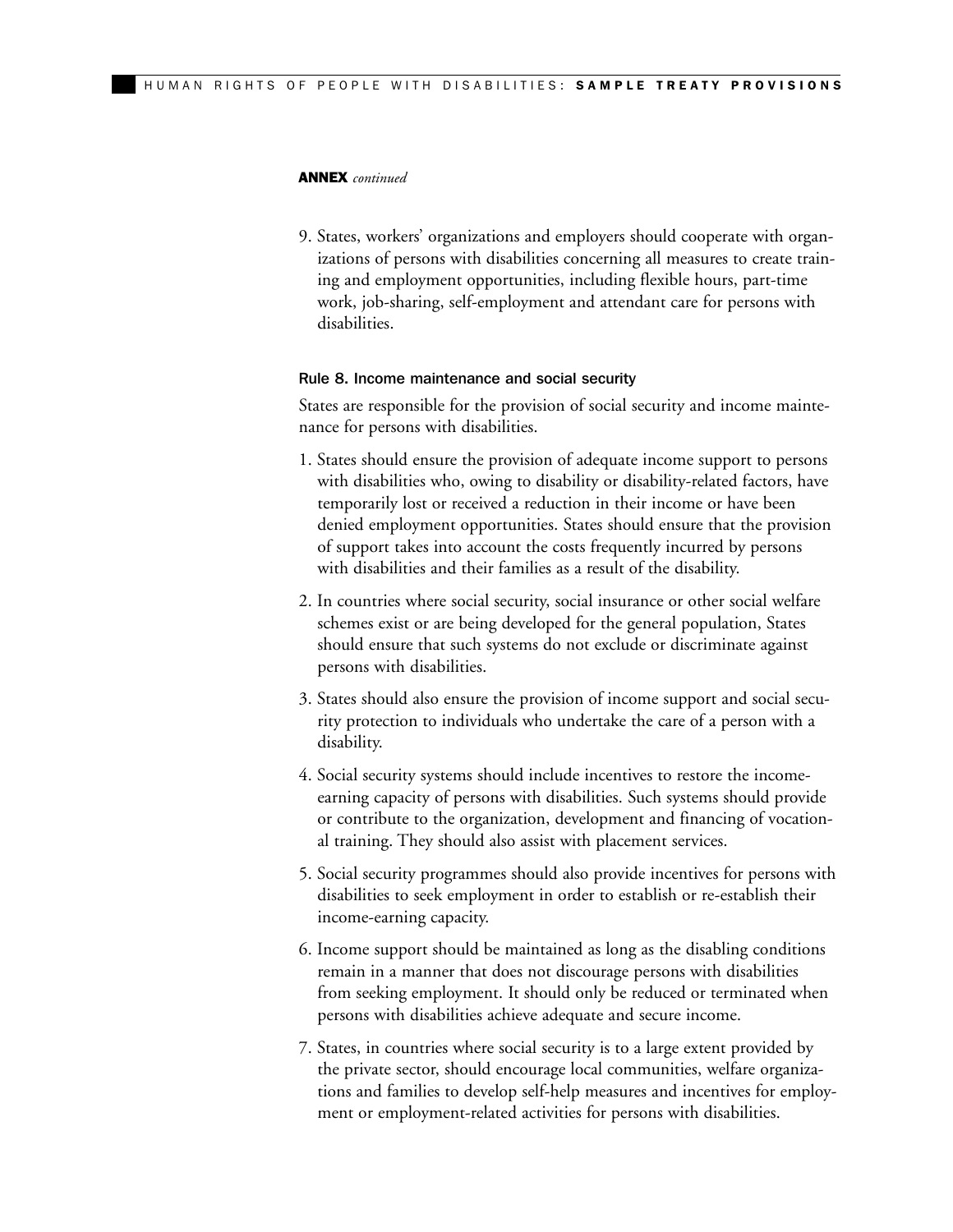**ANNEX** *continued*

9. States, workers' organizations and employers should cooperate with organizations of persons with disabilities concerning all measures to create training and employment opportunities, including flexible hours, part-time work, job-sharing, self-employment and attendant care for persons with disabilities.

### Rule 8. Income maintenance and social security

States are responsible for the provision of social security and income maintenance for persons with disabilities.

1. States should ensure the provision of adequate income support to persons with disabilities who, owing to disability or disability-related factors, have temporarily lost or received a reduction in their income or have been denied employment opportunities. States should ensure that the provision of support takes into account the costs frequently incurred by persons with disabilities and their families as a result of the disability.
2. In countries where social security, social insurance or other social welfare schemes exist or are being developed for the general population, States should ensure that such systems do not exclude or discriminate against persons with disabilities.
3. States should also ensure the provision of income support and social security protection to individuals who undertake the care of a person with a disability.
4. Social security systems should include incentives to restore the income-earning capacity of persons with disabilities. Such systems should provide or contribute to the organization, development and financing of vocational training. They should also assist with placement services.
5. Social security programmes should also provide incentives for persons with disabilities to seek employment in order to establish or re-establish their income-earning capacity.
6. Income support should be maintained as long as the disabling conditions remain in a manner that does not discourage persons with disabilities from seeking employment. It should only be reduced or terminated when persons with disabilities achieve adequate and secure income.
7. States, in countries where social security is to a large extent provided by the private sector, should encourage local communities, welfare organizations and families to develop self-help measures and incentives for employment or employment-related activities for persons with disabilities.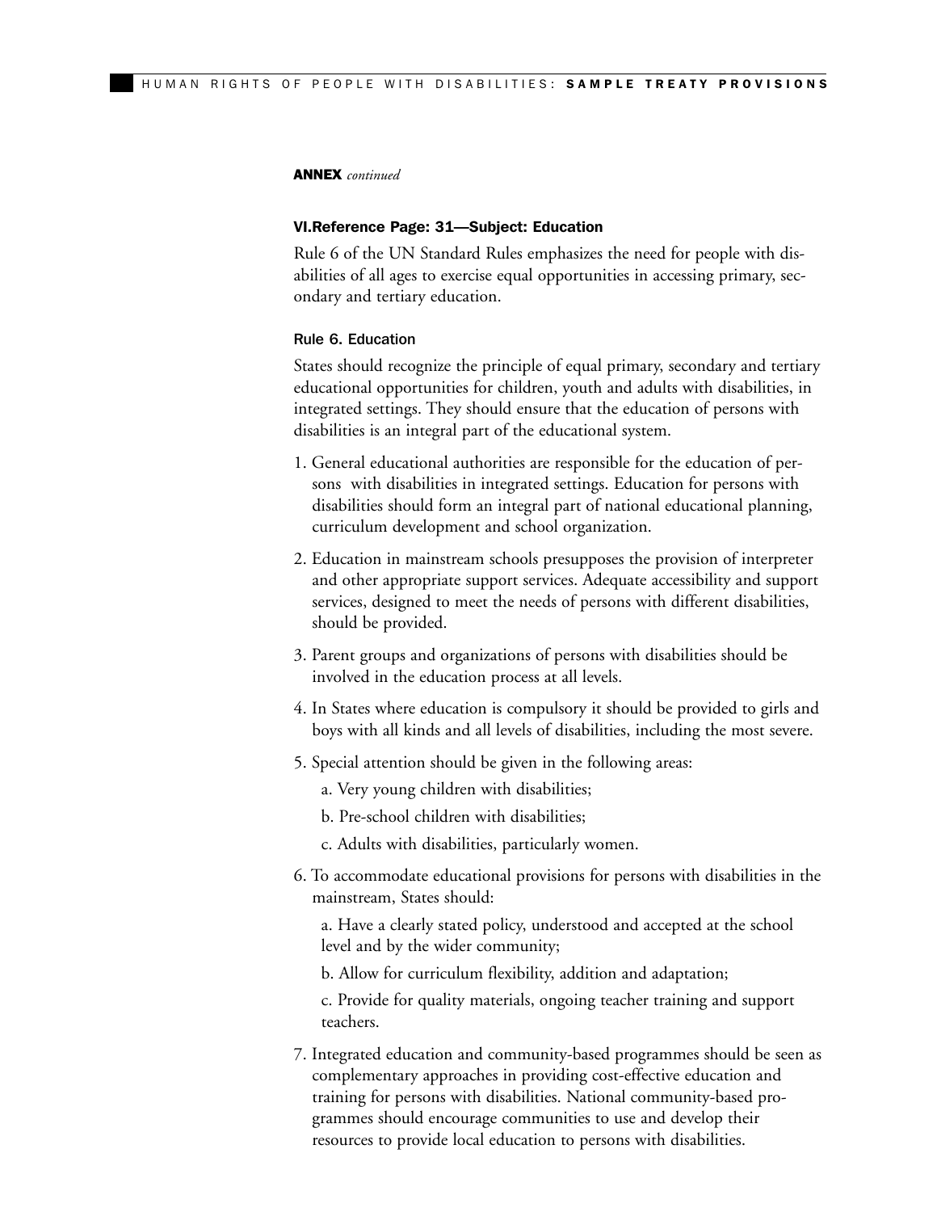**ANNEX** *continued*

### VI.Reference Page: 31—Subject: Education

Rule 6 of the UN Standard Rules emphasizes the need for people with disabilities of all ages to exercise equal opportunities in accessing primary, secondary and tertiary education.

#### Rule 6. Education

States should recognize the principle of equal primary, secondary and tertiary educational opportunities for children, youth and adults with disabilities, in integrated settings. They should ensure that the education of persons with disabilities is an integral part of the educational system.

1. General educational authorities are responsible for the education of persons with disabilities in integrated settings. Education for persons with disabilities should form an integral part of national educational planning, curriculum development and school organization.
2. Education in mainstream schools presupposes the provision of interpreter and other appropriate support services. Adequate accessibility and support services, designed to meet the needs of persons with different disabilities, should be provided.
3. Parent groups and organizations of persons with disabilities should be involved in the education process at all levels.
4. In States where education is compulsory it should be provided to girls and boys with all kinds and all levels of disabilities, including the most severe.
5. Special attention should be given in the following areas:

   a. Very young children with disabilities;

   b. Pre-school children with disabilities;

   c. Adults with disabilities, particularly women.
6. To accommodate educational provisions for persons with disabilities in the mainstream, States should:

   a. Have a clearly stated policy, understood and accepted at the school level and by the wider community;

   b. Allow for curriculum flexibility, addition and adaptation;

   c. Provide for quality materials, ongoing teacher training and support teachers.
7. Integrated education and community-based programmes should be seen as complementary approaches in providing cost-effective education and training for persons with disabilities. National community-based programmes should encourage communities to use and develop their resources to provide local education to persons with disabilities.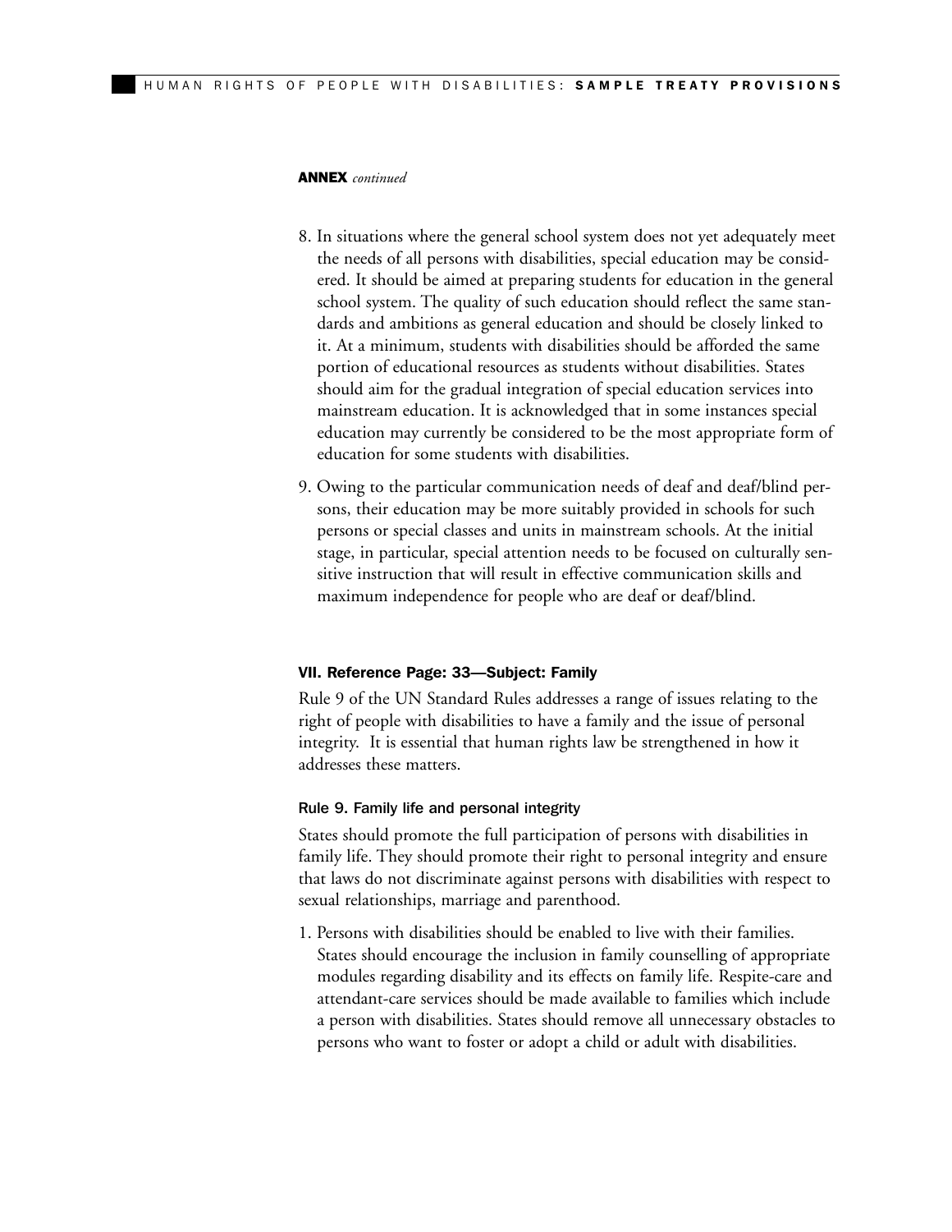**ANNEX** *continued*

8. In situations where the general school system does not yet adequately meet the needs of all persons with disabilities, special education may be considered. It should be aimed at preparing students for education in the general school system. The quality of such education should reflect the same standards and ambitions as general education and should be closely linked to it. At a minimum, students with disabilities should be afforded the same portion of educational resources as students without disabilities. States should aim for the gradual integration of special education services into mainstream education. It is acknowledged that in some instances special education may currently be considered to be the most appropriate form of education for some students with disabilities.

9. Owing to the particular communication needs of deaf and deaf/blind persons, their education may be more suitably provided in schools for such persons or special classes and units in mainstream schools. At the initial stage, in particular, special attention needs to be focused on culturally sensitive instruction that will result in effective communication skills and maximum independence for people who are deaf or deaf/blind.

### VII. Reference Page: 33—Subject: Family

Rule 9 of the UN Standard Rules addresses a range of issues relating to the right of people with disabilities to have a family and the issue of personal integrity. It is essential that human rights law be strengthened in how it addresses these matters.

#### Rule 9. Family life and personal integrity

States should promote the full participation of persons with disabilities in family life. They should promote their right to personal integrity and ensure that laws do not discriminate against persons with disabilities with respect to sexual relationships, marriage and parenthood.

1. Persons with disabilities should be enabled to live with their families. States should encourage the inclusion in family counselling of appropriate modules regarding disability and its effects on family life. Respite-care and attendant-care services should be made available to families which include a person with disabilities. States should remove all unnecessary obstacles to persons who want to foster or adopt a child or adult with disabilities.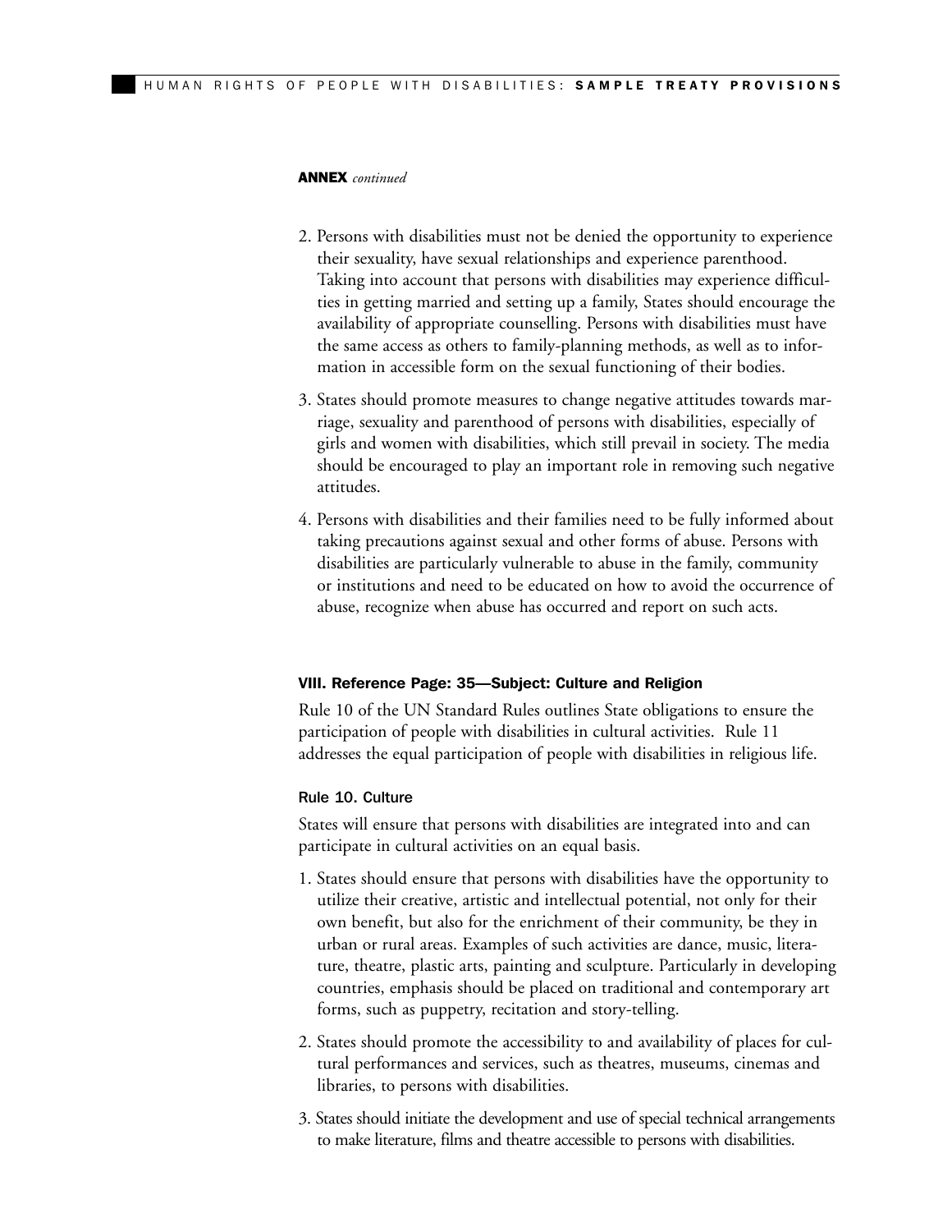**ANNEX** *continued*

2. Persons with disabilities must not be denied the opportunity to experience their sexuality, have sexual relationships and experience parenthood. Taking into account that persons with disabilities may experience difficulties in getting married and setting up a family, States should encourage the availability of appropriate counselling. Persons with disabilities must have the same access as others to family-planning methods, as well as to information in accessible form on the sexual functioning of their bodies.

3. States should promote measures to change negative attitudes towards marriage, sexuality and parenthood of persons with disabilities, especially of girls and women with disabilities, which still prevail in society. The media should be encouraged to play an important role in removing such negative attitudes.

4. Persons with disabilities and their families need to be fully informed about taking precautions against sexual and other forms of abuse. Persons with disabilities are particularly vulnerable to abuse in the family, community or institutions and need to be educated on how to avoid the occurrence of abuse, recognize when abuse has occurred and report on such acts.

### VIII. Reference Page: 35—Subject: Culture and Religion

Rule 10 of the UN Standard Rules outlines State obligations to ensure the participation of people with disabilities in cultural activities. Rule 11 addresses the equal participation of people with disabilities in religious life.

#### Rule 10. Culture

States will ensure that persons with disabilities are integrated into and can participate in cultural activities on an equal basis.

1. States should ensure that persons with disabilities have the opportunity to utilize their creative, artistic and intellectual potential, not only for their own benefit, but also for the enrichment of their community, be they in urban or rural areas. Examples of such activities are dance, music, literature, theatre, plastic arts, painting and sculpture. Particularly in developing countries, emphasis should be placed on traditional and contemporary art forms, such as puppetry, recitation and story-telling.

2. States should promote the accessibility to and availability of places for cultural performances and services, such as theatres, museums, cinemas and libraries, to persons with disabilities.

3. States should initiate the development and use of special technical arrangements to make literature, films and theatre accessible to persons with disabilities.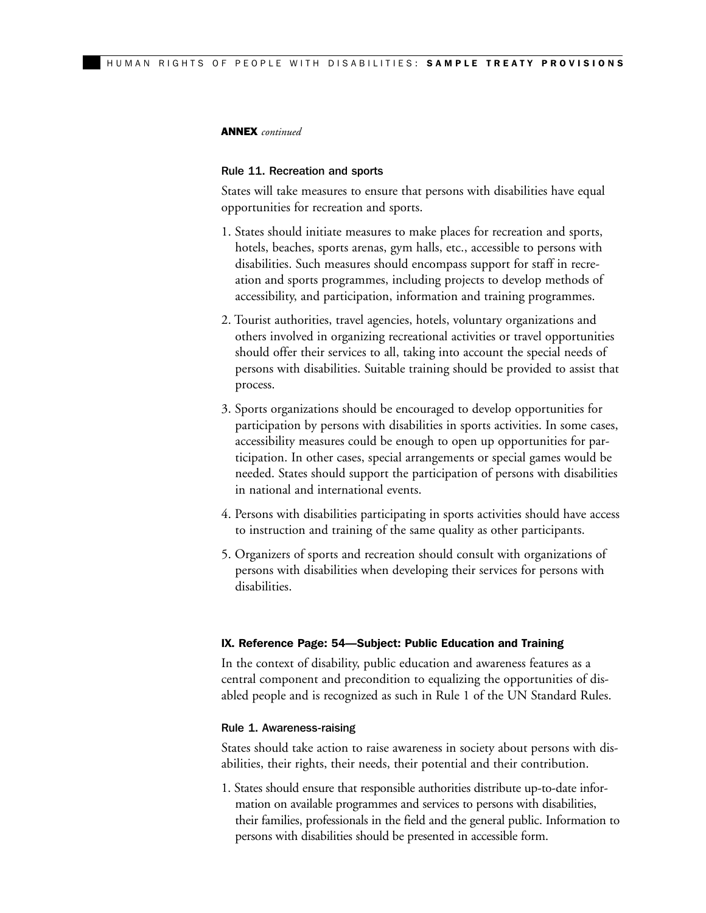**ANNEX** *continued*

### Rule 11. Recreation and sports

States will take measures to ensure that persons with disabilities have equal opportunities for recreation and sports.

1. States should initiate measures to make places for recreation and sports, hotels, beaches, sports arenas, gym halls, etc., accessible to persons with disabilities. Such measures should encompass support for staff in recreation and sports programmes, including projects to develop methods of accessibility, and participation, information and training programmes.
2. Tourist authorities, travel agencies, hotels, voluntary organizations and others involved in organizing recreational activities or travel opportunities should offer their services to all, taking into account the special needs of persons with disabilities. Suitable training should be provided to assist that process.
3. Sports organizations should be encouraged to develop opportunities for participation by persons with disabilities in sports activities. In some cases, accessibility measures could be enough to open up opportunities for participation. In other cases, special arrangements or special games would be needed. States should support the participation of persons with disabilities in national and international events.
4. Persons with disabilities participating in sports activities should have access to instruction and training of the same quality as other participants.
5. Organizers of sports and recreation should consult with organizations of persons with disabilities when developing their services for persons with disabilities.

## IX. Reference Page: 54—Subject: Public Education and Training

In the context of disability, public education and awareness features as a central component and precondition to equalizing the opportunities of disabled people and is recognized as such in Rule 1 of the UN Standard Rules.

### Rule 1. Awareness-raising

States should take action to raise awareness in society about persons with disabilities, their rights, their needs, their potential and their contribution.

1. States should ensure that responsible authorities distribute up-to-date information on available programmes and services to persons with disabilities, their families, professionals in the field and the general public. Information to persons with disabilities should be presented in accessible form.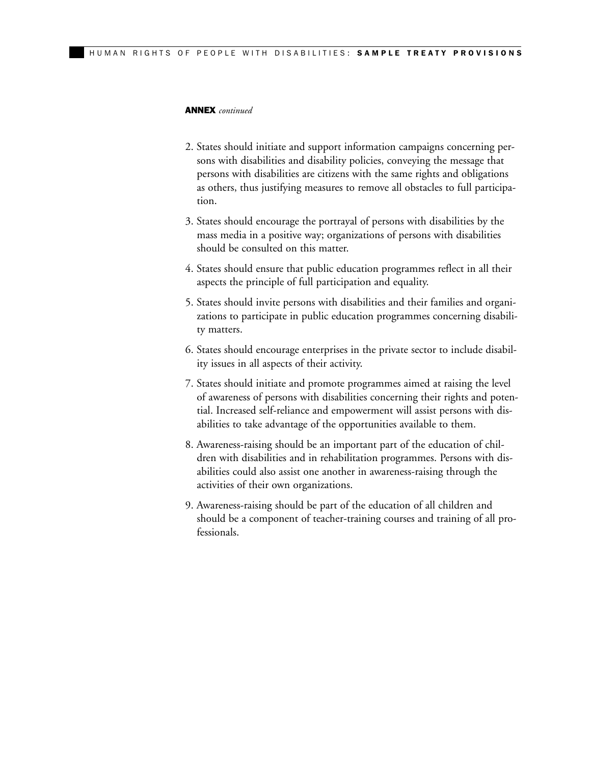**ANNEX** *continued*

2. States should initiate and support information campaigns concerning persons with disabilities and disability policies, conveying the message that persons with disabilities are citizens with the same rights and obligations as others, thus justifying measures to remove all obstacles to full participation.

3. States should encourage the portrayal of persons with disabilities by the mass media in a positive way; organizations of persons with disabilities should be consulted on this matter.

4. States should ensure that public education programmes reflect in all their aspects the principle of full participation and equality.

5. States should invite persons with disabilities and their families and organizations to participate in public education programmes concerning disability matters.

6. States should encourage enterprises in the private sector to include disability issues in all aspects of their activity.

7. States should initiate and promote programmes aimed at raising the level of awareness of persons with disabilities concerning their rights and potential. Increased self-reliance and empowerment will assist persons with disabilities to take advantage of the opportunities available to them.

8. Awareness-raising should be an important part of the education of children with disabilities and in rehabilitation programmes. Persons with disabilities could also assist one another in awareness-raising through the activities of their own organizations.

9. Awareness-raising should be part of the education of all children and should be a component of teacher-training courses and training of all professionals.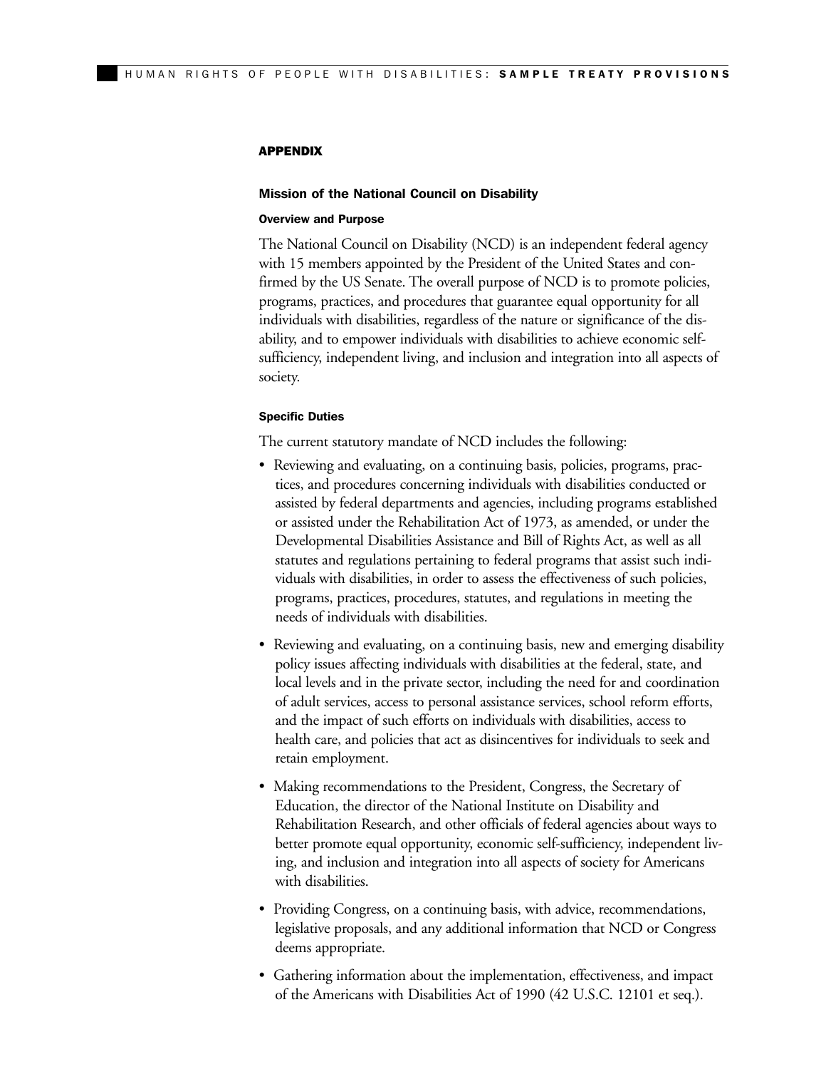## APPENDIX

### Mission of the National Council on Disability

#### Overview and Purpose

The National Council on Disability (NCD) is an independent federal agency with 15 members appointed by the President of the United States and confirmed by the US Senate. The overall purpose of NCD is to promote policies, programs, practices, and procedures that guarantee equal opportunity for all individuals with disabilities, regardless of the nature or significance of the disability, and to empower individuals with disabilities to achieve economic self-sufficiency, independent living, and inclusion and integration into all aspects of society.

#### Specific Duties

The current statutory mandate of NCD includes the following:

- Reviewing and evaluating, on a continuing basis, policies, programs, practices, and procedures concerning individuals with disabilities conducted or assisted by federal departments and agencies, including programs established or assisted under the Rehabilitation Act of 1973, as amended, or under the Developmental Disabilities Assistance and Bill of Rights Act, as well as all statutes and regulations pertaining to federal programs that assist such individuals with disabilities, in order to assess the effectiveness of such policies, programs, practices, procedures, statutes, and regulations in meeting the needs of individuals with disabilities.

- Reviewing and evaluating, on a continuing basis, new and emerging disability policy issues affecting individuals with disabilities at the federal, state, and local levels and in the private sector, including the need for and coordination of adult services, access to personal assistance services, school reform efforts, and the impact of such efforts on individuals with disabilities, access to health care, and policies that act as disincentives for individuals to seek and retain employment.

- Making recommendations to the President, Congress, the Secretary of Education, the director of the National Institute on Disability and Rehabilitation Research, and other officials of federal agencies about ways to better promote equal opportunity, economic self-sufficiency, independent living, and inclusion and integration into all aspects of society for Americans with disabilities.

- Providing Congress, on a continuing basis, with advice, recommendations, legislative proposals, and any additional information that NCD or Congress deems appropriate.

- Gathering information about the implementation, effectiveness, and impact of the Americans with Disabilities Act of 1990 (42 U.S.C. 12101 et seq.).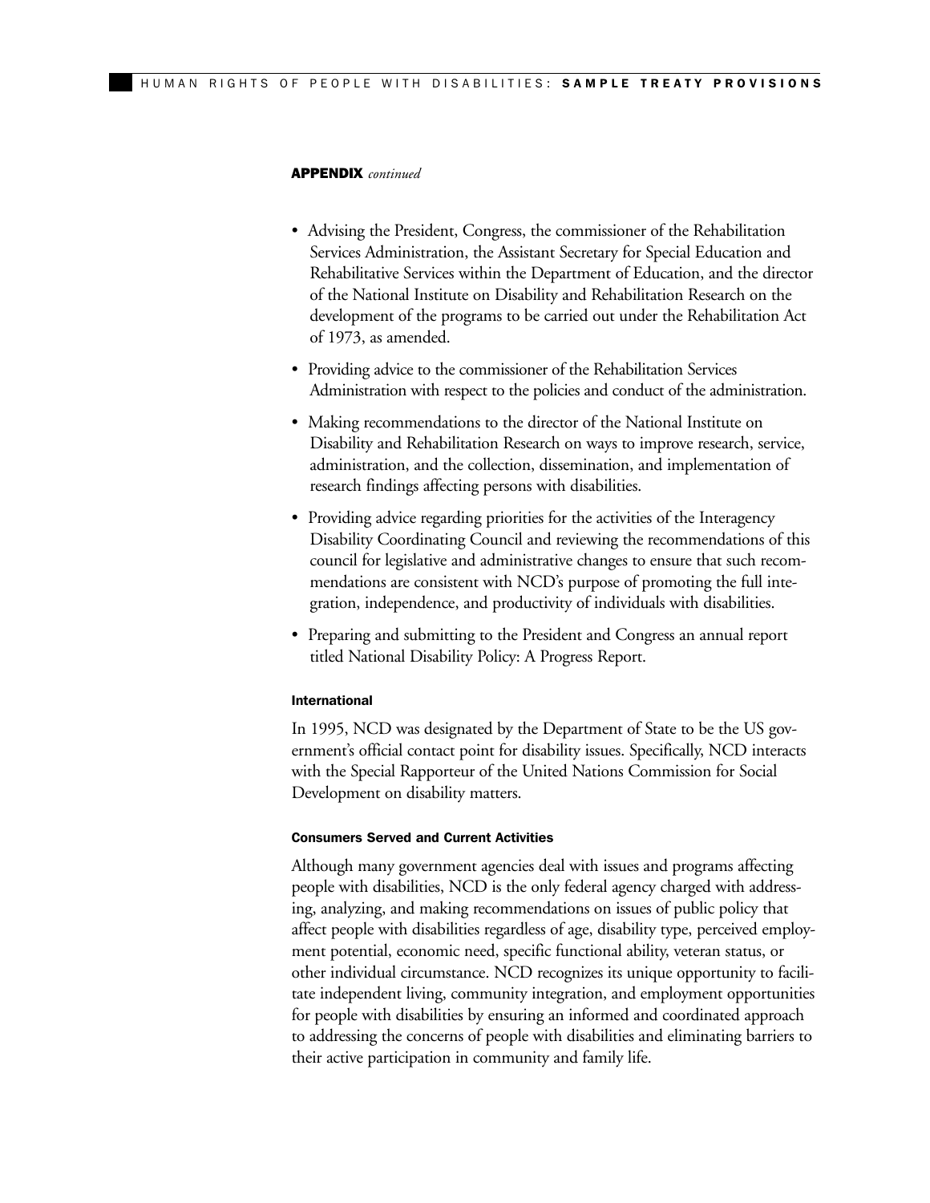**APPENDIX** *continued*

- Advising the President, Congress, the commissioner of the Rehabilitation Services Administration, the Assistant Secretary for Special Education and Rehabilitative Services within the Department of Education, and the director of the National Institute on Disability and Rehabilitation Research on the development of the programs to be carried out under the Rehabilitation Act of 1973, as amended.
- Providing advice to the commissioner of the Rehabilitation Services Administration with respect to the policies and conduct of the administration.
- Making recommendations to the director of the National Institute on Disability and Rehabilitation Research on ways to improve research, service, administration, and the collection, dissemination, and implementation of research findings affecting persons with disabilities.
- Providing advice regarding priorities for the activities of the Interagency Disability Coordinating Council and reviewing the recommendations of this council for legislative and administrative changes to ensure that such recommendations are consistent with NCD's purpose of promoting the full integration, independence, and productivity of individuals with disabilities.
- Preparing and submitting to the President and Congress an annual report titled National Disability Policy: A Progress Report.

#### International

In 1995, NCD was designated by the Department of State to be the US government's official contact point for disability issues. Specifically, NCD interacts with the Special Rapporteur of the United Nations Commission for Social Development on disability matters.

#### Consumers Served and Current Activities

Although many government agencies deal with issues and programs affecting people with disabilities, NCD is the only federal agency charged with addressing, analyzing, and making recommendations on issues of public policy that affect people with disabilities regardless of age, disability type, perceived employment potential, economic need, specific functional ability, veteran status, or other individual circumstance. NCD recognizes its unique opportunity to facilitate independent living, community integration, and employment opportunities for people with disabilities by ensuring an informed and coordinated approach to addressing the concerns of people with disabilities and eliminating barriers to their active participation in community and family life.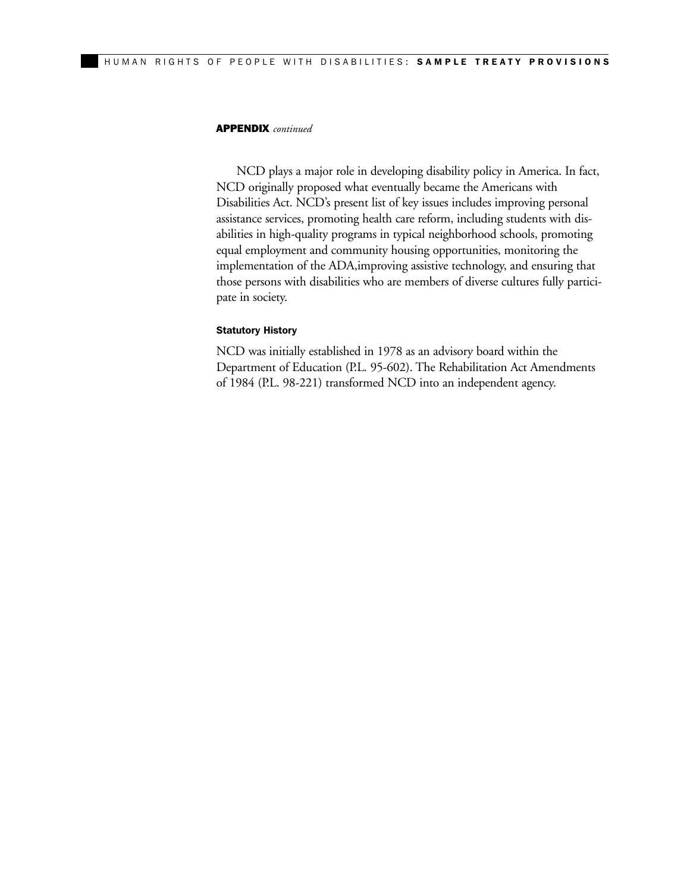**APPENDIX** *continued*

NCD plays a major role in developing disability policy in America. In fact, NCD originally proposed what eventually became the Americans with Disabilities Act. NCD's present list of key issues includes improving personal assistance services, promoting health care reform, including students with disabilities in high-quality programs in typical neighborhood schools, promoting equal employment and community housing opportunities, monitoring the implementation of the ADA,improving assistive technology, and ensuring that those persons with disabilities who are members of diverse cultures fully participate in society.

#### Statutory History

NCD was initially established in 1978 as an advisory board within the Department of Education (P.L. 95-602). The Rehabilitation Act Amendments of 1984 (P.L. 98-221) transformed NCD into an independent agency.